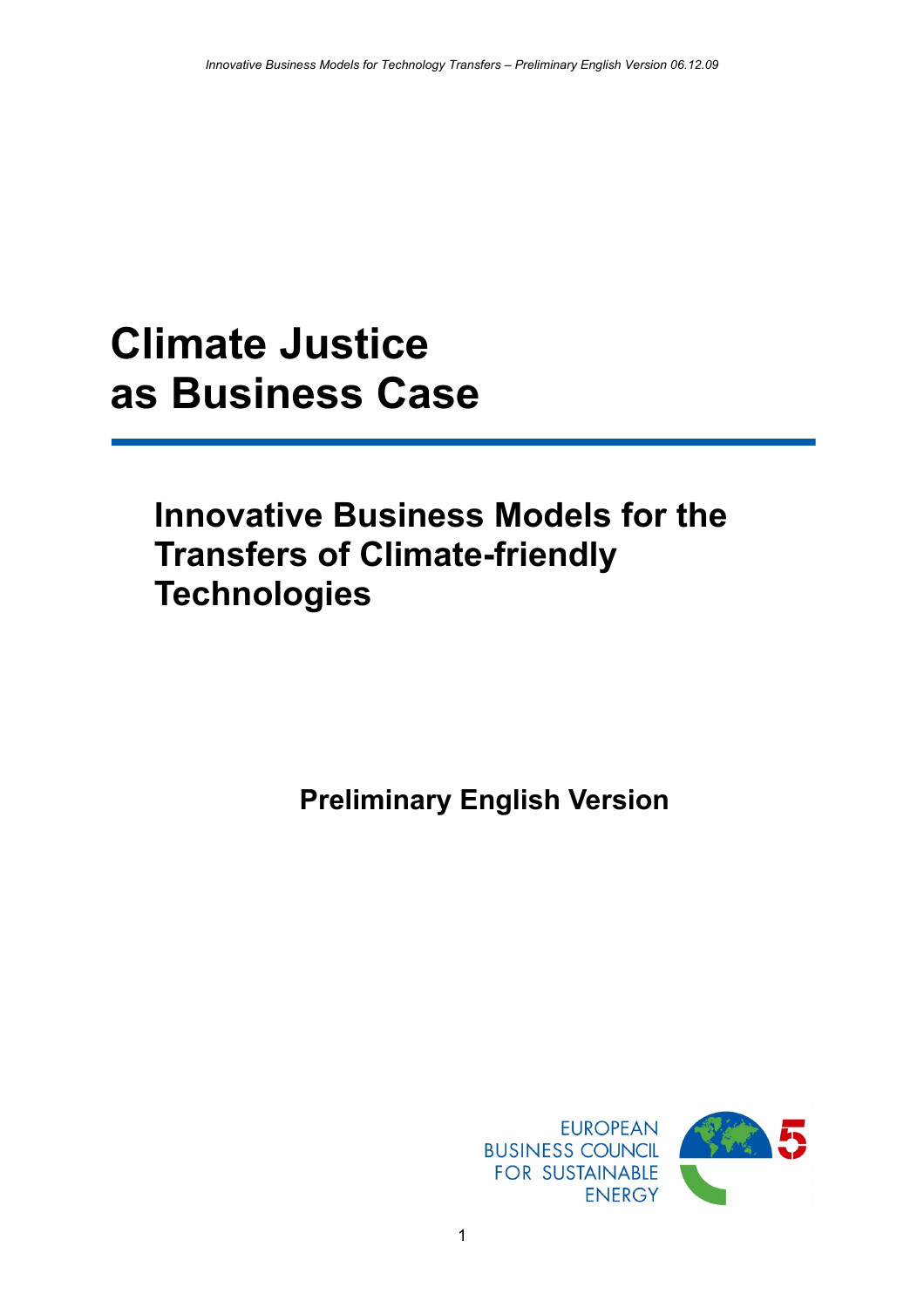# Climate Justice as Business Case

## Innovative Business Models for the Transfers of Climate-friendly Technologies

**Preliminary English Version**

EUROPEAN BUSINESS COUNCIL FOR SUSTAINABLE ENERGY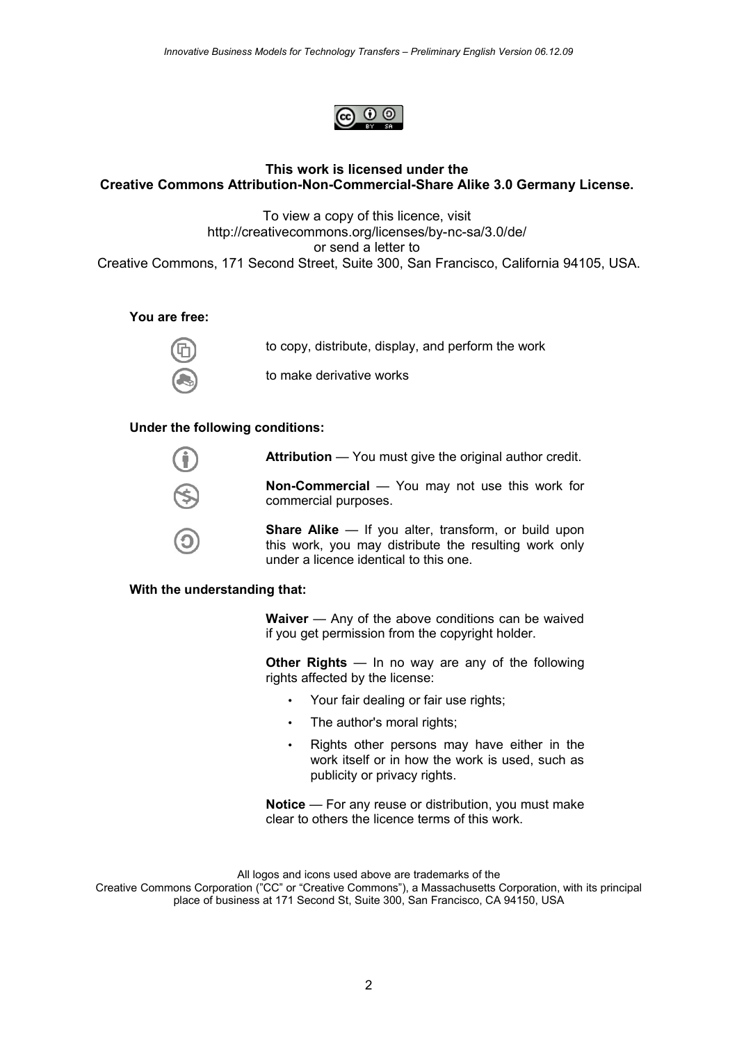**This work is licensed under the**
**Creative Commons Attribution-Non-Commercial-Share Alike 3.0 Germany License.**

To view a copy of this licence, visit
http://creativecommons.org/licenses/by-nc-sa/3.0/de/
or send a letter to
Creative Commons, 171 Second Street, Suite 300, San Francisco, California 94105, USA.

**You are free:**

to copy, distribute, display, and perform the work

to make derivative works

**Under the following conditions:**

**Attribution** — You must give the original author credit.

**Non-Commercial** — You may not use this work for commercial purposes.

**Share Alike** — If you alter, transform, or build upon this work, you may distribute the resulting work only under a licence identical to this one.

**With the understanding that:**

**Waiver** — Any of the above conditions can be waived if you get permission from the copyright holder.

**Other Rights** — In no way are any of the following rights affected by the license:

- Your fair dealing or fair use rights;
- The author's moral rights;
- Rights other persons may have either in the work itself or in how the work is used, such as publicity or privacy rights.

**Notice** — For any reuse or distribution, you must make clear to others the licence terms of this work.

All logos and icons used above are trademarks of the
Creative Commons Corporation ("CC" or "Creative Commons"), a Massachusetts Corporation, with its principal place of business at 171 Second St, Suite 300, San Francisco, CA 94150, USA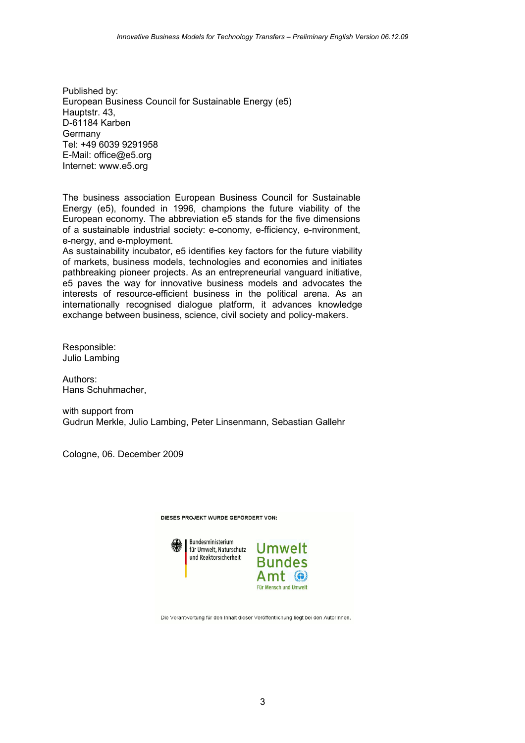Published by:
European Business Council for Sustainable Energy (e5)
Hauptstr. 43,
D-61184 Karben
Germany
Tel: +49 6039 9291958
E-Mail: office@e5.org
Internet: www.e5.org

The business association European Business Council for Sustainable Energy (e5), founded in 1996, champions the future viability of the European economy. The abbreviation e5 stands for the five dimensions of a sustainable industrial society: e-conomy, e-fficiency, e-nvironment, e-nergy, and e-mployment.
As sustainability incubator, e5 identifies key factors for the future viability of markets, business models, technologies and economies and initiates pathbreaking pioneer projects. As an entrepreneurial vanguard initiative, e5 paves the way for innovative business models and advocates the interests of resource-efficient business in the political arena. As an internationally recognised dialogue platform, it advances knowledge exchange between business, science, civil society and policy-makers.

Responsible:
Julio Lambing

Authors:
Hans Schuhmacher,

with support from
Gudrun Merkle, Julio Lambing, Peter Linsenmann, Sebastian Gallehr

Cologne, 06. December 2009

DIESES PROJEKT WURDE GEFÖRDERT VON:

Bundesministerium für Umwelt, Naturschutz und Reaktorsicherheit

Umwelt Bundes Amt
Für Mensch und Umwelt

Die Verantwortung für den Inhalt dieser Veröffentlichung liegt bei den AutorInnen.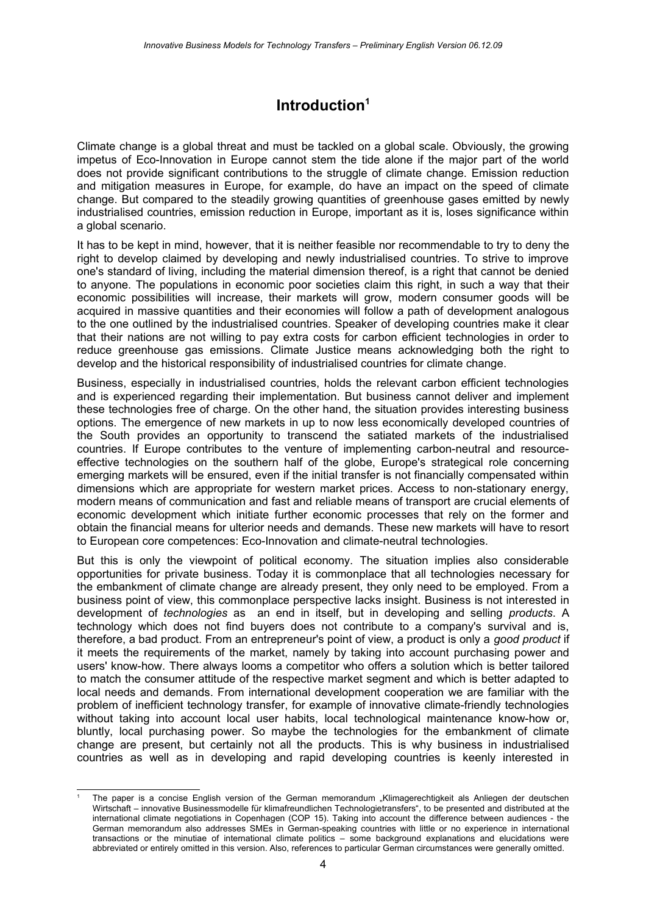# Introduction[1]

Climate change is a global threat and must be tackled on a global scale. Obviously, the growing impetus of Eco-Innovation in Europe cannot stem the tide alone if the major part of the world does not provide significant contributions to the struggle of climate change. Emission reduction and mitigation measures in Europe, for example, do have an impact on the speed of climate change. But compared to the steadily growing quantities of greenhouse gases emitted by newly industrialised countries, emission reduction in Europe, important as it is, loses significance within a global scenario.

It has to be kept in mind, however, that it is neither feasible nor recommendable to try to deny the right to develop claimed by developing and newly industrialised countries. To strive to improve one's standard of living, including the material dimension thereof, is a right that cannot be denied to anyone. The populations in economic poor societies claim this right, in such a way that their economic possibilities will increase, their markets will grow, modern consumer goods will be acquired in massive quantities and their economies will follow a path of development analogous to the one outlined by the industrialised countries. Speaker of developing countries make it clear that their nations are not willing to pay extra costs for carbon efficient technologies in order to reduce greenhouse gas emissions. Climate Justice means acknowledging both the right to develop and the historical responsibility of industrialised countries for climate change.

Business, especially in industrialised countries, holds the relevant carbon efficient technologies and is experienced regarding their implementation. But business cannot deliver and implement these technologies free of charge. On the other hand, the situation provides interesting business options. The emergence of new markets in up to now less economically developed countries of the South provides an opportunity to transcend the satiated markets of the industrialised countries. If Europe contributes to the venture of implementing carbon-neutral and resource-effective technologies on the southern half of the globe, Europe's strategical role concerning emerging markets will be ensured, even if the initial transfer is not financially compensated within dimensions which are appropriate for western market prices. Access to non-stationary energy, modern means of communication and fast and reliable means of transport are crucial elements of economic development which initiate further economic processes that rely on the former and obtain the financial means for ulterior needs and demands. These new markets will have to resort to European core competences: Eco-Innovation and climate-neutral technologies.

But this is only the viewpoint of political economy. The situation implies also considerable opportunities for private business. Today it is commonplace that all technologies necessary for the embankment of climate change are already present, they only need to be employed. From a business point of view, this commonplace perspective lacks insight. Business is not interested in development of *technologies* as an end in itself, but in developing and selling *products*. A technology which does not find buyers does not contribute to a company's survival and is, therefore, a bad product. From an entrepreneur's point of view, a product is only a *good product* if it meets the requirements of the market, namely by taking into account purchasing power and users' know-how. There always looms a competitor who offers a solution which is better tailored to match the consumer attitude of the respective market segment and which is better adapted to local needs and demands. From international development cooperation we are familiar with the problem of inefficient technology transfer, for example of innovative climate-friendly technologies without taking into account local user habits, local technological maintenance know-how or, bluntly, local purchasing power. So maybe the technologies for the embankment of climate change are present, but certainly not all the products. This is why business in industrialised countries as well as in developing and rapid developing countries is keenly interested in

[1] The paper is a concise English version of the German memorandum „Klimagerechtigkeit als Anliegen der deutschen Wirtschaft – innovative Businessmodelle für klimafreundlichen Technologietransfers", to be presented and distributed at the international climate negotiations in Copenhagen (COP 15). Taking into account the difference between audiences - the German memorandum also addresses SMEs in German-speaking countries with little or no experience in international transactions or the minutiae of international climate politics – some background explanations and elucidations were abbreviated or entirely omitted in this version. Also, references to particular German circumstances were generally omitted.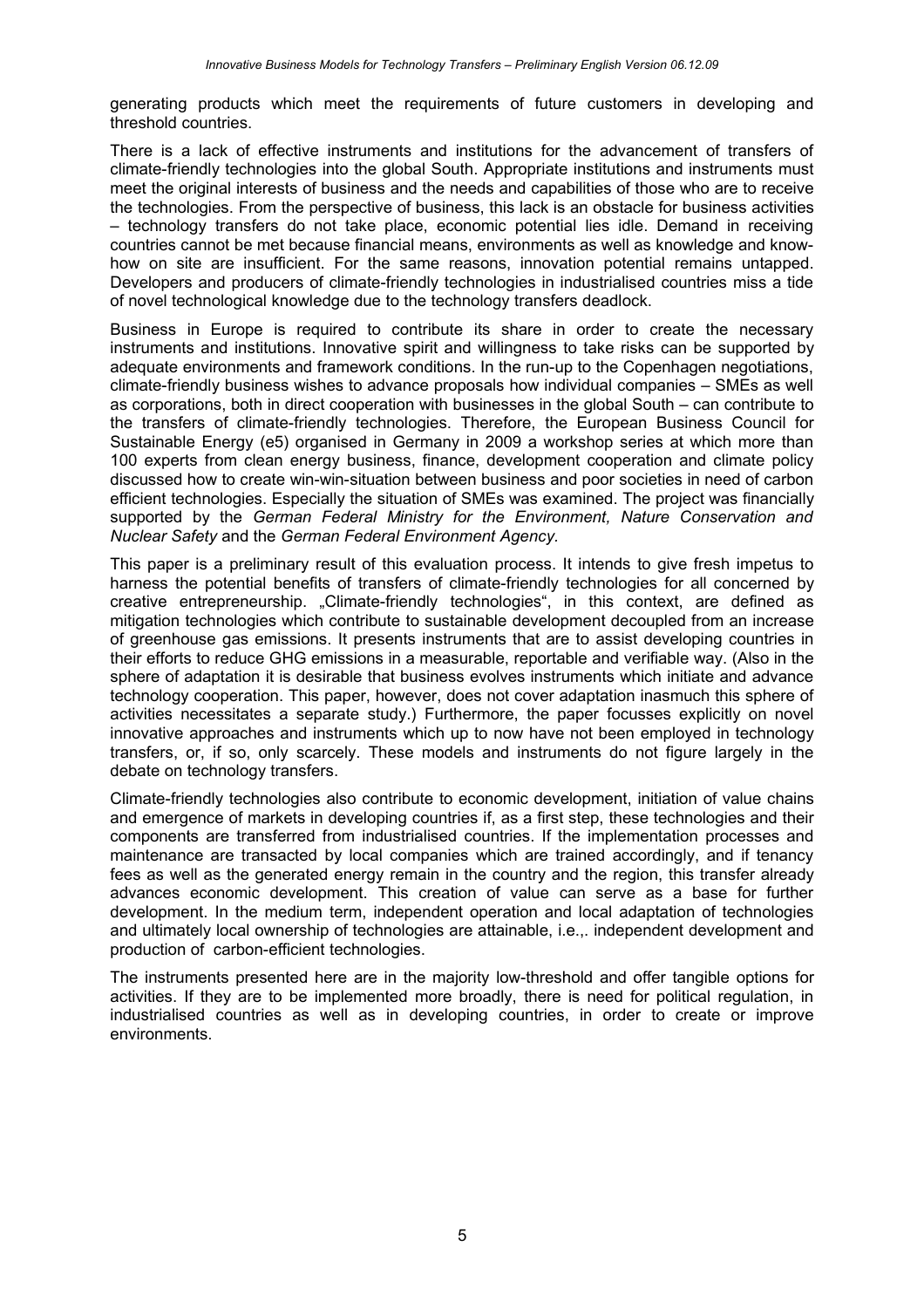generating products which meet the requirements of future customers in developing and threshold countries.

There is a lack of effective instruments and institutions for the advancement of transfers of climate-friendly technologies into the global South. Appropriate institutions and instruments must meet the original interests of business and the needs and capabilities of those who are to receive the technologies. From the perspective of business, this lack is an obstacle for business activities – technology transfers do not take place, economic potential lies idle. Demand in receiving countries cannot be met because financial means, environments as well as knowledge and know-how on site are insufficient. For the same reasons, innovation potential remains untapped. Developers and producers of climate-friendly technologies in industrialised countries miss a tide of novel technological knowledge due to the technology transfers deadlock.

Business in Europe is required to contribute its share in order to create the necessary instruments and institutions. Innovative spirit and willingness to take risks can be supported by adequate environments and framework conditions. In the run-up to the Copenhagen negotiations, climate-friendly business wishes to advance proposals how individual companies – SMEs as well as corporations, both in direct cooperation with businesses in the global South – can contribute to the transfers of climate-friendly technologies. Therefore, the European Business Council for Sustainable Energy (e5) organised in Germany in 2009 a workshop series at which more than 100 experts from clean energy business, finance, development cooperation and climate policy discussed how to create win-win-situation between business and poor societies in need of carbon efficient technologies. Especially the situation of SMEs was examined. The project was financially supported by the *German Federal Ministry for the Environment, Nature Conservation and Nuclear Safety* and the *German Federal Environment Agency.*

This paper is a preliminary result of this evaluation process. It intends to give fresh impetus to harness the potential benefits of transfers of climate-friendly technologies for all concerned by creative entrepreneurship. „Climate-friendly technologies", in this context, are defined as mitigation technologies which contribute to sustainable development decoupled from an increase of greenhouse gas emissions. It presents instruments that are to assist developing countries in their efforts to reduce GHG emissions in a measurable, reportable and verifiable way. (Also in the sphere of adaptation it is desirable that business evolves instruments which initiate and advance technology cooperation. This paper, however, does not cover adaptation inasmuch this sphere of activities necessitates a separate study.) Furthermore, the paper focusses explicitly on novel innovative approaches and instruments which up to now have not been employed in technology transfers, or, if so, only scarcely. These models and instruments do not figure largely in the debate on technology transfers.

Climate-friendly technologies also contribute to economic development, initiation of value chains and emergence of markets in developing countries if, as a first step, these technologies and their components are transferred from industrialised countries. If the implementation processes and maintenance are transacted by local companies which are trained accordingly, and if tenancy fees as well as the generated energy remain in the country and the region, this transfer already advances economic development. This creation of value can serve as a base for further development. In the medium term, independent operation and local adaptation of technologies and ultimately local ownership of technologies are attainable, i.e.,. independent development and production of carbon-efficient technologies.

The instruments presented here are in the majority low-threshold and offer tangible options for activities. If they are to be implemented more broadly, there is need for political regulation, in industrialised countries as well as in developing countries, in order to create or improve environments.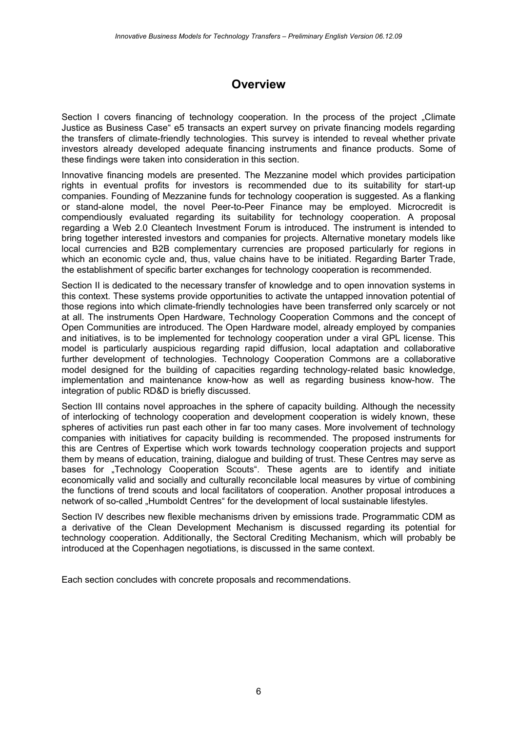# Overview

Section I covers financing of technology cooperation. In the process of the project „Climate Justice as Business Case“ e5 transacts an expert survey on private financing models regarding the transfers of climate-friendly technologies. This survey is intended to reveal whether private investors already developed adequate financing instruments and finance products. Some of these findings were taken into consideration in this section.

Innovative financing models are presented. The Mezzanine model which provides participation rights in eventual profits for investors is recommended due to its suitability for start-up companies. Founding of Mezzanine funds for technology cooperation is suggested. As a flanking or stand-alone model, the novel Peer-to-Peer Finance may be employed. Microcredit is compendiously evaluated regarding its suitability for technology cooperation. A proposal regarding a Web 2.0 Cleantech Investment Forum is introduced. The instrument is intended to bring together interested investors and companies for projects. Alternative monetary models like local currencies and B2B complementary currencies are proposed particularly for regions in which an economic cycle and, thus, value chains have to be initiated. Regarding Barter Trade, the establishment of specific barter exchanges for technology cooperation is recommended.

Section II is dedicated to the necessary transfer of knowledge and to open innovation systems in this context. These systems provide opportunities to activate the untapped innovation potential of those regions into which climate-friendly technologies have been transferred only scarcely or not at all. The instruments Open Hardware, Technology Cooperation Commons and the concept of Open Communities are introduced. The Open Hardware model, already employed by companies and initiatives, is to be implemented for technology cooperation under a viral GPL license. This model is particularly auspicious regarding rapid diffusion, local adaptation and collaborative further development of technologies. Technology Cooperation Commons are a collaborative model designed for the building of capacities regarding technology-related basic knowledge, implementation and maintenance know-how as well as regarding business know-how. The integration of public RD&D is briefly discussed.

Section III contains novel approaches in the sphere of capacity building. Although the necessity of interlocking of technology cooperation and development cooperation is widely known, these spheres of activities run past each other in far too many cases. More involvement of technology companies with initiatives for capacity building is recommended. The proposed instruments for this are Centres of Expertise which work towards technology cooperation projects and support them by means of education, training, dialogue and building of trust. These Centres may serve as bases for „Technology Cooperation Scouts“. These agents are to identify and initiate economically valid and socially and culturally reconcilable local measures by virtue of combining the functions of trend scouts and local facilitators of cooperation. Another proposal introduces a network of so-called „Humboldt Centres“ for the development of local sustainable lifestyles.

Section IV describes new flexible mechanisms driven by emissions trade. Programmatic CDM as a derivative of the Clean Development Mechanism is discussed regarding its potential for technology cooperation. Additionally, the Sectoral Crediting Mechanism, which will probably be introduced at the Copenhagen negotiations, is discussed in the same context.

Each section concludes with concrete proposals and recommendations.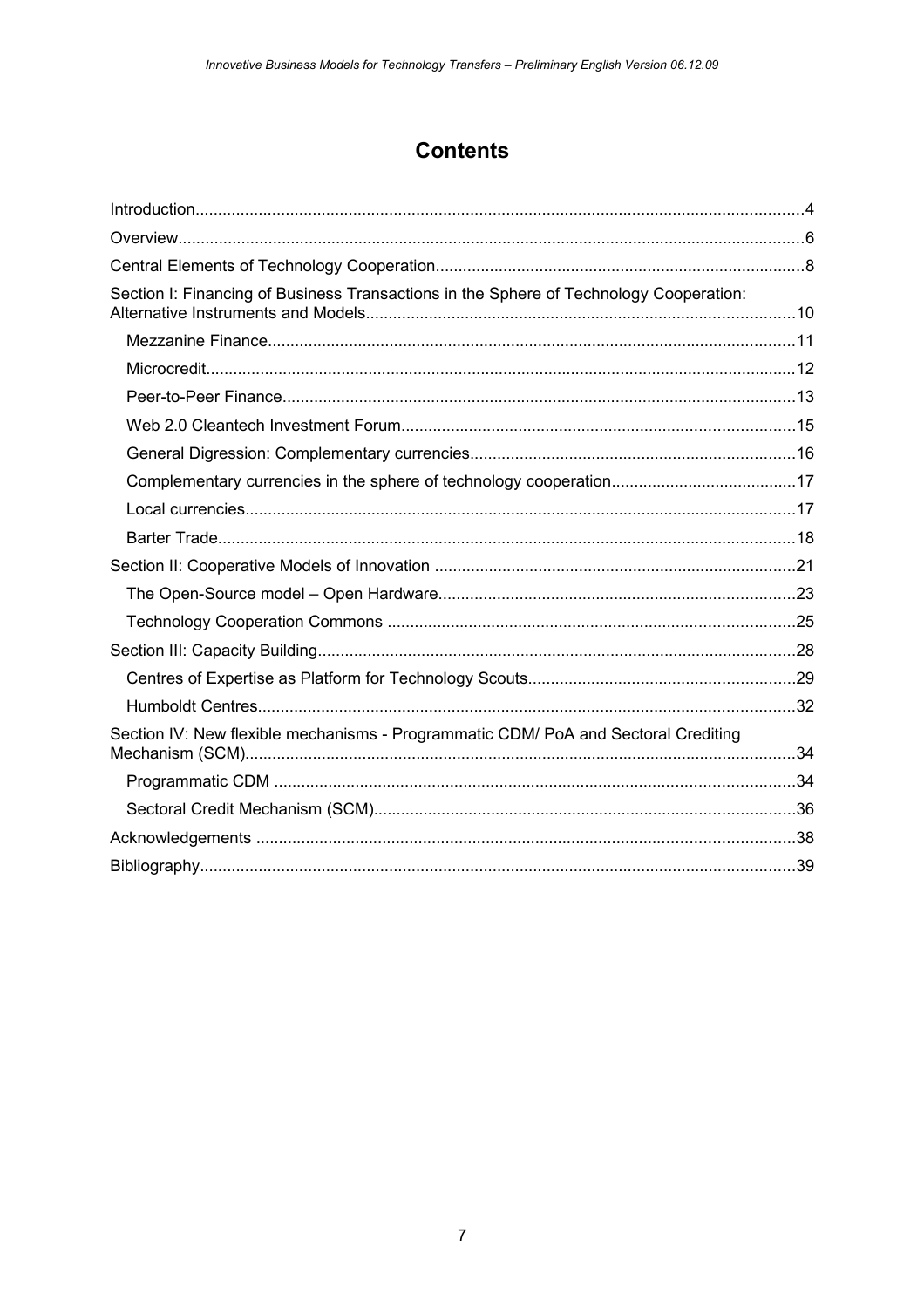# Contents

- Introduction ... 4
- Overview ... 6
- Central Elements of Technology Cooperation ... 8
- Section I: Financing of Business Transactions in the Sphere of Technology Cooperation: Alternative Instruments and Models ... 10
  - Mezzanine Finance ... 11
  - Microcredit ... 12
  - Peer-to-Peer Finance ... 13
  - Web 2.0 Cleantech Investment Forum ... 15
  - General Digression: Complementary currencies ... 16
  - Complementary currencies in the sphere of technology cooperation ... 17
  - Local currencies ... 17
  - Barter Trade ... 18
- Section II: Cooperative Models of Innovation ... 21
  - The Open-Source model – Open Hardware ... 23
  - Technology Cooperation Commons ... 25
- Section III: Capacity Building ... 28
  - Centres of Expertise as Platform for Technology Scouts ... 29
  - Humboldt Centres ... 32
- Section IV: New flexible mechanisms - Programmatic CDM/ PoA and Sectoral Crediting Mechanism (SCM) ... 34
  - Programmatic CDM ... 34
  - Sectoral Credit Mechanism (SCM) ... 36
- Acknowledgements ... 38
- Bibliography ... 39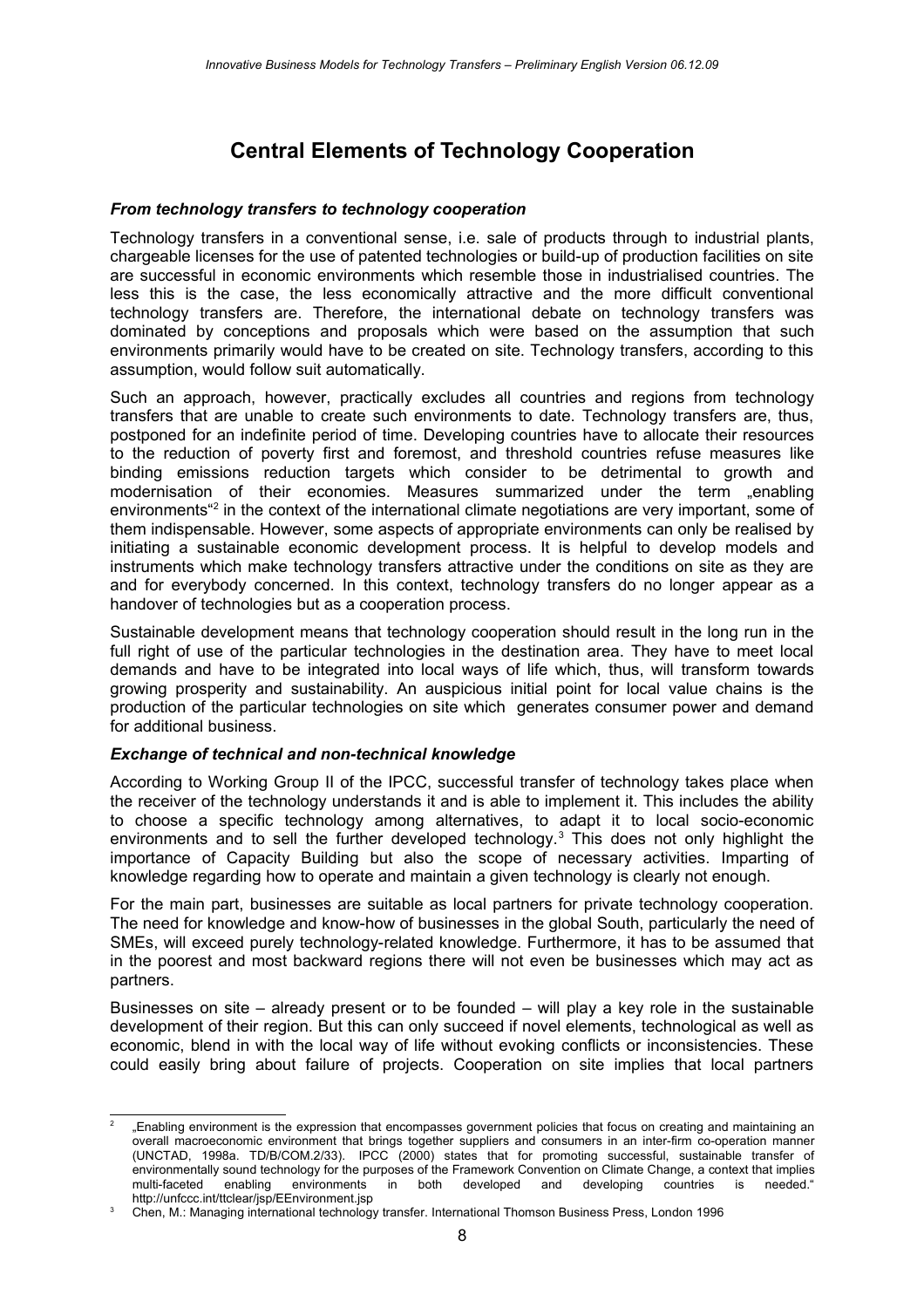# Central Elements of Technology Cooperation

***From technology transfers to technology cooperation***

Technology transfers in a conventional sense, i.e. sale of products through to industrial plants, chargeable licenses for the use of patented technologies or build-up of production facilities on site are successful in economic environments which resemble those in industrialised countries. The less this is the case, the less economically attractive and the more difficult conventional technology transfers are. Therefore, the international debate on technology transfers was dominated by conceptions and proposals which were based on the assumption that such environments primarily would have to be created on site. Technology transfers, according to this assumption, would follow suit automatically.

Such an approach, however, practically excludes all countries and regions from technology transfers that are unable to create such environments to date. Technology transfers are, thus, postponed for an indefinite period of time. Developing countries have to allocate their resources to the reduction of poverty first and foremost, and threshold countries refuse measures like binding emissions reduction targets which consider to be detrimental to growth and modernisation of their economies. Measures summarized under the term „enabling environments“[2] in the context of the international climate negotiations are very important, some of them indispensable. However, some aspects of appropriate environments can only be realised by initiating a sustainable economic development process. It is helpful to develop models and instruments which make technology transfers attractive under the conditions on site as they are and for everybody concerned. In this context, technology transfers do no longer appear as a handover of technologies but as a cooperation process.

Sustainable development means that technology cooperation should result in the long run in the full right of use of the particular technologies in the destination area. They have to meet local demands and have to be integrated into local ways of life which, thus, will transform towards growing prosperity and sustainability. An auspicious initial point for local value chains is the production of the particular technologies on site which generates consumer power and demand for additional business.

***Exchange of technical and non-technical knowledge***

According to Working Group II of the IPCC, successful transfer of technology takes place when the receiver of the technology understands it and is able to implement it. This includes the ability to choose a specific technology among alternatives, to adapt it to local socio-economic environments and to sell the further developed technology.[3] This does not only highlight the importance of Capacity Building but also the scope of necessary activities. Imparting of knowledge regarding how to operate and maintain a given technology is clearly not enough.

For the main part, businesses are suitable as local partners for private technology cooperation. The need for knowledge and know-how of businesses in the global South, particularly the need of SMEs, will exceed purely technology-related knowledge. Furthermore, it has to be assumed that in the poorest and most backward regions there will not even be businesses which may act as partners.

Businesses on site – already present or to be founded – will play a key role in the sustainable development of their region. But this can only succeed if novel elements, technological as well as economic, blend in with the local way of life without evoking conflicts or inconsistencies. These could easily bring about failure of projects. Cooperation on site implies that local partners

---

[2] „Enabling environment is the expression that encompasses government policies that focus on creating and maintaining an overall macroeconomic environment that brings together suppliers and consumers in an inter-firm co-operation manner (UNCTAD, 1998a. TD/B/COM.2/33). IPCC (2000) states that for promoting successful, sustainable transfer of environmentally sound technology for the purposes of the Framework Convention on Climate Change, a context that implies multi-faceted enabling environments in both developed and developing countries is needed.“ http://unfccc.int/ttclear/jsp/EEnvironment.jsp

[3] Chen, M.: Managing international technology transfer. International Thomson Business Press, London 1996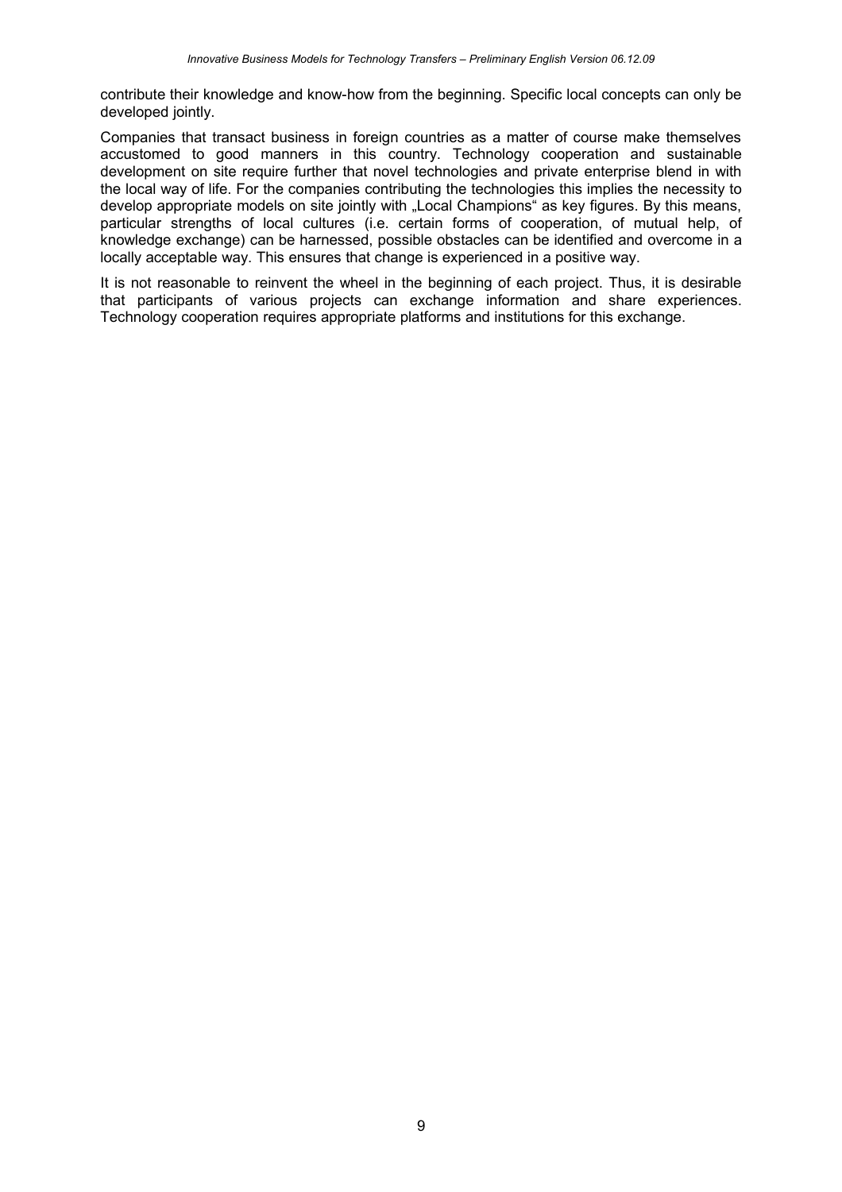contribute their knowledge and know-how from the beginning. Specific local concepts can only be developed jointly.

Companies that transact business in foreign countries as a matter of course make themselves accustomed to good manners in this country. Technology cooperation and sustainable development on site require further that novel technologies and private enterprise blend in with the local way of life. For the companies contributing the technologies this implies the necessity to develop appropriate models on site jointly with „Local Champions“ as key figures. By this means, particular strengths of local cultures (i.e. certain forms of cooperation, of mutual help, of knowledge exchange) can be harnessed, possible obstacles can be identified and overcome in a locally acceptable way. This ensures that change is experienced in a positive way.

It is not reasonable to reinvent the wheel in the beginning of each project. Thus, it is desirable that participants of various projects can exchange information and share experiences. Technology cooperation requires appropriate platforms and institutions for this exchange.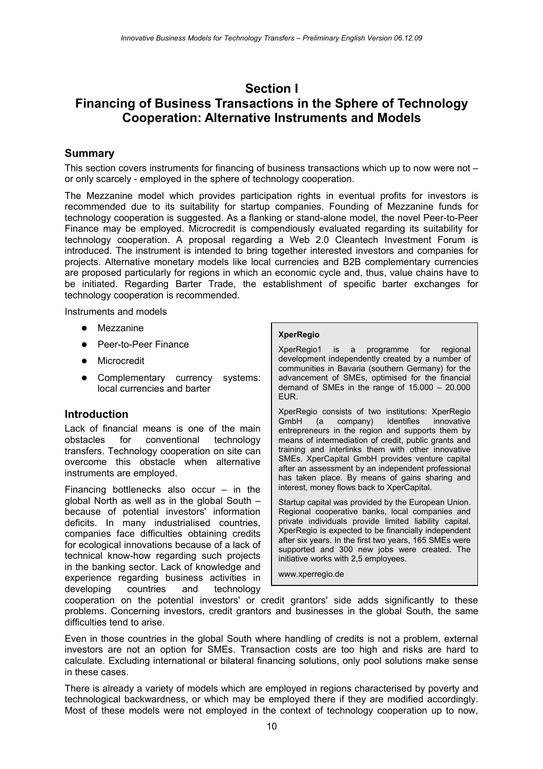# Section I
# Financing of Business Transactions in the Sphere of Technology Cooperation: Alternative Instruments and Models

## Summary

This section covers instruments for financing of business transactions which up to now were not – or only scarcely - employed in the sphere of technology cooperation.

The Mezzanine model which provides participation rights in eventual profits for investors is recommended due to its suitability for startup companies. Founding of Mezzanine funds for technology cooperation is suggested. As a flanking or stand-alone model, the novel Peer-to-Peer Finance may be employed. Microcredit is compendiously evaluated regarding its suitability for technology cooperation. A proposal regarding a Web 2.0 Cleantech Investment Forum is introduced. The instrument is intended to bring together interested investors and companies for projects. Alternative monetary models like local currencies and B2B complementary currencies are proposed particularly for regions in which an economic cycle and, thus, value chains have to be initiated. Regarding Barter Trade, the establishment of specific barter exchanges for technology cooperation is recommended.

Instruments and models

- Mezzanine
- Peer-to-Peer Finance
- Microcredit
- Complementary currency systems: local currencies and barter

## Introduction

Lack of financial means is one of the main obstacles for conventional technology transfers. Technology cooperation on site can overcome this obstacle when alternative instruments are employed.

Financing bottlenecks also occur – in the global North as well as in the global South – because of potential investors' information deficits. In many industrialised countries, companies face difficulties obtaining credits for ecological innovations because of a lack of technical know-how regarding such projects in the banking sector. Lack of knowledge and experience regarding business activities in developing countries and technology cooperation on the potential investors' or credit grantors' side adds significantly to these problems. Concerning investors, credit grantors and businesses in the global South, the same difficulties tend to arise.

Even in those countries in the global South where handling of credits is not a problem, external investors are not an option for SMEs. Transaction costs are too high and risks are hard to calculate. Excluding international or bilateral financing solutions, only pool solutions make sense in these cases.

There is already a variety of models which are employed in regions characterised by poverty and technological backwardness, or which may be employed there if they are modified accordingly. Most of these models were not employed in the context of technology cooperation up to now,

> **XperRegio**
>
> XperRegio[1] is a programme for regional development independently created by a number of communities in Bavaria (southern Germany) for the advancement of SMEs, optimised for the financial demand of SMEs in the range of 15.000 – 20.000 EUR.
>
> XperRegio consists of two institutions: XperRegio GmbH (a company) identifies innovative entrepreneurs in the region and supports them by means of intermediation of credit, public grants and training and interlinks them with other innovative SMEs. XperCapital GmbH provides venture capital after an assessment by an independent professional has taken place. By means of gains sharing and interest, money flows back to XperCapital.
>
> Startup capital was provided by the European Union. Regional cooperative banks, local companies and private individuals provide limited liability capital. XperRegio is expected to be financially independent after six years. In the first two years, 165 SMEs were supported and 300 new jobs were created. The initiative works with 2,5 employees.
>
> www.xperregio.de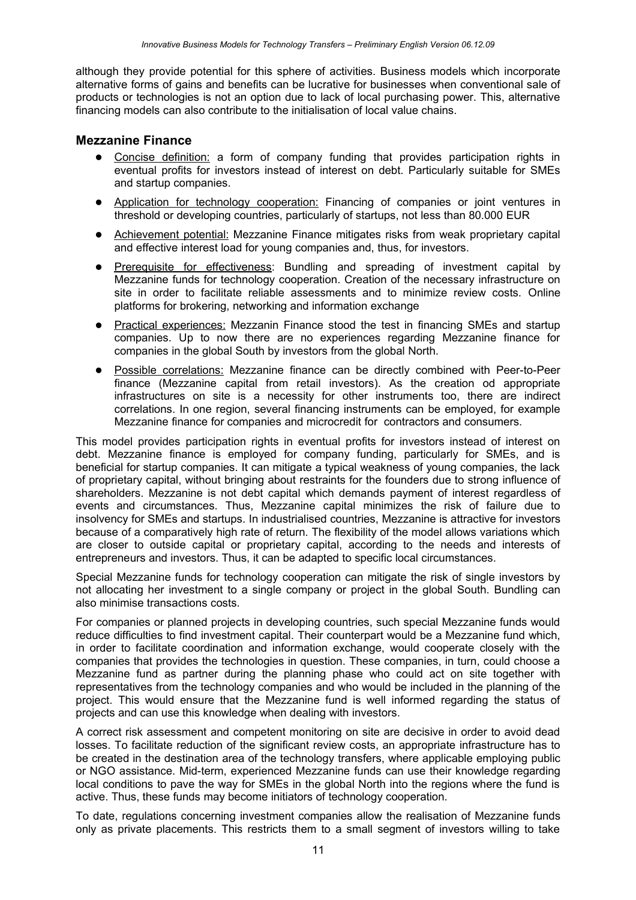although they provide potential for this sphere of activities. Business models which incorporate alternative forms of gains and benefits can be lucrative for businesses when conventional sale of products or technologies is not an option due to lack of local purchasing power. This, alternative financing models can also contribute to the initialisation of local value chains.

### Mezzanine Finance

- Concise definition: a form of company funding that provides participation rights in eventual profits for investors instead of interest on debt. Particularly suitable for SMEs and startup companies.
- Application for technology cooperation: Financing of companies or joint ventures in threshold or developing countries, particularly of startups, not less than 80.000 EUR
- Achievement potential: Mezzanine Finance mitigates risks from weak proprietary capital and effective interest load for young companies and, thus, for investors.
- Prerequisite for effectiveness: Bundling and spreading of investment capital by Mezzanine funds for technology cooperation. Creation of the necessary infrastructure on site in order to facilitate reliable assessments and to minimize review costs. Online platforms for brokering, networking and information exchange
- Practical experiences: Mezzanin Finance stood the test in financing SMEs and startup companies. Up to now there are no experiences regarding Mezzanine finance for companies in the global South by investors from the global North.
- Possible correlations: Mezzanine finance can be directly combined with Peer-to-Peer finance (Mezzanine capital from retail investors). As the creation od appropriate infrastructures on site is a necessity for other instruments too, there are indirect correlations. In one region, several financing instruments can be employed, for example Mezzanine finance for companies and microcredit for contractors and consumers.

This model provides participation rights in eventual profits for investors instead of interest on debt. Mezzanine finance is employed for company funding, particularly for SMEs, and is beneficial for startup companies. It can mitigate a typical weakness of young companies, the lack of proprietary capital, without bringing about restraints for the founders due to strong influence of shareholders. Mezzanine is not debt capital which demands payment of interest regardless of events and circumstances. Thus, Mezzanine capital minimizes the risk of failure due to insolvency for SMEs and startups. In industrialised countries, Mezzanine is attractive for investors because of a comparatively high rate of return. The flexibility of the model allows variations which are closer to outside capital or proprietary capital, according to the needs and interests of entrepreneurs and investors. Thus, it can be adapted to specific local circumstances.

Special Mezzanine funds for technology cooperation can mitigate the risk of single investors by not allocating her investment to a single company or project in the global South. Bundling can also minimise transactions costs.

For companies or planned projects in developing countries, such special Mezzanine funds would reduce difficulties to find investment capital. Their counterpart would be a Mezzanine fund which, in order to facilitate coordination and information exchange, would cooperate closely with the companies that provides the technologies in question. These companies, in turn, could choose a Mezzanine fund as partner during the planning phase who could act on site together with representatives from the technology companies and who would be included in the planning of the project. This would ensure that the Mezzanine fund is well informed regarding the status of projects and can use this knowledge when dealing with investors.

A correct risk assessment and competent monitoring on site are decisive in order to avoid dead losses. To facilitate reduction of the significant review costs, an appropriate infrastructure has to be created in the destination area of the technology transfers, where applicable employing public or NGO assistance. Mid-term, experienced Mezzanine funds can use their knowledge regarding local conditions to pave the way for SMEs in the global North into the regions where the fund is active. Thus, these funds may become initiators of technology cooperation.

To date, regulations concerning investment companies allow the realisation of Mezzanine funds only as private placements. This restricts them to a small segment of investors willing to take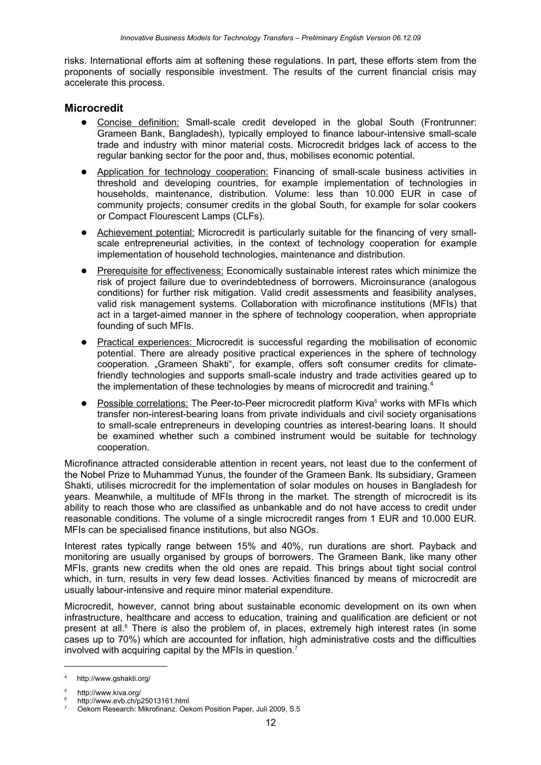risks. International efforts aim at softening these regulations. In part, these efforts stem from the proponents of socially responsible investment. The results of the current financial crisis may accelerate this process.

## Microcredit

- Concise definition: Small-scale credit developed in the global South (Frontrunner: Grameen Bank, Bangladesh), typically employed to finance labour-intensive small-scale trade and industry with minor material costs. Microcredit bridges lack of access to the regular banking sector for the poor and, thus, mobilises economic potential.
- Application for technology cooperation: Financing of small-scale business activities in threshold and developing countries, for example implementation of technologies in households, maintenance, distribution. Volume: less than 10.000 EUR in case of community projects; consumer credits in the global South, for example for solar cookers or Compact Flourescent Lamps (CLFs).
- Achievement potential: Microcredit is particularly suitable for the financing of very small-scale entrepreneurial activities, in the context of technology cooperation for example implementation of household technologies, maintenance and distribution.
- Prerequisite for effectiveness: Economically sustainable interest rates which minimize the risk of project failure due to overindebtedness of borrowers. Microinsurance (analogous conditions) for further risk mitigation. Valid credit assessments and feasibility analyses, valid risk management systems. Collaboration with microfinance institutions (MFIs) that act in a target-aimed manner in the sphere of technology cooperation, when appropriate founding of such MFIs.
- Practical experiences: Microcredit is successful regarding the mobilisation of economic potential. There are already positive practical experiences in the sphere of technology cooperation. „Grameen Shakti“, for example, offers soft consumer credits for climate-friendly technologies and supports small-scale industry and trade activities geared up to the implementation of these technologies by means of microcredit and training.[4]
- Possible correlations: The Peer-to-Peer microcredit platform Kiva[5] works with MFIs which transfer non-interest-bearing loans from private individuals and civil society organisations to small-scale entrepreneurs in developing countries as interest-bearing loans. It should be examined whether such a combined instrument would be suitable for technology cooperation.

Microfinance attracted considerable attention in recent years, not least due to the conferment of the Nobel Prize to Muhammad Yunus, the founder of the Grameen Bank. Its subsidiary, Grameen Shakti, utilises microcredit for the implementation of solar modules on houses in Bangladesh for years. Meanwhile, a multitude of MFIs throng in the market. The strength of microcredit is its ability to reach those who are classified as unbankable and do not have access to credit under reasonable conditions. The volume of a single microcredit ranges from 1 EUR and 10.000 EUR. MFIs can be specialised finance institutions, but also NGOs.

Interest rates typically range between 15% and 40%, run durations are short. Payback and monitoring are usually organised by groups of borrowers. The Grameen Bank, like many other MFIs, grants new credits when the old ones are repaid. This brings about tight social control which, in turn, results in very few dead losses. Activities financed by means of microcredit are usually labour-intensive and require minor material expenditure.

Microcredit, however, cannot bring about sustainable economic development on its own when infrastructure, healthcare and access to education, training and qualification are deficient or not present at all.[6] There is also the problem of, in places, extremely high interest rates (in some cases up to 70%) which are accounted for inflation, high administrative costs and the difficulties involved with acquiring capital by the MFIs in question.[7]

---

[4] http://www.gshakti.org/

[5] http://www.kiva.org/

[6] http://www.evb.ch/p25013161.html

[7] Oekom Research: Mikrofinanz. Oekom Position Paper, Juli 2009, S.5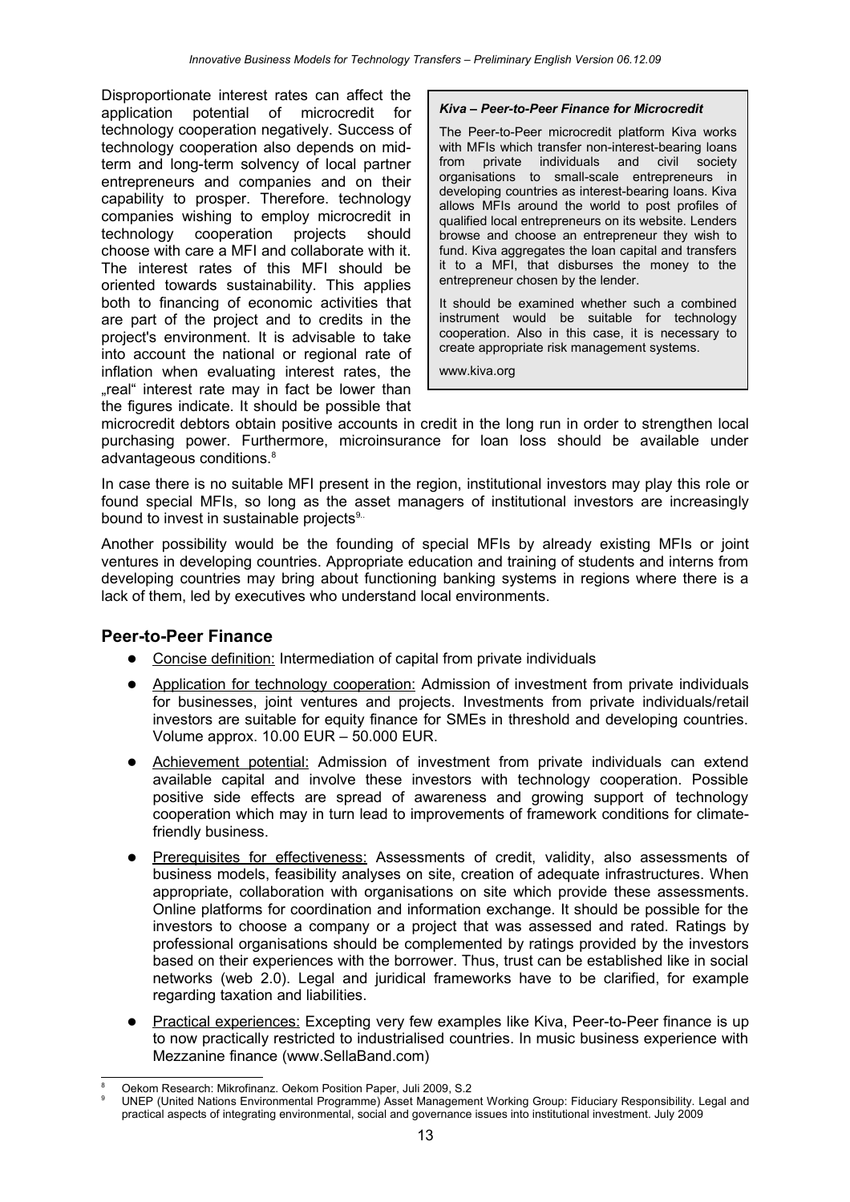Disproportionate interest rates can affect the application potential of microcredit for technology cooperation negatively. Success of technology cooperation also depends on mid-term and long-term solvency of local partner entrepreneurs and companies and on their capability to prosper. Therefore. technology companies wishing to employ microcredit in technology cooperation projects should choose with care a MFI and collaborate with it. The interest rates of this MFI should be oriented towards sustainability. This applies both to financing of economic activities that are part of the project and to credits in the project's environment. It is advisable to take into account the national or regional rate of inflation when evaluating interest rates, the „real" interest rate may in fact be lower than the figures indicate. It should be possible that microcredit debtors obtain positive accounts in credit in the long run in order to strengthen local purchasing power. Furthermore, microinsurance for loan loss should be available under advantageous conditions.[8]

> ***Kiva – Peer-to-Peer Finance for Microcredit***
>
> The Peer-to-Peer microcredit platform Kiva works with MFIs which transfer non-interest-bearing loans from private individuals and civil society organisations to small-scale entrepreneurs in developing countries as interest-bearing loans. Kiva allows MFIs around the world to post profiles of qualified local entrepreneurs on its website. Lenders browse and choose an entrepreneur they wish to fund. Kiva aggregates the loan capital and transfers it to a MFI, that disburses the money to the entrepreneur chosen by the lender.
>
> It should be examined whether such a combined instrument would be suitable for technology cooperation. Also in this case, it is necessary to create appropriate risk management systems.
>
> www.kiva.org

In case there is no suitable MFI present in the region, institutional investors may play this role or found special MFIs, so long as the asset managers of institutional investors are increasingly bound to invest in sustainable projects[9].

Another possibility would be the founding of special MFIs by already existing MFIs or joint ventures in developing countries. Appropriate education and training of students and interns from developing countries may bring about functioning banking systems in regions where there is a lack of them, led by executives who understand local environments.

## Peer-to-Peer Finance

- Concise definition: Intermediation of capital from private individuals
- Application for technology cooperation: Admission of investment from private individuals for businesses, joint ventures and projects. Investments from private individuals/retail investors are suitable for equity finance for SMEs in threshold and developing countries. Volume approx. 10.00 EUR – 50.000 EUR.
- Achievement potential: Admission of investment from private individuals can extend available capital and involve these investors with technology cooperation. Possible positive side effects are spread of awareness and growing support of technology cooperation which may in turn lead to improvements of framework conditions for climate-friendly business.
- Prerequisites for effectiveness: Assessments of credit, validity, also assessments of business models, feasibility analyses on site, creation of adequate infrastructures. When appropriate, collaboration with organisations on site which provide these assessments. Online platforms for coordination and information exchange. It should be possible for the investors to choose a company or a project that was assessed and rated. Ratings by professional organisations should be complemented by ratings provided by the investors based on their experiences with the borrower. Thus, trust can be established like in social networks (web 2.0). Legal and juridical frameworks have to be clarified, for example regarding taxation and liabilities.
- Practical experiences: Excepting very few examples like Kiva, Peer-to-Peer finance is up to now practically restricted to industrialised countries. In music business experience with Mezzanine finance (www.SellaBand.com)

---

[8] Oekom Research: Mikrofinanz. Oekom Position Paper, Juli 2009, S.2

[9] UNEP (United Nations Environmental Programme) Asset Management Working Group: Fiduciary Responsibility. Legal and practical aspects of integrating environmental, social and governance issues into institutional investment. July 2009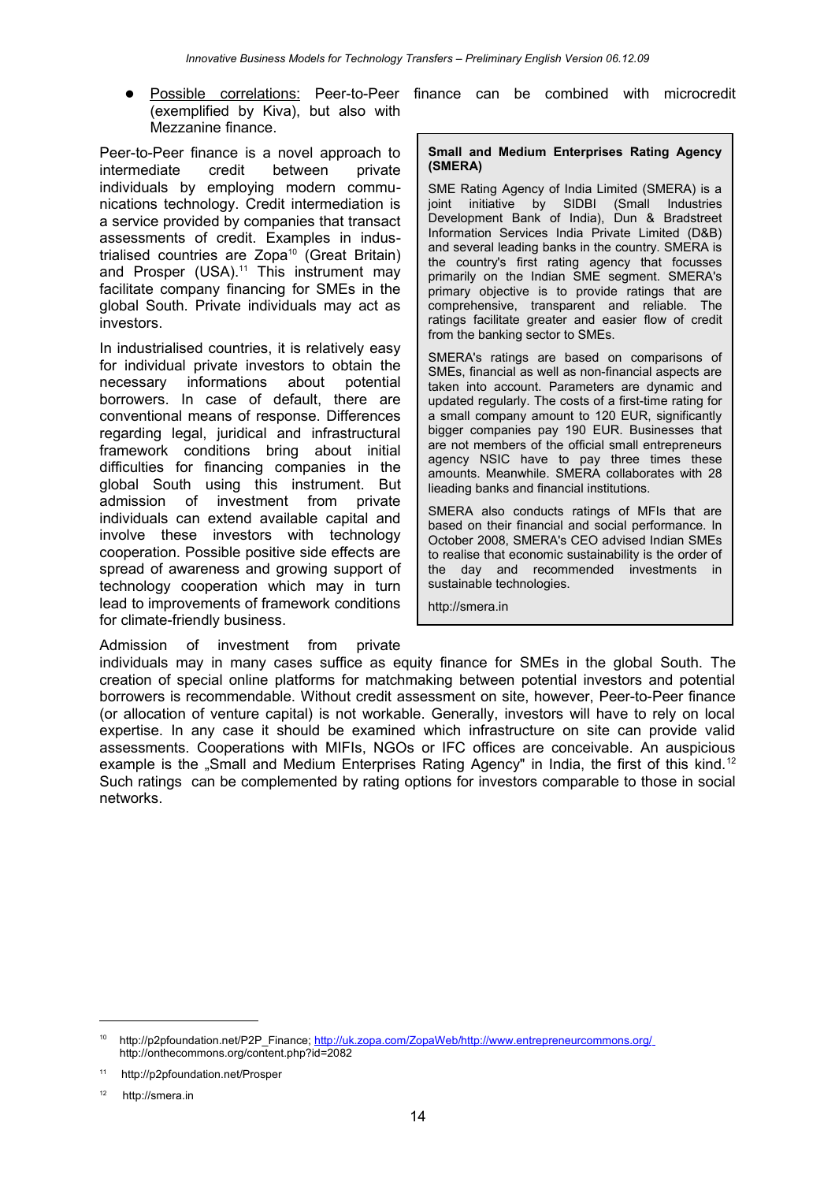- Possible correlations: Peer-to-Peer finance can be combined with microcredit (exemplified by Kiva), but also with Mezzanine finance.

Peer-to-Peer finance is a novel approach to intermediate credit between private individuals by employing modern communications technology. Credit intermediation is a service provided by companies that transact assessments of credit. Examples in industrialised countries are Zopa[10] (Great Britain) and Prosper (USA).[11] This instrument may facilitate company financing for SMEs in the global South. Private individuals may act as investors.

In industrialised countries, it is relatively easy for individual private investors to obtain the necessary informations about potential borrowers. In case of default, there are conventional means of response. Differences regarding legal, juridical and infrastructural framework conditions bring about initial difficulties for financing companies in the global South using this instrument. But admission of investment from private individuals can extend available capital and involve these investors with technology cooperation. Possible positive side effects are spread of awareness and growing support of technology cooperation which may in turn lead to improvements of framework conditions for climate-friendly business.

> **Small and Medium Enterprises Rating Agency (SMERA)**
>
> SME Rating Agency of India Limited (SMERA) is a joint initiative by SIDBI (Small Industries Development Bank of India), Dun & Bradstreet Information Services India Private Limited (D&B) and several leading banks in the country. SMERA is the country's first rating agency that focusses primarily on the Indian SME segment. SMERA's primary objective is to provide ratings that are comprehensive, transparent and reliable. The ratings facilitate greater and easier flow of credit from the banking sector to SMEs.
>
> SMERA's ratings are based on comparisons of SMEs, financial as well as non-financial aspects are taken into account. Parameters are dynamic and updated regularly. The costs of a first-time rating for a small company amount to 120 EUR, significantly bigger companies pay 190 EUR. Businesses that are not members of the official small entrepreneurs agency NSIC have to pay three times these amounts. Meanwhile. SMERA collaborates with 28 lieading banks and financial institutions.
>
> SMERA also conducts ratings of MFIs that are based on their financial and social performance. In October 2008, SMERA's CEO advised Indian SMEs to realise that economic sustainability is the order of the day and recommended investments in sustainable technologies.
>
> http://smera.in

Admission of investment from private individuals may in many cases suffice as equity finance for SMEs in the global South. The creation of special online platforms for matchmaking between potential investors and potential borrowers is recommendable. Without credit assessment on site, however, Peer-to-Peer finance (or allocation of venture capital) is not workable. Generally, investors will have to rely on local expertise. In any case it should be examined which infrastructure on site can provide valid assessments. Cooperations with MFIs, NGOs or IFC offices are conceivable. An auspicious example is the „Small and Medium Enterprises Rating Agency" in India, the first of this kind.[12] Such ratings can be complemented by rating options for investors comparable to those in social networks.

---

[10] http://p2pfoundation.net/P2P_Finance; http://uk.zopa.com/ZopaWeb/http://www.entrepreneurcommons.org/ http://onthecommons.org/content.php?id=2082

[11] http://p2pfoundation.net/Prosper

[12] http://smera.in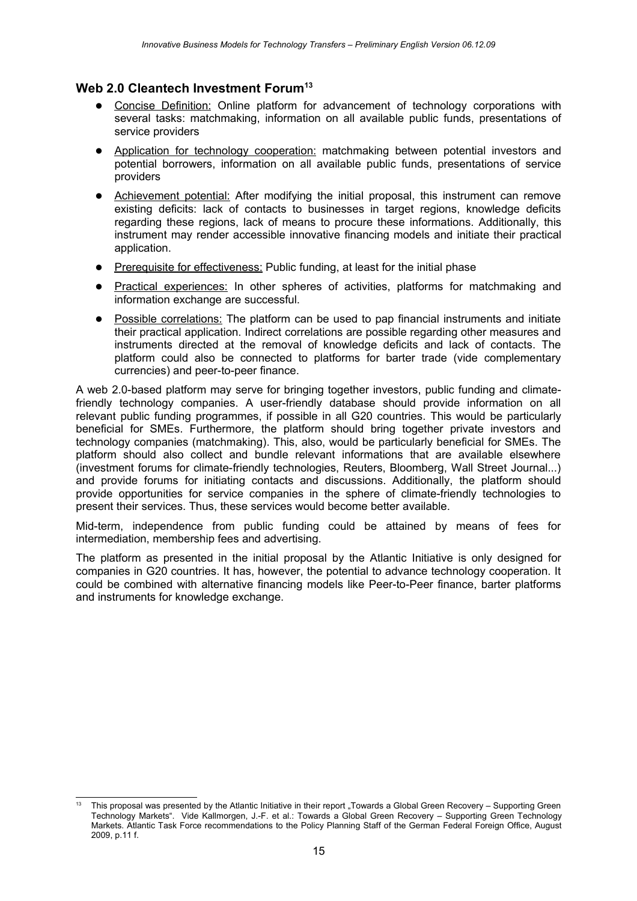## Web 2.0 Cleantech Investment Forum[13]

- Concise Definition: Online platform for advancement of technology corporations with several tasks: matchmaking, information on all available public funds, presentations of service providers
- Application for technology cooperation: matchmaking between potential investors and potential borrowers, information on all available public funds, presentations of service providers
- Achievement potential: After modifying the initial proposal, this instrument can remove existing deficits: lack of contacts to businesses in target regions, knowledge deficits regarding these regions, lack of means to procure these informations. Additionally, this instrument may render accessible innovative financing models and initiate their practical application.
- Prerequisite for effectiveness: Public funding, at least for the initial phase
- Practical experiences: In other spheres of activities, platforms for matchmaking and information exchange are successful.
- Possible correlations: The platform can be used to pap financial instruments and initiate their practical application. Indirect correlations are possible regarding other measures and instruments directed at the removal of knowledge deficits and lack of contacts. The platform could also be connected to platforms for barter trade (vide complementary currencies) and peer-to-peer finance.

A web 2.0-based platform may serve for bringing together investors, public funding and climate-friendly technology companies. A user-friendly database should provide information on all relevant public funding programmes, if possible in all G20 countries. This would be particularly beneficial for SMEs. Furthermore, the platform should bring together private investors and technology companies (matchmaking). This, also, would be particularly beneficial for SMEs. The platform should also collect and bundle relevant informations that are available elsewhere (investment forums for climate-friendly technologies, Reuters, Bloomberg, Wall Street Journal...) and provide forums for initiating contacts and discussions. Additionally, the platform should provide opportunities for service companies in the sphere of climate-friendly technologies to present their services. Thus, these services would become better available.

Mid-term, independence from public funding could be attained by means of fees for intermediation, membership fees and advertising.

The platform as presented in the initial proposal by the Atlantic Initiative is only designed for companies in G20 countries. It has, however, the potential to advance technology cooperation. It could be combined with alternative financing models like Peer-to-Peer finance, barter platforms and instruments for knowledge exchange.

---

[13] This proposal was presented by the Atlantic Initiative in their report „Towards a Global Green Recovery – Supporting Green Technology Markets". Vide Kallmorgen, J.-F. et al.: Towards a Global Green Recovery – Supporting Green Technology Markets. Atlantic Task Force recommendations to the Policy Planning Staff of the German Federal Foreign Office, August 2009, p.11 f.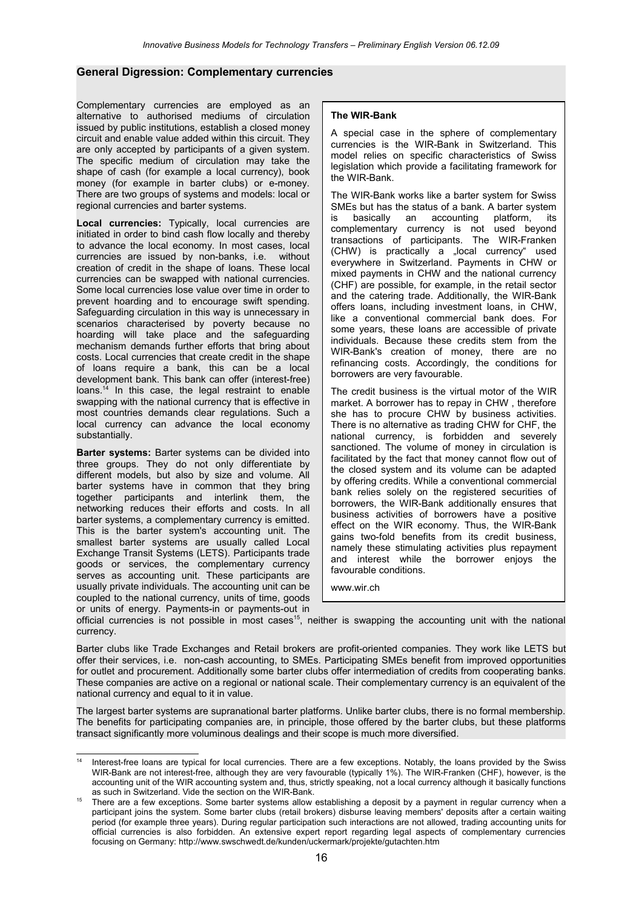## General Digression: Complementary currencies

Complementary currencies are employed as an alternative to authorised mediums of circulation issued by public institutions, establish a closed money circuit and enable value added within this circuit. They are only accepted by participants of a given system. The specific medium of circulation may take the shape of cash (for example a local currency), book money (for example in barter clubs) or e-money. There are two groups of systems and models: local or regional currencies and barter systems.

**Local currencies:** Typically, local currencies are initiated in order to bind cash flow locally and thereby to advance the local economy. In most cases, local currencies are issued by non-banks, i.e. without creation of credit in the shape of loans. These local currencies can be swapped with national currencies. Some local currencies lose value over time in order to prevent hoarding and to encourage swift spending. Safeguarding circulation in this way is unnecessary in scenarios characterised by poverty because no hoarding will take place and the safeguarding mechanism demands further efforts that bring about costs. Local currencies that create credit in the shape of loans require a bank, this can be a local development bank. This bank can offer (interest-free) loans.[14] In this case, the legal restraint to enable swapping with the national currency that is effective in most countries demands clear regulations. Such a local currency can advance the local economy substantially.

**Barter systems:** Barter systems can be divided into three groups. They do not only differentiate by different models, but also by size and volume. All barter systems have in common that they bring together participants and interlink them, the networking reduces their efforts and costs. In all barter systems, a complementary currency is emitted. This is the barter system's accounting unit. The smallest barter systems are usually called Local Exchange Transit Systems (LETS). Participants trade goods or services, the complementary currency serves as accounting unit. These participants are usually private individuals. The accounting unit can be coupled to the national currency, units of time, goods or units of energy. Payments-in or payments-out in official currencies is not possible in most cases[15], neither is swapping the accounting unit with the national currency.

Barter clubs like Trade Exchanges and Retail brokers are profit-oriented companies. They work like LETS but offer their services, i.e. non-cash accounting, to SMEs. Participating SMEs benefit from improved opportunities for outlet and procurement. Additionally some barter clubs offer intermediation of credits from cooperating banks. These companies are active on a regional or national scale. Their complementary currency is an equivalent of the national currency and equal to it in value.

The largest barter systems are supranational barter platforms. Unlike barter clubs, there is no formal membership. The benefits for participating companies are, in principle, those offered by the barter clubs, but these platforms transact significantly more voluminous dealings and their scope is much more diversified.

**The WIR-Bank**

A special case in the sphere of complementary currencies is the WIR-Bank in Switzerland. This model relies on specific characteristics of Swiss legislation which provide a facilitating framework for the WIR-Bank.

The WIR-Bank works like a barter system for Swiss SMEs but has the status of a bank. A barter system is basically an accounting platform, its complementary currency is not used beyond transactions of participants. The WIR-Franken (CHW) is practically a „local currency" used everywhere in Switzerland. Payments in CHW or mixed payments in CHW and the national currency (CHF) are possible, for example, in the retail sector and the catering trade. Additionally, the WIR-Bank offers loans, including investment loans, in CHW, like a conventional commercial bank does. For some years, these loans are accessible of private individuals. Because these credits stem from the WIR-Bank's creation of money, there are no refinancing costs. Accordingly, the conditions for borrowers are very favourable.

The credit business is the virtual motor of the WIR market. A borrower has to repay in CHW , therefore she has to procure CHW by business activities. There is no alternative as trading CHW for CHF, the national currency, is forbidden and severely sanctioned. The volume of money in circulation is facilitated by the fact that money cannot flow out of the closed system and its volume can be adapted by offering credits. While a conventional commercial bank relies solely on the registered securities of borrowers, the WIR-Bank additionally ensures that business activities of borrowers have a positive effect on the WIR economy. Thus, the WIR-Bank gains two-fold benefits from its credit business, namely these stimulating activities plus repayment and interest while the borrower enjoys the favourable conditions.

www.wir.ch

---

[14] Interest-free loans are typical for local currencies. There are a few exceptions. Notably, the loans provided by the Swiss WIR-Bank are not interest-free, although they are very favourable (typically 1%). The WIR-Franken (CHF), however, is the accounting unit of the WIR accounting system and, thus, strictly speaking, not a local currency although it basically functions as such in Switzerland. Vide the section on the WIR-Bank.

[15] There are a few exceptions. Some barter systems allow establishing a deposit by a payment in regular currency when a participant joins the system. Some barter clubs (retail brokers) disburse leaving members' deposits after a certain waiting period (for example three years). During regular participation such interactions are not allowed, trading accounting units for official currencies is also forbidden. An extensive expert report regarding legal aspects of complementary currencies focusing on Germany: http://www.swschwedt.de/kunden/uckermark/projekte/gutachten.htm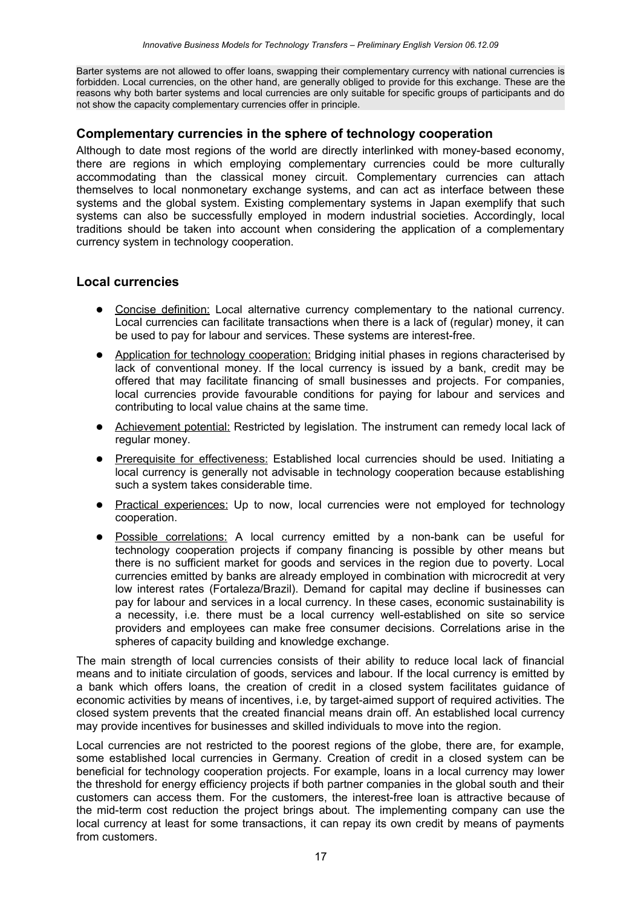Barter systems are not allowed to offer loans, swapping their complementary currency with national currencies is forbidden. Local currencies, on the other hand, are generally obliged to provide for this exchange. These are the reasons why both barter systems and local currencies are only suitable for specific groups of participants and do not show the capacity complementary currencies offer in principle.

### Complementary currencies in the sphere of technology cooperation

Although to date most regions of the world are directly interlinked with money-based economy, there are regions in which employing complementary currencies could be more culturally accommodating than the classical money circuit. Complementary currencies can attach themselves to local nonmonetary exchange systems, and can act as interface between these systems and the global system. Existing complementary systems in Japan exemplify that such systems can also be successfully employed in modern industrial societies. Accordingly, local traditions should be taken into account when considering the application of a complementary currency system in technology cooperation.

### Local currencies

- Concise definition: Local alternative currency complementary to the national currency. Local currencies can facilitate transactions when there is a lack of (regular) money, it can be used to pay for labour and services. These systems are interest-free.
- Application for technology cooperation: Bridging initial phases in regions characterised by lack of conventional money. If the local currency is issued by a bank, credit may be offered that may facilitate financing of small businesses and projects. For companies, local currencies provide favourable conditions for paying for labour and services and contributing to local value chains at the same time.
- Achievement potential: Restricted by legislation. The instrument can remedy local lack of regular money.
- Prerequisite for effectiveness: Established local currencies should be used. Initiating a local currency is generally not advisable in technology cooperation because establishing such a system takes considerable time.
- Practical experiences: Up to now, local currencies were not employed for technology cooperation.
- Possible correlations: A local currency emitted by a non-bank can be useful for technology cooperation projects if company financing is possible by other means but there is no sufficient market for goods and services in the region due to poverty. Local currencies emitted by banks are already employed in combination with microcredit at very low interest rates (Fortaleza/Brazil). Demand for capital may decline if businesses can pay for labour and services in a local currency. In these cases, economic sustainability is a necessity, i.e. there must be a local currency well-established on site so service providers and employees can make free consumer decisions. Correlations arise in the spheres of capacity building and knowledge exchange.

The main strength of local currencies consists of their ability to reduce local lack of financial means and to initiate circulation of goods, services and labour. If the local currency is emitted by a bank which offers loans, the creation of credit in a closed system facilitates guidance of economic activities by means of incentives, i.e, by target-aimed support of required activities. The closed system prevents that the created financial means drain off. An established local currency may provide incentives for businesses and skilled individuals to move into the region.

Local currencies are not restricted to the poorest regions of the globe, there are, for example, some established local currencies in Germany. Creation of credit in a closed system can be beneficial for technology cooperation projects. For example, loans in a local currency may lower the threshold for energy efficiency projects if both partner companies in the global south and their customers can access them. For the customers, the interest-free loan is attractive because of the mid-term cost reduction the project brings about. The implementing company can use the local currency at least for some transactions, it can repay its own credit by means of payments from customers.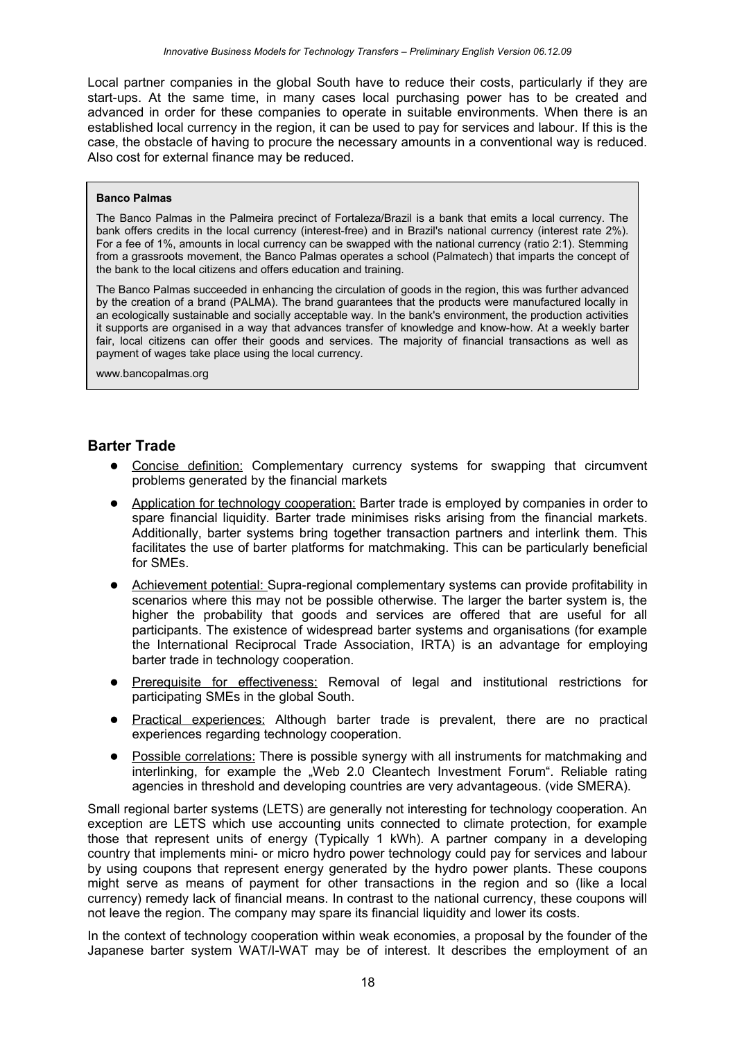Local partner companies in the global South have to reduce their costs, particularly if they are start-ups. At the same time, in many cases local purchasing power has to be created and advanced in order for these companies to operate in suitable environments. When there is an established local currency in the region, it can be used to pay for services and labour. If this is the case, the obstacle of having to procure the necessary amounts in a conventional way is reduced. Also cost for external finance may be reduced.

> **Banco Palmas**
>
> The Banco Palmas in the Palmeira precinct of Fortaleza/Brazil is a bank that emits a local currency. The bank offers credits in the local currency (interest-free) and in Brazil's national currency (interest rate 2%). For a fee of 1%, amounts in local currency can be swapped with the national currency (ratio 2:1). Stemming from a grassroots movement, the Banco Palmas operates a school (Palmatech) that imparts the concept of the bank to the local citizens and offers education and training.
>
> The Banco Palmas succeeded in enhancing the circulation of goods in the region, this was further advanced by the creation of a brand (PALMA). The brand guarantees that the products were manufactured locally in an ecologically sustainable and socially acceptable way. In the bank's environment, the production activities it supports are organised in a way that advances transfer of knowledge and know-how. At a weekly barter fair, local citizens can offer their goods and services. The majority of financial transactions as well as payment of wages take place using the local currency.
>
> www.bancopalmas.org

### Barter Trade

- Concise definition: Complementary currency systems for swapping that circumvent problems generated by the financial markets
- Application for technology cooperation: Barter trade is employed by companies in order to spare financial liquidity. Barter trade minimises risks arising from the financial markets. Additionally, barter systems bring together transaction partners and interlink them. This facilitates the use of barter platforms for matchmaking. This can be particularly beneficial for SMEs.
- Achievement potential: Supra-regional complementary systems can provide profitability in scenarios where this may not be possible otherwise. The larger the barter system is, the higher the probability that goods and services are offered that are useful for all participants. The existence of widespread barter systems and organisations (for example the International Reciprocal Trade Association, IRTA) is an advantage for employing barter trade in technology cooperation.
- Prerequisite for effectiveness: Removal of legal and institutional restrictions for participating SMEs in the global South.
- Practical experiences: Although barter trade is prevalent, there are no practical experiences regarding technology cooperation.
- Possible correlations: There is possible synergy with all instruments for matchmaking and interlinking, for example the „Web 2.0 Cleantech Investment Forum“. Reliable rating agencies in threshold and developing countries are very advantageous. (vide SMERA).

Small regional barter systems (LETS) are generally not interesting for technology cooperation. An exception are LETS which use accounting units connected to climate protection, for example those that represent units of energy (Typically 1 kWh). A partner company in a developing country that implements mini- or micro hydro power technology could pay for services and labour by using coupons that represent energy generated by the hydro power plants. These coupons might serve as means of payment for other transactions in the region and so (like a local currency) remedy lack of financial means. In contrast to the national currency, these coupons will not leave the region. The company may spare its financial liquidity and lower its costs.

In the context of technology cooperation within weak economies, a proposal by the founder of the Japanese barter system WAT/I-WAT may be of interest. It describes the employment of an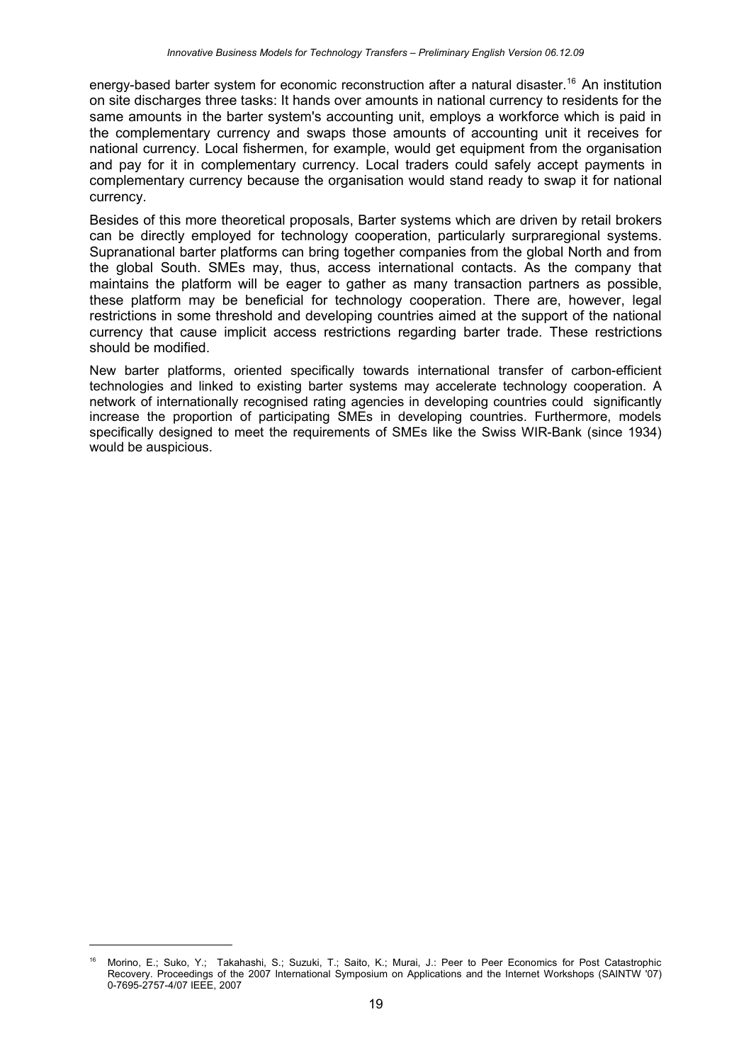energy-based barter system for economic reconstruction after a natural disaster.[16] An institution on site discharges three tasks: It hands over amounts in national currency to residents for the same amounts in the barter system's accounting unit, employs a workforce which is paid in the complementary currency and swaps those amounts of accounting unit it receives for national currency. Local fishermen, for example, would get equipment from the organisation and pay for it in complementary currency. Local traders could safely accept payments in complementary currency because the organisation would stand ready to swap it for national currency.

Besides of this more theoretical proposals, Barter systems which are driven by retail brokers can be directly employed for technology cooperation, particularly surpraregional systems. Supranational barter platforms can bring together companies from the global North and from the global South. SMEs may, thus, access international contacts. As the company that maintains the platform will be eager to gather as many transaction partners as possible, these platform may be beneficial for technology cooperation. There are, however, legal restrictions in some threshold and developing countries aimed at the support of the national currency that cause implicit access restrictions regarding barter trade. These restrictions should be modified.

New barter platforms, oriented specifically towards international transfer of carbon-efficient technologies and linked to existing barter systems may accelerate technology cooperation. A network of internationally recognised rating agencies in developing countries could significantly increase the proportion of participating SMEs in developing countries. Furthermore, models specifically designed to meet the requirements of SMEs like the Swiss WIR-Bank (since 1934) would be auspicious.

---

[16] Morino, E.; Suko, Y.; Takahashi, S.; Suzuki, T.; Saito, K.; Murai, J.: Peer to Peer Economics for Post Catastrophic Recovery. Proceedings of the 2007 International Symposium on Applications and the Internet Workshops (SAINTW '07) 0-7695-2757-4/07 IEEE, 2007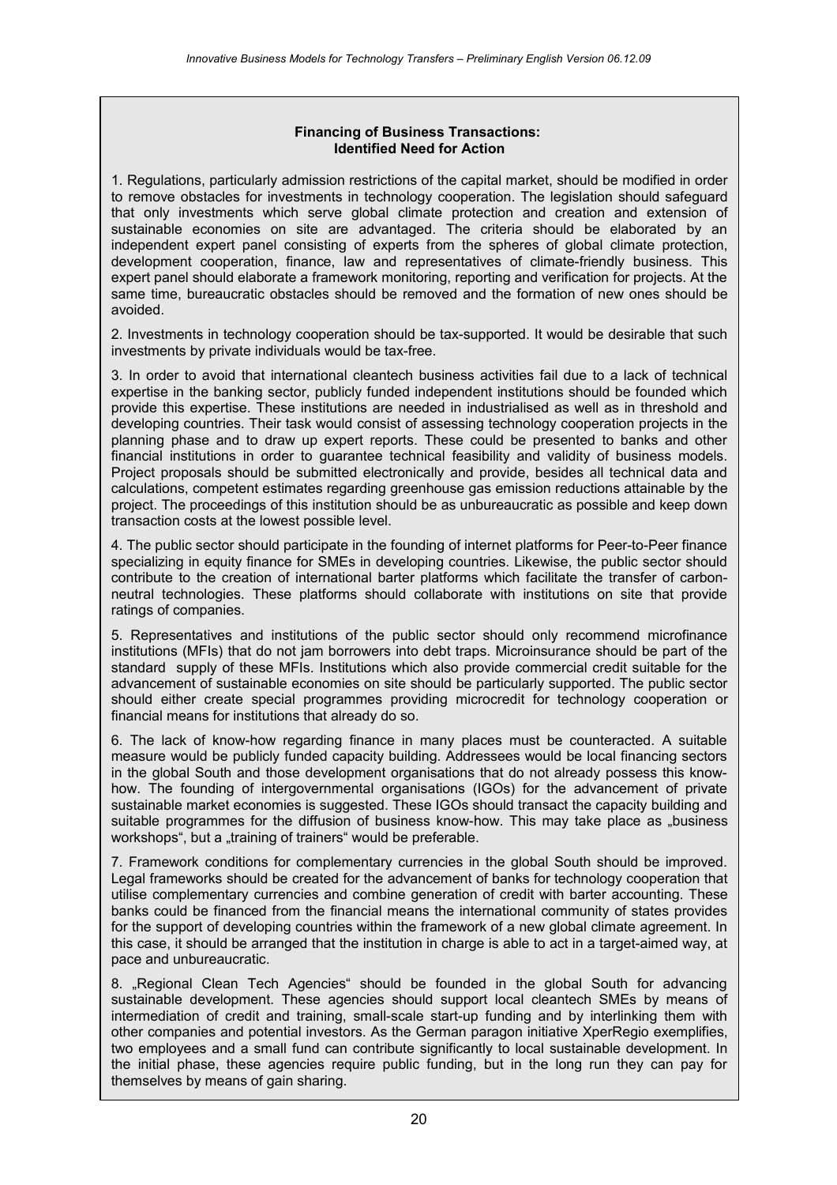**Financing of Business Transactions: Identified Need for Action**

1. Regulations, particularly admission restrictions of the capital market, should be modified in order to remove obstacles for investments in technology cooperation. The legislation should safeguard that only investments which serve global climate protection and creation and extension of sustainable economies on site are advantaged. The criteria should be elaborated by an independent expert panel consisting of experts from the spheres of global climate protection, development cooperation, finance, law and representatives of climate-friendly business. This expert panel should elaborate a framework monitoring, reporting and verification for projects. At the same time, bureaucratic obstacles should be removed and the formation of new ones should be avoided.

2. Investments in technology cooperation should be tax-supported. It would be desirable that such investments by private individuals would be tax-free.

3. In order to avoid that international cleantech business activities fail due to a lack of technical expertise in the banking sector, publicly funded independent institutions should be founded which provide this expertise. These institutions are needed in industrialised as well as in threshold and developing countries. Their task would consist of assessing technology cooperation projects in the planning phase and to draw up expert reports. These could be presented to banks and other financial institutions in order to guarantee technical feasibility and validity of business models. Project proposals should be submitted electronically and provide, besides all technical data and calculations, competent estimates regarding greenhouse gas emission reductions attainable by the project. The proceedings of this institution should be as unbureaucratic as possible and keep down transaction costs at the lowest possible level.

4. The public sector should participate in the founding of internet platforms for Peer-to-Peer finance specializing in equity finance for SMEs in developing countries. Likewise, the public sector should contribute to the creation of international barter platforms which facilitate the transfer of carbon-neutral technologies. These platforms should collaborate with institutions on site that provide ratings of companies.

5. Representatives and institutions of the public sector should only recommend microfinance institutions (MFIs) that do not jam borrowers into debt traps. Microinsurance should be part of the standard supply of these MFIs. Institutions which also provide commercial credit suitable for the advancement of sustainable economies on site should be particularly supported. The public sector should either create special programmes providing microcredit for technology cooperation or financial means for institutions that already do so.

6. The lack of know-how regarding finance in many places must be counteracted. A suitable measure would be publicly funded capacity building. Addressees would be local financing sectors in the global South and those development organisations that do not already possess this know-how. The founding of intergovernmental organisations (IGOs) for the advancement of private sustainable market economies is suggested. These IGOs should transact the capacity building and suitable programmes for the diffusion of business know-how. This may take place as „business workshops", but a „training of trainers" would be preferable.

7. Framework conditions for complementary currencies in the global South should be improved. Legal frameworks should be created for the advancement of banks for technology cooperation that utilise complementary currencies and combine generation of credit with barter accounting. These banks could be financed from the financial means the international community of states provides for the support of developing countries within the framework of a new global climate agreement. In this case, it should be arranged that the institution in charge is able to act in a target-aimed way, at pace and unbureaucratic.

8. „Regional Clean Tech Agencies" should be founded in the global South for advancing sustainable development. These agencies should support local cleantech SMEs by means of intermediation of credit and training, small-scale start-up funding and by interlinking them with other companies and potential investors. As the German paragon initiative XperRegio exemplifies, two employees and a small fund can contribute significantly to local sustainable development. In the initial phase, these agencies require public funding, but in the long run they can pay for themselves by means of gain sharing.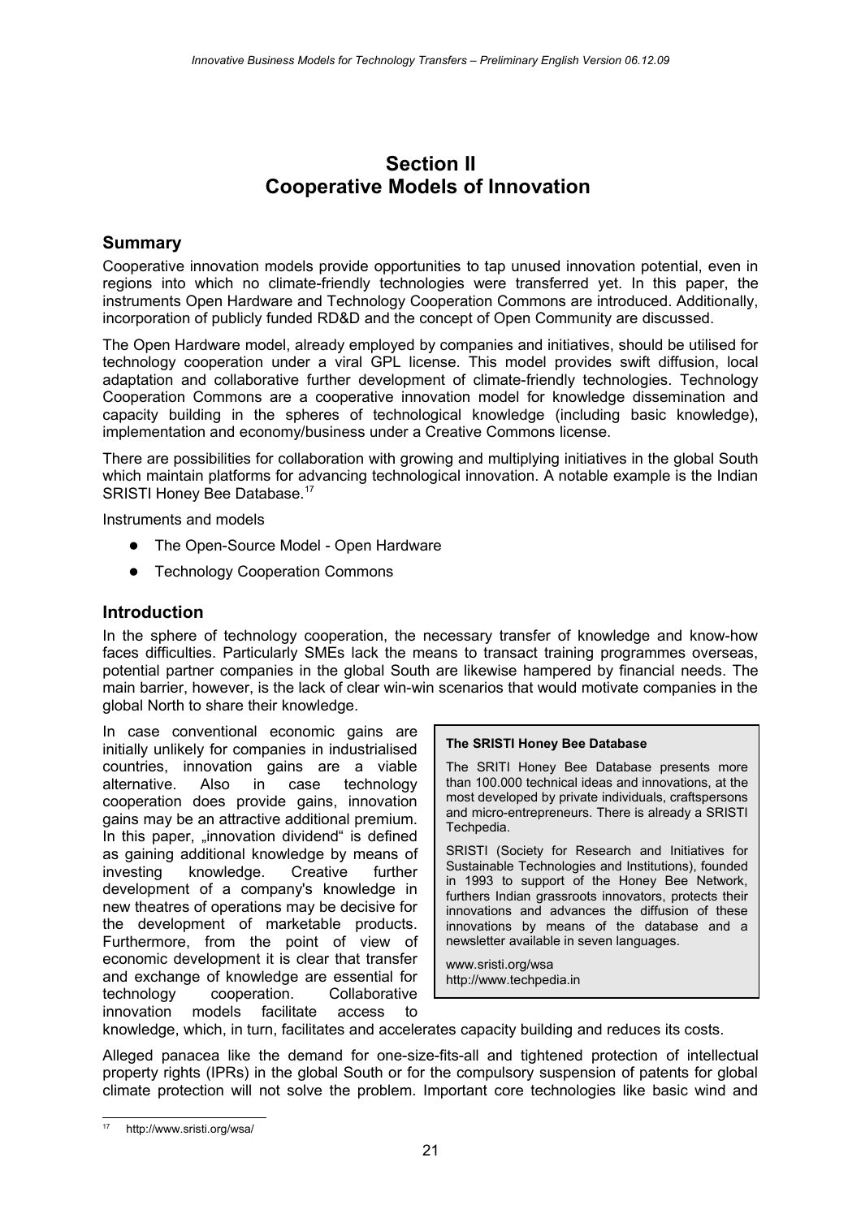# Section II
# Cooperative Models of Innovation

## Summary

Cooperative innovation models provide opportunities to tap unused innovation potential, even in regions into which no climate-friendly technologies were transferred yet. In this paper, the instruments Open Hardware and Technology Cooperation Commons are introduced. Additionally, incorporation of publicly funded RD&D and the concept of Open Community are discussed.

The Open Hardware model, already employed by companies and initiatives, should be utilised for technology cooperation under a viral GPL license. This model provides swift diffusion, local adaptation and collaborative further development of climate-friendly technologies. Technology Cooperation Commons are a cooperative innovation model for knowledge dissemination and capacity building in the spheres of technological knowledge (including basic knowledge), implementation and economy/business under a Creative Commons license.

There are possibilities for collaboration with growing and multiplying initiatives in the global South which maintain platforms for advancing technological innovation. A notable example is the Indian SRISTI Honey Bee Database.[17]

Instruments and models

- The Open-Source Model - Open Hardware
- Technology Cooperation Commons

## Introduction

In the sphere of technology cooperation, the necessary transfer of knowledge and know-how faces difficulties. Particularly SMEs lack the means to transact training programmes overseas, potential partner companies in the global South are likewise hampered by financial needs. The main barrier, however, is the lack of clear win-win scenarios that would motivate companies in the global North to share their knowledge.

In case conventional economic gains are initially unlikely for companies in industrialised countries, innovation gains are a viable alternative. Also in case technology cooperation does provide gains, innovation gains may be an attractive additional premium. In this paper, „innovation dividend“ is defined as gaining additional knowledge by means of investing knowledge. Creative further development of a company's knowledge in new theatres of operations may be decisive for the development of marketable products. Furthermore, from the point of view of economic development it is clear that transfer and exchange of knowledge are essential for technology cooperation. Collaborative innovation models facilitate access to knowledge, which, in turn, facilitates and accelerates capacity building and reduces its costs.

> **The SRISTI Honey Bee Database**
>
> The SRITI Honey Bee Database presents more than 100.000 technical ideas and innovations, at the most developed by private individuals, craftspersons and micro-entrepreneurs. There is already a SRISTI Techpedia.
>
> SRISTI (Society for Research and Initiatives for Sustainable Technologies and Institutions), founded in 1993 to support of the Honey Bee Network, furthers Indian grassroots innovators, protects their innovations and advances the diffusion of these innovations by means of the database and a newsletter available in seven languages.
>
> www.sristi.org/wsa
> http://www.techpedia.in

Alleged panacea like the demand for one-size-fits-all and tightened protection of intellectual property rights (IPRs) in the global South or for the compulsory suspension of patents for global climate protection will not solve the problem. Important core technologies like basic wind and

---

[17] http://www.sristi.org/wsa/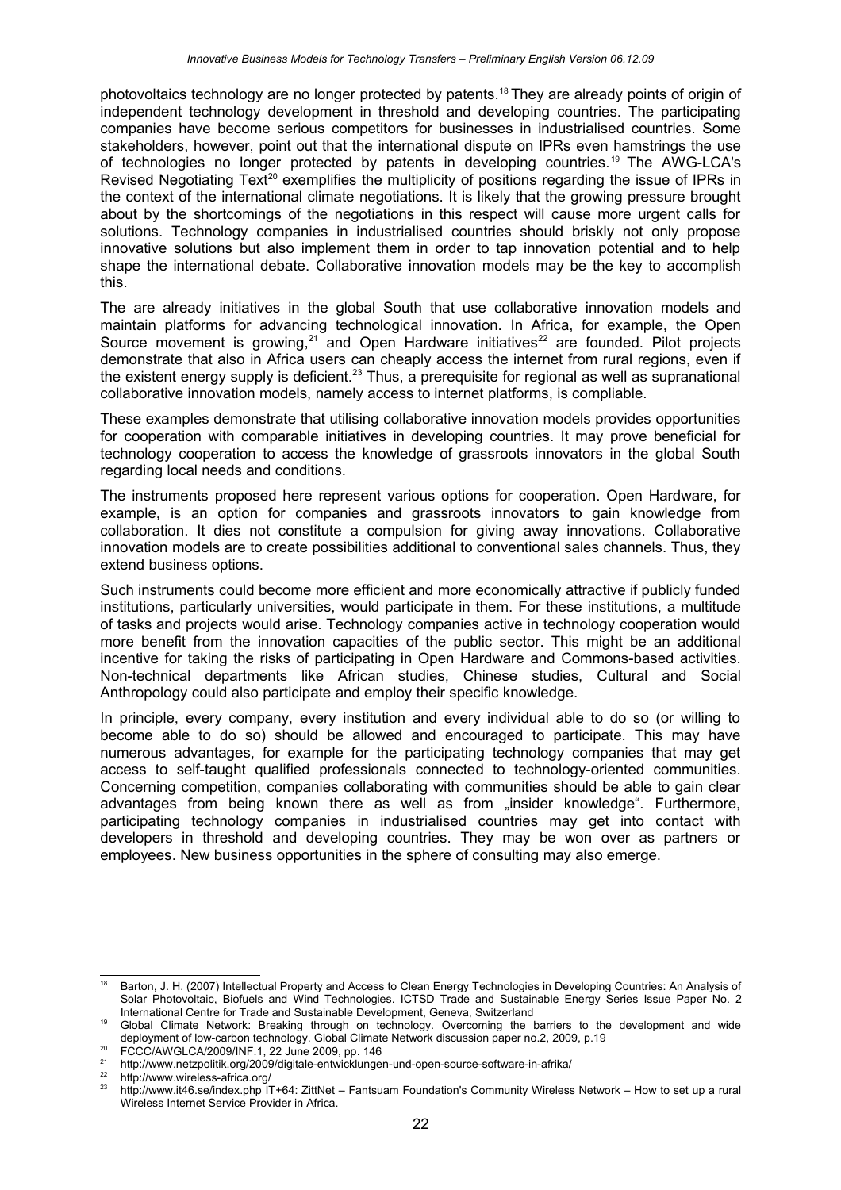photovoltaics technology are no longer protected by patents.[18] They are already points of origin of independent technology development in threshold and developing countries. The participating companies have become serious competitors for businesses in industrialised countries. Some stakeholders, however, point out that the international dispute on IPRs even hamstrings the use of technologies no longer protected by patents in developing countries.[19] The AWG-LCA's Revised Negotiating Text[20] exemplifies the multiplicity of positions regarding the issue of IPRs in the context of the international climate negotiations. It is likely that the growing pressure brought about by the shortcomings of the negotiations in this respect will cause more urgent calls for solutions. Technology companies in industrialised countries should briskly not only propose innovative solutions but also implement them in order to tap innovation potential and to help shape the international debate. Collaborative innovation models may be the key to accomplish this.

The are already initiatives in the global South that use collaborative innovation models and maintain platforms for advancing technological innovation. In Africa, for example, the Open Source movement is growing,[21] and Open Hardware initiatives[22] are founded. Pilot projects demonstrate that also in Africa users can cheaply access the internet from rural regions, even if the existent energy supply is deficient.[23] Thus, a prerequisite for regional as well as supranational collaborative innovation models, namely access to internet platforms, is compliable.

These examples demonstrate that utilising collaborative innovation models provides opportunities for cooperation with comparable initiatives in developing countries. It may prove beneficial for technology cooperation to access the knowledge of grassroots innovators in the global South regarding local needs and conditions.

The instruments proposed here represent various options for cooperation. Open Hardware, for example, is an option for companies and grassroots innovators to gain knowledge from collaboration. It dies not constitute a compulsion for giving away innovations. Collaborative innovation models are to create possibilities additional to conventional sales channels. Thus, they extend business options.

Such instruments could become more efficient and more economically attractive if publicly funded institutions, particularly universities, would participate in them. For these institutions, a multitude of tasks and projects would arise. Technology companies active in technology cooperation would more benefit from the innovation capacities of the public sector. This might be an additional incentive for taking the risks of participating in Open Hardware and Commons-based activities. Non-technical departments like African studies, Chinese studies, Cultural and Social Anthropology could also participate and employ their specific knowledge.

In principle, every company, every institution and every individual able to do so (or willing to become able to do so) should be allowed and encouraged to participate. This may have numerous advantages, for example for the participating technology companies that may get access to self-taught qualified professionals connected to technology-oriented communities. Concerning competition, companies collaborating with communities should be able to gain clear advantages from being known there as well as from „insider knowledge". Furthermore, participating technology companies in industrialised countries may get into contact with developers in threshold and developing countries. They may be won over as partners or employees. New business opportunities in the sphere of consulting may also emerge.

---

[18] Barton, J. H. (2007) Intellectual Property and Access to Clean Energy Technologies in Developing Countries: An Analysis of Solar Photovoltaic, Biofuels and Wind Technologies. ICTSD Trade and Sustainable Energy Series Issue Paper No. 2 International Centre for Trade and Sustainable Development, Geneva, Switzerland

[19] Global Climate Network: Breaking through on technology. Overcoming the barriers to the development and wide deployment of low-carbon technology. Global Climate Network discussion paper no.2, 2009, p.19

[20] FCCC/AWGLCA/2009/INF.1, 22 June 2009, pp. 146

[21] http://www.netzpolitik.org/2009/digitale-entwicklungen-und-open-source-software-in-afrika/

[22] http://www.wireless-africa.org/

[23] http://www.it46.se/index.php IT+64: ZittNet – Fantsuam Foundation's Community Wireless Network – How to set up a rural Wireless Internet Service Provider in Africa.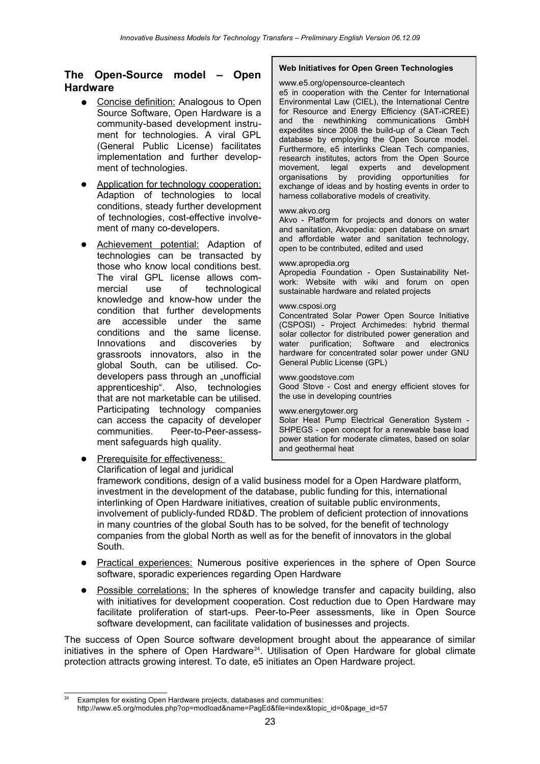## The Open-Source model – Open Hardware

- Concise definition: Analogous to Open Source Software, Open Hardware is a community-based development instrument for technologies. A viral GPL (General Public License) facilitates implementation and further development of technologies.
- Application for technology cooperation: Adaption of technologies to local conditions, steady further development of technologies, cost-effective involvement of many co-developers.
- Achievement potential: Adaption of technologies can be transacted by those who know local conditions best. The viral GPL license allows commercial use of technological knowledge and know-how under the condition that further developments are accessible under the same conditions and the same license. Innovations and discoveries by grassroots innovators, also in the global South, can be utilised. Co-developers pass through an „unofficial apprenticeship". Also, technologies that are not marketable can be utilised. Participating technology companies can access the capacity of developer communities. Peer-to-Peer-assessment safeguards high quality.
- Prerequisite for effectiveness: Clarification of legal and juridical framework conditions, design of a valid business model for a Open Hardware platform, investment in the development of the database, public funding for this, international interlinking of Open Hardware initiatives, creation of suitable public environments, involvement of publicly-funded RD&D. The problem of deficient protection of innovations in many countries of the global South has to be solved, for the benefit of technology companies from the global North as well as for the benefit of innovators in the global South.
- Practical experiences: Numerous positive experiences in the sphere of Open Source software, sporadic experiences regarding Open Hardware
- Possible correlations: In the spheres of knowledge transfer and capacity building, also with initiatives for development cooperation. Cost reduction due to Open Hardware may facilitate proliferation of start-ups. Peer-to-Peer assessments, like in Open Source software development, can facilitate validation of businesses and projects.

**Web Initiatives for Open Green Technologies**

www.e5.org/opensource-cleantech
e5 in cooperation with the Center for International Environmental Law (CIEL), the International Centre for Resource and Energy Efficiency (SAT-iCREE) and the newthinking communications GmbH expedites since 2008 the build-up of a Clean Tech database by employing the Open Source model. Furthermore, e5 interlinks Clean Tech companies, research institutes, actors from the Open Source movement, legal experts and development organisations by providing opportunities for exchange of ideas and by hosting events in order to harness collaborative models of creativity.

www.akvo.org
Akvo - Platform for projects and donors on water and sanitation, Akvopedia: open database on smart and affordable water and sanitation technology, open to be contributed, edited and used

www.apropedia.org
Apropedia Foundation - Open Sustainability Network: Website with wiki and forum on open sustainable hardware and related projects

www.csposi.org
Concentrated Solar Power Open Source Initiative (CSPOSI) - Project Archimedes: hybrid thermal solar collector for distributed power generation and water purification; Software and electronics hardware for concentrated solar power under GNU General Public License (GPL)

www.goodstove.com
Good Stove - Cost and energy efficient stoves for the use in developing countries

www.energytower.org
Solar Heat Pump Electrical Generation System - SHPEGS - open concept for a renewable base load power station for moderate climates, based on solar and geothermal heat

The success of Open Source software development brought about the appearance of similar initiatives in the sphere of Open Hardware[24]. Utilisation of Open Hardware for global climate protection attracts growing interest. To date, e5 initiates an Open Hardware project.

[24] Examples for existing Open Hardware projects, databases and communities: http://www.e5.org/modules.php?op=modload&name=PagEd&file=index&topic_id=0&page_id=57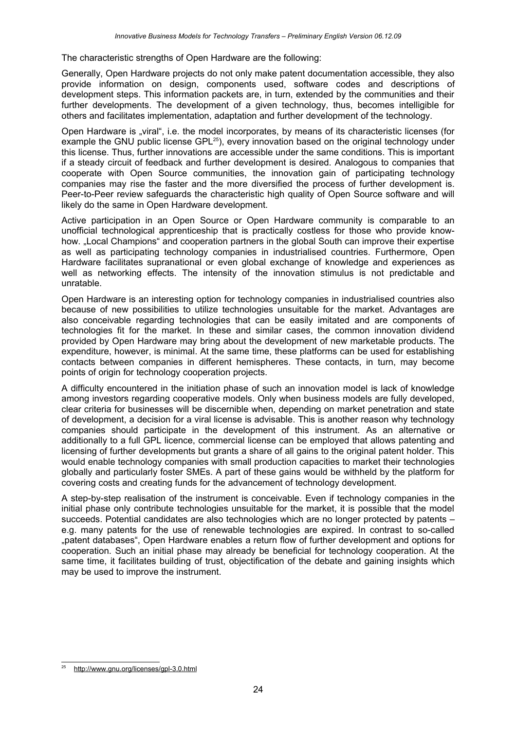The characteristic strengths of Open Hardware are the following:

Generally, Open Hardware projects do not only make patent documentation accessible, they also provide information on design, components used, software codes and descriptions of development steps. This information packets are, in turn, extended by the communities and their further developments. The development of a given technology, thus, becomes intelligible for others and facilitates implementation, adaptation and further development of the technology.

Open Hardware is „viral", i.e. the model incorporates, by means of its characteristic licenses (for example the GNU public license GPL[25]), every innovation based on the original technology under this license. Thus, further innovations are accessible under the same conditions. This is important if a steady circuit of feedback and further development is desired. Analogous to companies that cooperate with Open Source communities, the innovation gain of participating technology companies may rise the faster and the more diversified the process of further development is. Peer-to-Peer review safeguards the characteristic high quality of Open Source software and will likely do the same in Open Hardware development.

Active participation in an Open Source or Open Hardware community is comparable to an unofficial technological apprenticeship that is practically costless for those who provide know-how. „Local Champions" and cooperation partners in the global South can improve their expertise as well as participating technology companies in industrialised countries. Furthermore, Open Hardware facilitates supranational or even global exchange of knowledge and experiences as well as networking effects. The intensity of the innovation stimulus is not predictable and unratable.

Open Hardware is an interesting option for technology companies in industrialised countries also because of new possibilities to utilize technologies unsuitable for the market. Advantages are also conceivable regarding technologies that can be easily imitated and are components of technologies fit for the market. In these and similar cases, the common innovation dividend provided by Open Hardware may bring about the development of new marketable products. The expenditure, however, is minimal. At the same time, these platforms can be used for establishing contacts between companies in different hemispheres. These contacts, in turn, may become points of origin for technology cooperation projects.

A difficulty encountered in the initiation phase of such an innovation model is lack of knowledge among investors regarding cooperative models. Only when business models are fully developed, clear criteria for businesses will be discernible when, depending on market penetration and state of development, a decision for a viral license is advisable. This is another reason why technology companies should participate in the development of this instrument. As an alternative or additionally to a full GPL licence, commercial license can be employed that allows patenting and licensing of further developments but grants a share of all gains to the original patent holder. This would enable technology companies with small production capacities to market their technologies globally and particularly foster SMEs. A part of these gains would be withheld by the platform for covering costs and creating funds for the advancement of technology development.

A step-by-step realisation of the instrument is conceivable. Even if technology companies in the initial phase only contribute technologies unsuitable for the market, it is possible that the model succeeds. Potential candidates are also technologies which are no longer protected by patents – e.g. many patents for the use of renewable technologies are expired. In contrast to so-called „patent databases", Open Hardware enables a return flow of further development and options for cooperation. Such an initial phase may already be beneficial for technology cooperation. At the same time, it facilitates building of trust, objectification of the debate and gaining insights which may be used to improve the instrument.

---

[25] http://www.gnu.org/licenses/gpl-3.0.html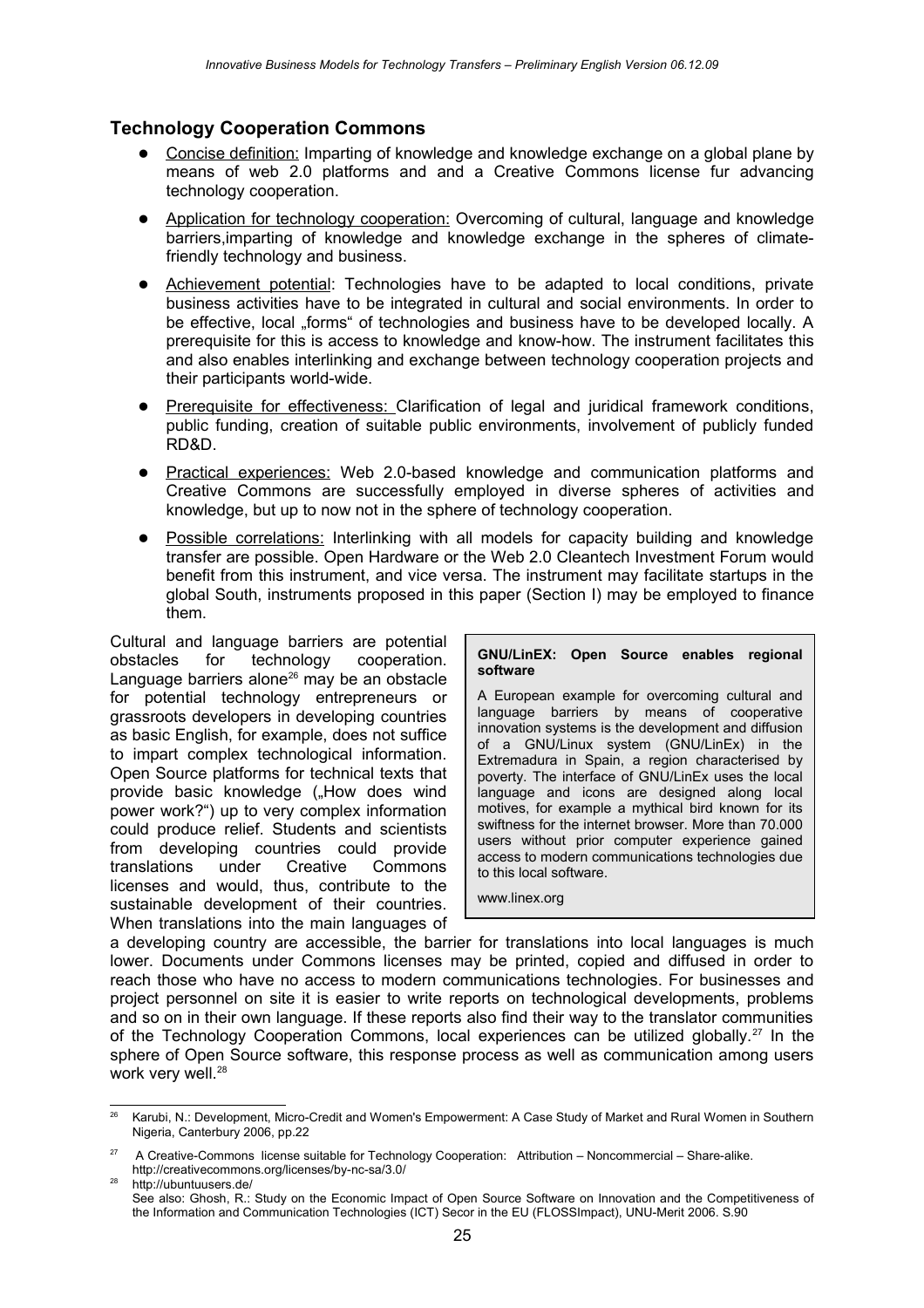## Technology Cooperation Commons

- Concise definition: Imparting of knowledge and knowledge exchange on a global plane by means of web 2.0 platforms and and a Creative Commons license fur advancing technology cooperation.
- Application for technology cooperation: Overcoming of cultural, language and knowledge barriers,imparting of knowledge and knowledge exchange in the spheres of climate-friendly technology and business.
- Achievement potential: Technologies have to be adapted to local conditions, private business activities have to be integrated in cultural and social environments. In order to be effective, local „forms" of technologies and business have to be developed locally. A prerequisite for this is access to knowledge and know-how. The instrument facilitates this and also enables interlinking and exchange between technology cooperation projects and their participants world-wide.
- Prerequisite for effectiveness: Clarification of legal and juridical framework conditions, public funding, creation of suitable public environments, involvement of publicly funded RD&D.
- Practical experiences: Web 2.0-based knowledge and communication platforms and Creative Commons are successfully employed in diverse spheres of activities and knowledge, but up to now not in the sphere of technology cooperation.
- Possible correlations: Interlinking with all models for capacity building and knowledge transfer are possible. Open Hardware or the Web 2.0 Cleantech Investment Forum would benefit from this instrument, and vice versa. The instrument may facilitate startups in the global South, instruments proposed in this paper (Section I) may be employed to finance them.

Cultural and language barriers are potential obstacles for technology cooperation. Language barriers alone[26] may be an obstacle for potential technology entrepreneurs or grassroots developers in developing countries as basic English, for example, does not suffice to impart complex technological information. Open Source platforms for technical texts that provide basic knowledge („How does wind power work?") up to very complex information could produce relief. Students and scientists from developing countries could provide translations under Creative Commons licenses and would, thus, contribute to the sustainable development of their countries. When translations into the main languages of a developing country are accessible, the barrier for translations into local languages is much lower. Documents under Commons licenses may be printed, copied and diffused in order to reach those who have no access to modern communications technologies. For businesses and project personnel on site it is easier to write reports on technological developments, problems and so on in their own language. If these reports also find their way to the translator communities of the Technology Cooperation Commons, local experiences can be utilized globally.[27] In the sphere of Open Source software, this response process as well as communication among users work very well.[28]

> **GNU/LinEX: Open Source enables regional software**
>
> A European example for overcoming cultural and language barriers by means of cooperative innovation systems is the development and diffusion of a GNU/Linux system (GNU/LinEx) in the Extremadura in Spain, a region characterised by poverty. The interface of GNU/LinEx uses the local language and icons are designed along local motives, for example a mythical bird known for its swiftness for the internet browser. More than 70.000 users without prior computer experience gained access to modern communications technologies due to this local software.
>
> www.linex.org

---

[26] Karubi, N.: Development, Micro-Credit and Women's Empowerment: A Case Study of Market and Rural Women in Southern Nigeria, Canterbury 2006, pp.22

[27] A Creative-Commons license suitable for Technology Cooperation: Attribution – Noncommercial – Share-alike. http://creativecommons.org/licenses/by-nc-sa/3.0/

[28] http://ubuntuusers.de/
See also: Ghosh, R.: Study on the Economic Impact of Open Source Software on Innovation and the Competitiveness of the Information and Communication Technologies (ICT) Secor in the EU (FLOSSImpact), UNU-Merit 2006. S.90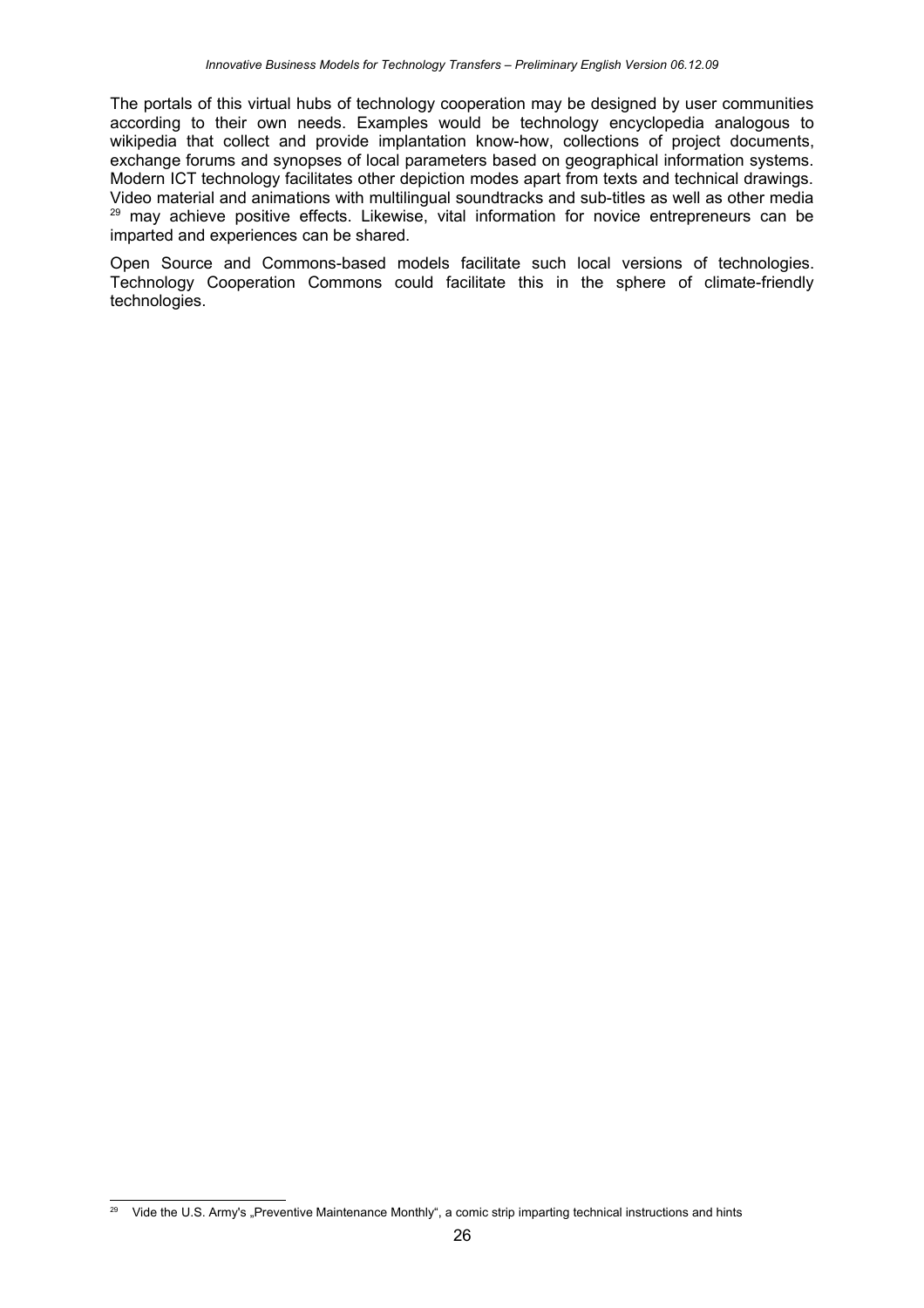The portals of this virtual hubs of technology cooperation may be designed by user communities according to their own needs. Examples would be technology encyclopedia analogous to wikipedia that collect and provide implantation know-how, collections of project documents, exchange forums and synopses of local parameters based on geographical information systems. Modern ICT technology facilitates other depiction modes apart from texts and technical drawings. Video material and animations with multilingual soundtracks and sub-titles as well as other media [29] may achieve positive effects. Likewise, vital information for novice entrepreneurs can be imparted and experiences can be shared.

Open Source and Commons-based models facilitate such local versions of technologies. Technology Cooperation Commons could facilitate this in the sphere of climate-friendly technologies.

---

[29] Vide the U.S. Army's „Preventive Maintenance Monthly", a comic strip imparting technical instructions and hints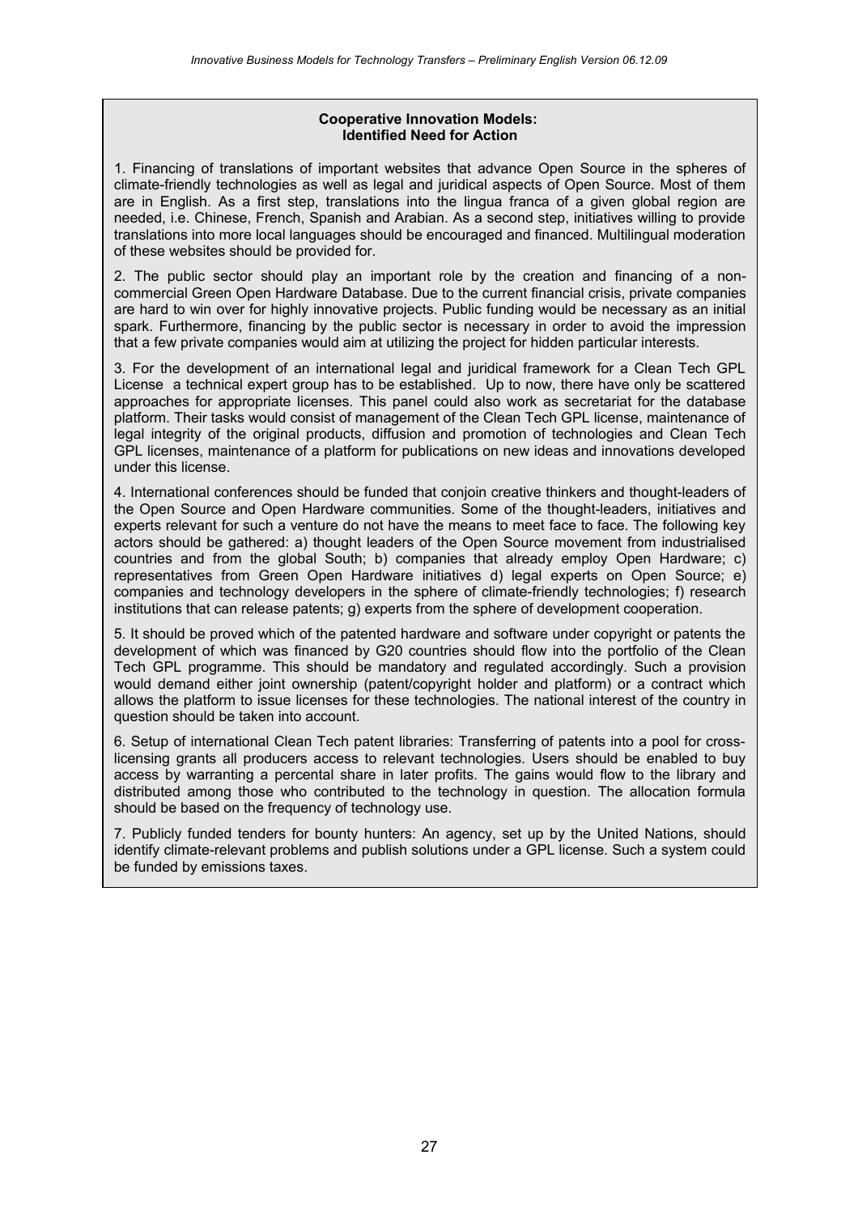**Cooperative Innovation Models:**
**Identified Need for Action**

1. Financing of translations of important websites that advance Open Source in the spheres of climate-friendly technologies as well as legal and juridical aspects of Open Source. Most of them are in English. As a first step, translations into the lingua franca of a given global region are needed, i.e. Chinese, French, Spanish and Arabian. As a second step, initiatives willing to provide translations into more local languages should be encouraged and financed. Multilingual moderation of these websites should be provided for.

2. The public sector should play an important role by the creation and financing of a non-commercial Green Open Hardware Database. Due to the current financial crisis, private companies are hard to win over for highly innovative projects. Public funding would be necessary as an initial spark. Furthermore, financing by the public sector is necessary in order to avoid the impression that a few private companies would aim at utilizing the project for hidden particular interests.

3. For the development of an international legal and juridical framework for a Clean Tech GPL License a technical expert group has to be established. Up to now, there have only be scattered approaches for appropriate licenses. This panel could also work as secretariat for the database platform. Their tasks would consist of management of the Clean Tech GPL license, maintenance of legal integrity of the original products, diffusion and promotion of technologies and Clean Tech GPL licenses, maintenance of a platform for publications on new ideas and innovations developed under this license.

4. International conferences should be funded that conjoin creative thinkers and thought-leaders of the Open Source and Open Hardware communities. Some of the thought-leaders, initiatives and experts relevant for such a venture do not have the means to meet face to face. The following key actors should be gathered: a) thought leaders of the Open Source movement from industrialised countries and from the global South; b) companies that already employ Open Hardware; c) representatives from Green Open Hardware initiatives d) legal experts on Open Source; e) companies and technology developers in the sphere of climate-friendly technologies; f) research institutions that can release patents; g) experts from the sphere of development cooperation.

5. It should be proved which of the patented hardware and software under copyright or patents the development of which was financed by G20 countries should flow into the portfolio of the Clean Tech GPL programme. This should be mandatory and regulated accordingly. Such a provision would demand either joint ownership (patent/copyright holder and platform) or a contract which allows the platform to issue licenses for these technologies. The national interest of the country in question should be taken into account.

6. Setup of international Clean Tech patent libraries: Transferring of patents into a pool for cross-licensing grants all producers access to relevant technologies. Users should be enabled to buy access by warranting a percental share in later profits. The gains would flow to the library and distributed among those who contributed to the technology in question. The allocation formula should be based on the frequency of technology use.

7. Publicly funded tenders for bounty hunters: An agency, set up by the United Nations, should identify climate-relevant problems and publish solutions under a GPL license. Such a system could be funded by emissions taxes.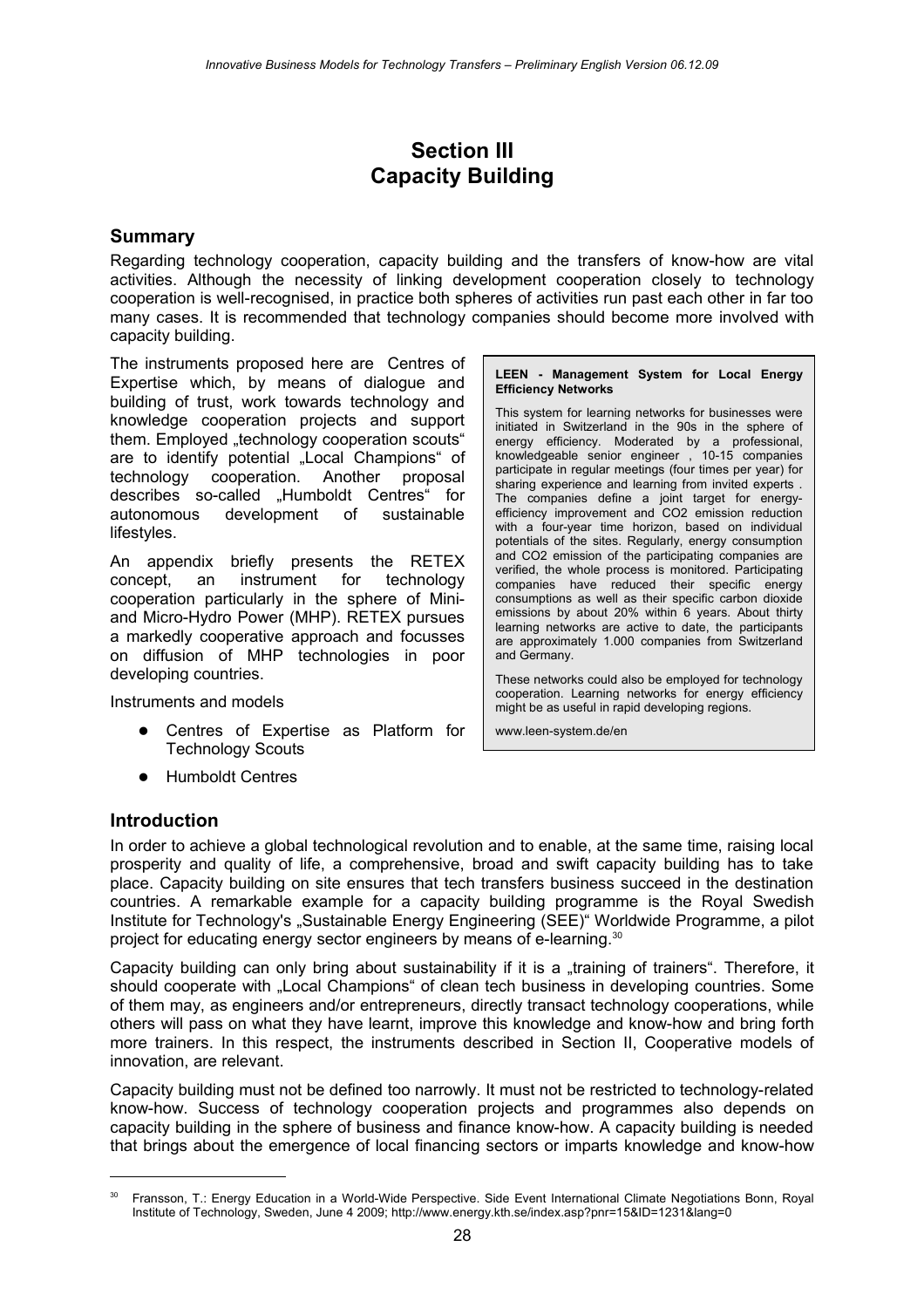# Section III
# Capacity Building

## Summary

Regarding technology cooperation, capacity building and the transfers of know-how are vital activities. Although the necessity of linking development cooperation closely to technology cooperation is well-recognised, in practice both spheres of activities run past each other in far too many cases. It is recommended that technology companies should become more involved with capacity building.

The instruments proposed here are Centres of Expertise which, by means of dialogue and building of trust, work towards technology and knowledge cooperation projects and support them. Employed „technology cooperation scouts" are to identify potential „Local Champions" of technology cooperation. Another proposal describes so-called „Humboldt Centres" for autonomous development of sustainable lifestyles.

An appendix briefly presents the RETEX concept, an instrument for technology cooperation particularly in the sphere of Mini- and Micro-Hydro Power (MHP). RETEX pursues a markedly cooperative approach and focusses on diffusion of MHP technologies in poor developing countries.

Instruments and models

- Centres of Expertise as Platform for Technology Scouts
- Humboldt Centres

> **LEEN - Management System for Local Energy Efficiency Networks**
>
> This system for learning networks for businesses were initiated in Switzerland in the 90s in the sphere of energy efficiency. Moderated by a professional, knowledgeable senior engineer , 10-15 companies participate in regular meetings (four times per year) for sharing experience and learning from invited experts . The companies define a joint target for energy-efficiency improvement and $CO_2$ emission reduction with a four-year time horizon, based on individual potentials of the sites. Regularly, energy consumption and $CO_2$ emission of the participating companies are verified, the whole process is monitored. Participating companies have reduced their specific energy consumptions as well as their specific carbon dioxide emissions by about 20% within 6 years. About thirty learning networks are active to date, the participants are approximately 1.000 companies from Switzerland and Germany.
>
> These networks could also be employed for technology cooperation. Learning networks for energy efficiency might be as useful in rapid developing regions.
>
> www.leen-system.de/en

## Introduction

In order to achieve a global technological revolution and to enable, at the same time, raising local prosperity and quality of life, a comprehensive, broad and swift capacity building has to take place. Capacity building on site ensures that tech transfers business succeed in the destination countries. A remarkable example for a capacity building programme is the Royal Swedish Institute for Technology's „Sustainable Energy Engineering (SEE)" Worldwide Programme, a pilot project for educating energy sector engineers by means of e-learning.[30]

Capacity building can only bring about sustainability if it is a „training of trainers". Therefore, it should cooperate with „Local Champions" of clean tech business in developing countries. Some of them may, as engineers and/or entrepreneurs, directly transact technology cooperations, while others will pass on what they have learnt, improve this knowledge and know-how and bring forth more trainers. In this respect, the instruments described in Section II, Cooperative models of innovation, are relevant.

Capacity building must not be defined too narrowly. It must not be restricted to technology-related know-how. Success of technology cooperation projects and programmes also depends on capacity building in the sphere of business and finance know-how. A capacity building is needed that brings about the emergence of local financing sectors or imparts knowledge and know-how

---

[30] Fransson, T.: Energy Education in a World-Wide Perspective. Side Event International Climate Negotiations Bonn, Royal Institute of Technology, Sweden, June 4 2009; http://www.energy.kth.se/index.asp?pnr=15&ID=1231&lang=0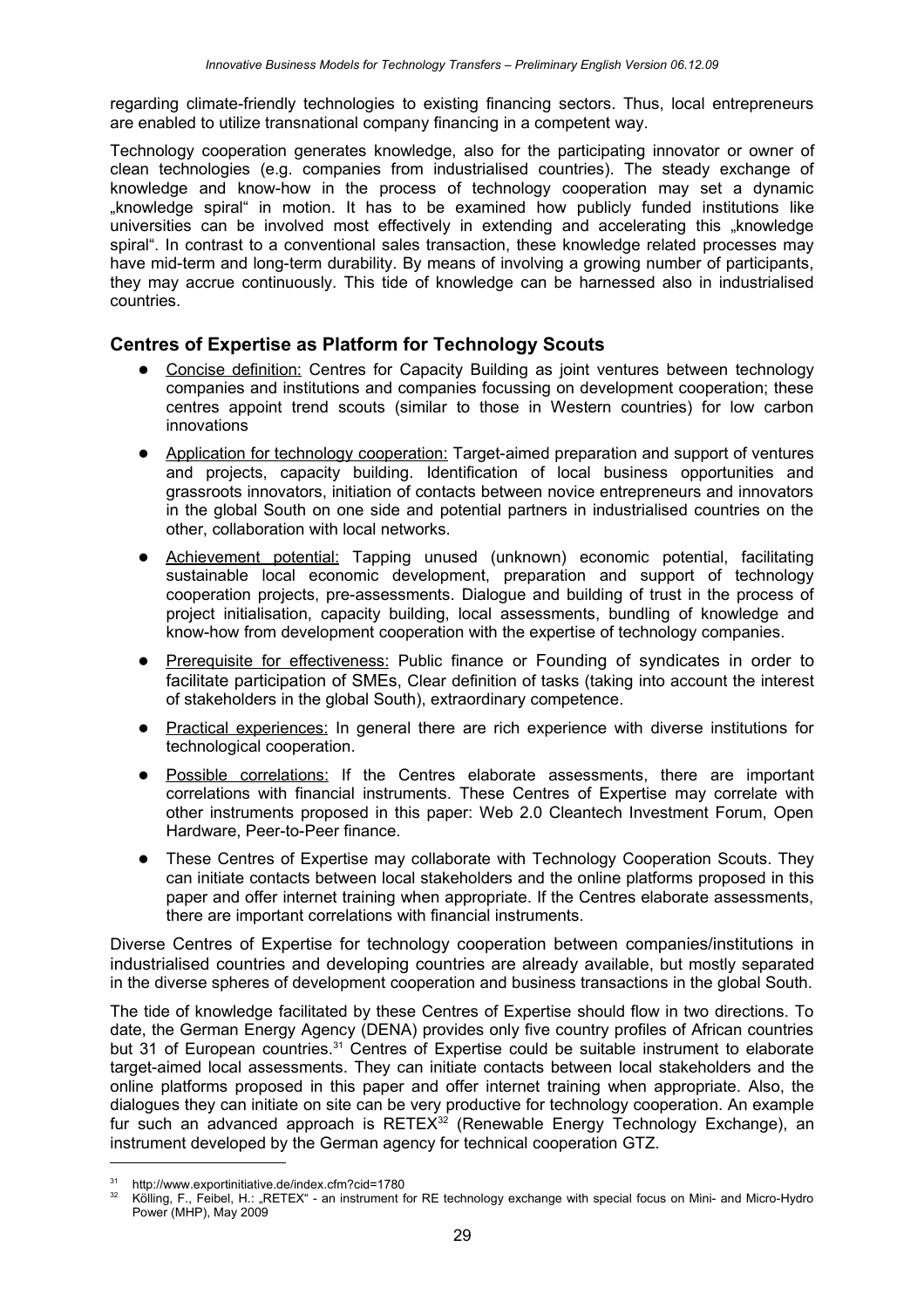regarding climate-friendly technologies to existing financing sectors. Thus, local entrepreneurs are enabled to utilize transnational company financing in a competent way.

Technology cooperation generates knowledge, also for the participating innovator or owner of clean technologies (e.g. companies from industrialised countries). The steady exchange of knowledge and know-how in the process of technology cooperation may set a dynamic „knowledge spiral“ in motion. It has to be examined how publicly funded institutions like universities can be involved most effectively in extending and accelerating this „knowledge spiral“. In contrast to a conventional sales transaction, these knowledge related processes may have mid-term and long-term durability. By means of involving a growing number of participants, they may accrue continuously. This tide of knowledge can be harnessed also in industrialised countries.

### Centres of Expertise as Platform for Technology Scouts

- Concise definition: Centres for Capacity Building as joint ventures between technology companies and institutions and companies focussing on development cooperation; these centres appoint trend scouts (similar to those in Western countries) for low carbon innovations
- Application for technology cooperation: Target-aimed preparation and support of ventures and projects, capacity building. Identification of local business opportunities and grassroots innovators, initiation of contacts between novice entrepreneurs and innovators in the global South on one side and potential partners in industrialised countries on the other, collaboration with local networks.
- Achievement potential: Tapping unused (unknown) economic potential, facilitating sustainable local economic development, preparation and support of technology cooperation projects, pre-assessments. Dialogue and building of trust in the process of project initialisation, capacity building, local assessments, bundling of knowledge and know-how from development cooperation with the expertise of technology companies.
- Prerequisite for effectiveness: Public finance or Founding of syndicates in order to facilitate participation of SMEs, Clear definition of tasks (taking into account the interest of stakeholders in the global South), extraordinary competence.
- Practical experiences: In general there are rich experience with diverse institutions for technological cooperation.
- Possible correlations: If the Centres elaborate assessments, there are important correlations with financial instruments. These Centres of Expertise may correlate with other instruments proposed in this paper: Web 2.0 Cleantech Investment Forum, Open Hardware, Peer-to-Peer finance.
- These Centres of Expertise may collaborate with Technology Cooperation Scouts. They can initiate contacts between local stakeholders and the online platforms proposed in this paper and offer internet training when appropriate. If the Centres elaborate assessments, there are important correlations with financial instruments.

Diverse Centres of Expertise for technology cooperation between companies/institutions in industrialised countries and developing countries are already available, but mostly separated in the diverse spheres of development cooperation and business transactions in the global South.

The tide of knowledge facilitated by these Centres of Expertise should flow in two directions. To date, the German Energy Agency (DENA) provides only five country profiles of African countries but 31 of European countries.[31] Centres of Expertise could be suitable instrument to elaborate target-aimed local assessments. They can initiate contacts between local stakeholders and the online platforms proposed in this paper and offer internet training when appropriate. Also, the dialogues they can initiate on site can be very productive for technology cooperation. An example fur such an advanced approach is RETEX[32] (Renewable Energy Technology Exchange), an instrument developed by the German agency for technical cooperation GTZ.

---

[31] http://www.exportinitiative.de/index.cfm?cid=1780

[32] Kölling, F., Feibel, H.: „RETEX“ - an instrument for RE technology exchange with special focus on Mini- and Micro-Hydro Power (MHP), May 2009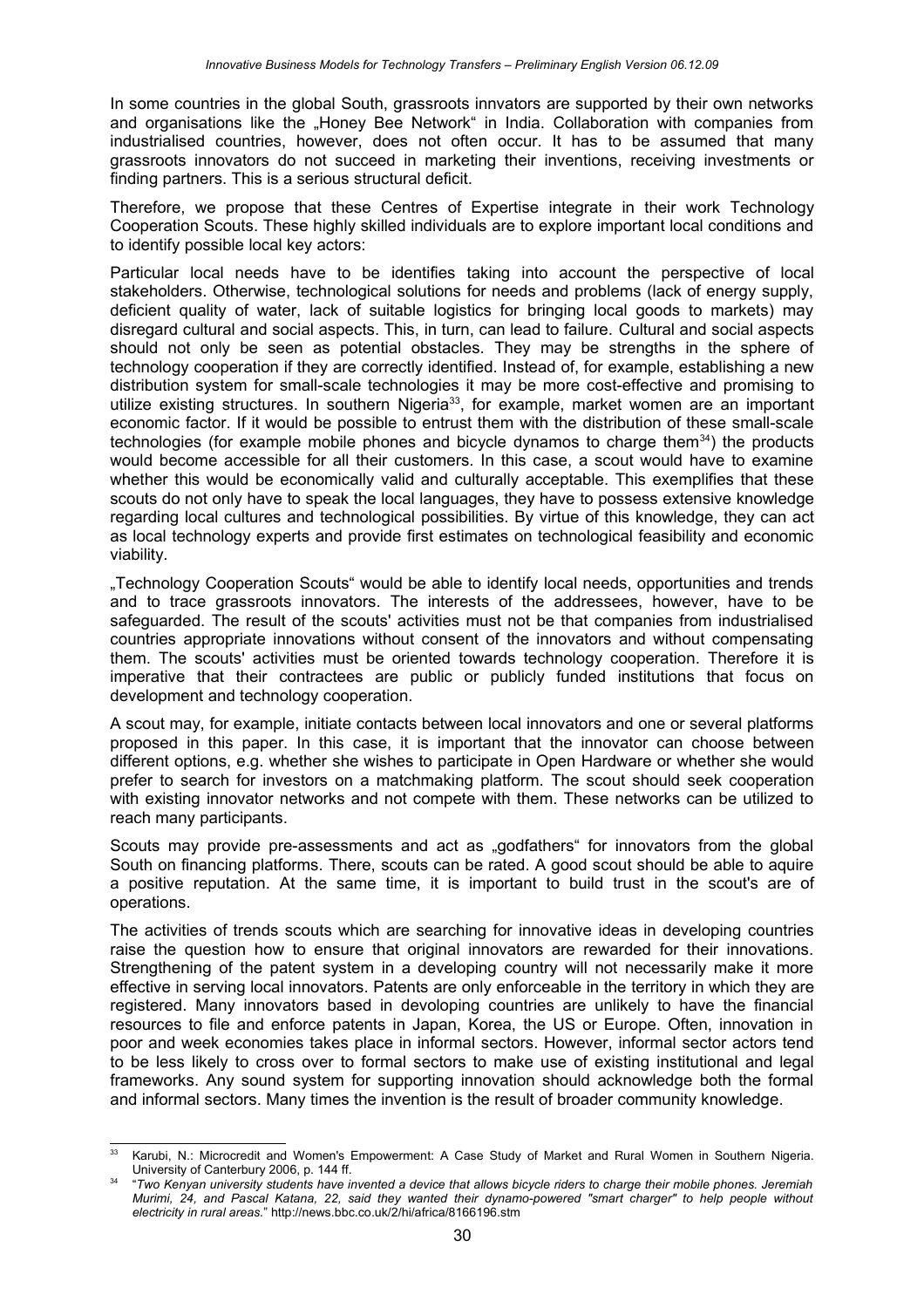In some countries in the global South, grassroots innvators are supported by their own networks and organisations like the „Honey Bee Network“ in India. Collaboration with companies from industrialised countries, however, does not often occur. It has to be assumed that many grassroots innovators do not succeed in marketing their inventions, receiving investments or finding partners. This is a serious structural deficit.

Therefore, we propose that these Centres of Expertise integrate in their work Technology Cooperation Scouts. These highly skilled individuals are to explore important local conditions and to identify possible local key actors:

Particular local needs have to be identifies taking into account the perspective of local stakeholders. Otherwise, technological solutions for needs and problems (lack of energy supply, deficient quality of water, lack of suitable logistics for bringing local goods to markets) may disregard cultural and social aspects. This, in turn, can lead to failure. Cultural and social aspects should not only be seen as potential obstacles. They may be strengths in the sphere of technology cooperation if they are correctly identified. Instead of, for example, establishing a new distribution system for small-scale technologies it may be more cost-effective and promising to utilize existing structures. In southern Nigeria[33], for example, market women are an important economic factor. If it would be possible to entrust them with the distribution of these small-scale technologies (for example mobile phones and bicycle dynamos to charge them[34]) the products would become accessible for all their customers. In this case, a scout would have to examine whether this would be economically valid and culturally acceptable. This exemplifies that these scouts do not only have to speak the local languages, they have to possess extensive knowledge regarding local cultures and technological possibilities. By virtue of this knowledge, they can act as local technology experts and provide first estimates on technological feasibility and economic viability.

„Technology Cooperation Scouts“ would be able to identify local needs, opportunities and trends and to trace grassroots innovators. The interests of the addressees, however, have to be safeguarded. The result of the scouts' activities must not be that companies from industrialised countries appropriate innovations without consent of the innovators and without compensating them. The scouts' activities must be oriented towards technology cooperation. Therefore it is imperative that their contractees are public or publicly funded institutions that focus on development and technology cooperation.

A scout may, for example, initiate contacts between local innovators and one or several platforms proposed in this paper. In this case, it is important that the innovator can choose between different options, e.g. whether she wishes to participate in Open Hardware or whether she would prefer to search for investors on a matchmaking platform. The scout should seek cooperation with existing innovator networks and not compete with them. These networks can be utilized to reach many participants.

Scouts may provide pre-assessments and act as „godfathers“ for innovators from the global South on financing platforms. There, scouts can be rated. A good scout should be able to aquire a positive reputation. At the same time, it is important to build trust in the scout's are of operations.

The activities of trends scouts which are searching for innovative ideas in developing countries raise the question how to ensure that original innovators are rewarded for their innovations. Strengthening of the patent system in a developing country will not necessarily make it more effective in serving local innovators. Patents are only enforceable in the territory in which they are registered. Many innovators based in devloping countries are unlikely to have the financial resources to file and enforce patents in Japan, Korea, the US or Europe. Often, innovation in poor and week economies takes place in informal sectors. However, informal sector actors tend to be less likely to cross over to formal sectors to make use of existing institutional and legal frameworks. Any sound system for supporting innovation should acknowledge both the formal and informal sectors. Many times the invention is the result of broader community knowledge.

---

[33] Karubi, N.: Microcredit and Women's Empowerment: A Case Study of Market and Rural Women in Southern Nigeria. University of Canterbury 2006, p. 144 ff.

[34] "*Two Kenyan university students have invented a device that allows bicycle riders to charge their mobile phones. Jeremiah Murimi, 24, and Pascal Katana, 22, said they wanted their dynamo-powered "smart charger" to help people without electricity in rural areas*." http://news.bbc.co.uk/2/hi/africa/8166196.stm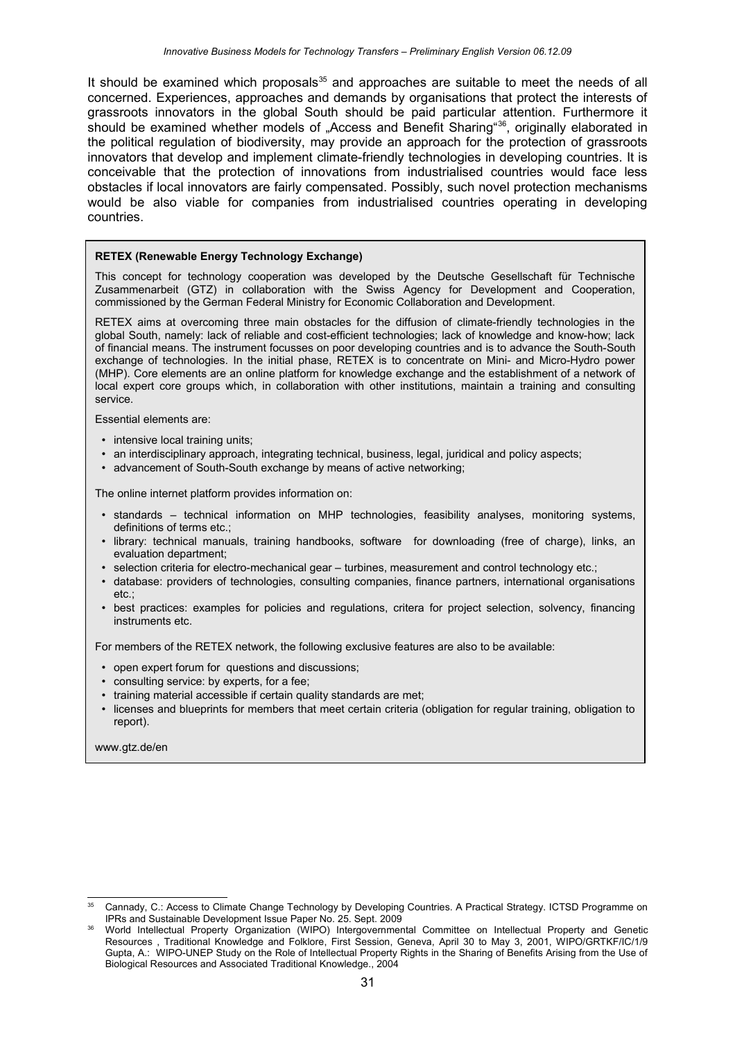It should be examined which proposals[35] and approaches are suitable to meet the needs of all concerned. Experiences, approaches and demands by organisations that protect the interests of grassroots innovators in the global South should be paid particular attention. Furthermore it should be examined whether models of „Access and Benefit Sharing“[36], originally elaborated in the political regulation of biodiversity, may provide an approach for the protection of grassroots innovators that develop and implement climate-friendly technologies in developing countries. It is conceivable that the protection of innovations from industrialised countries would face less obstacles if local innovators are fairly compensated. Possibly, such novel protection mechanisms would be also viable for companies from industrialised countries operating in developing countries.

**RETEX (Renewable Energy Technology Exchange)**

This concept for technology cooperation was developed by the Deutsche Gesellschaft für Technische Zusammenarbeit (GTZ) in collaboration with the Swiss Agency for Development and Cooperation, commissioned by the German Federal Ministry for Economic Collaboration and Development.

RETEX aims at overcoming three main obstacles for the diffusion of climate-friendly technologies in the global South, namely: lack of reliable and cost-efficient technologies; lack of knowledge and know-how; lack of financial means. The instrument focusses on poor developing countries and is to advance the South-South exchange of technologies. In the initial phase, RETEX is to concentrate on Mini- and Micro-Hydro power (MHP). Core elements are an online platform for knowledge exchange and the establishment of a network of local expert core groups which, in collaboration with other institutions, maintain a training and consulting service.

Essential elements are:

- intensive local training units;
- an interdisciplinary approach, integrating technical, business, legal, juridical and policy aspects;
- advancement of South-South exchange by means of active networking;

The online internet platform provides information on:

- standards – technical information on MHP technologies, feasibility analyses, monitoring systems, definitions of terms etc.;
- library: technical manuals, training handbooks, software for downloading (free of charge), links, an evaluation department;
- selection criteria for electro-mechanical gear – turbines, measurement and control technology etc.;
- database: providers of technologies, consulting companies, finance partners, international organisations etc.;
- best practices: examples for policies and regulations, critera for project selection, solvency, financing instruments etc.

For members of the RETEX network, the following exclusive features are also to be available:

- open expert forum for questions and discussions;
- consulting service: by experts, for a fee;
- training material accessible if certain quality standards are met;
- licenses and blueprints for members that meet certain criteria (obligation for regular training, obligation to report).

www.gtz.de/en

---

[35] Cannady, C.: Access to Climate Change Technology by Developing Countries. A Practical Strategy. ICTSD Programme on IPRs and Sustainable Development Issue Paper No. 25. Sept. 2009

[36] World Intellectual Property Organization (WIPO) Intergovernmental Committee on Intellectual Property and Genetic Resources , Traditional Knowledge and Folklore, First Session, Geneva, April 30 to May 3, 2001, WIPO/GRTKF/IC/1/9 Gupta, A.: WIPO-UNEP Study on the Role of Intellectual Property Rights in the Sharing of Benefits Arising from the Use of Biological Resources and Associated Traditional Knowledge., 2004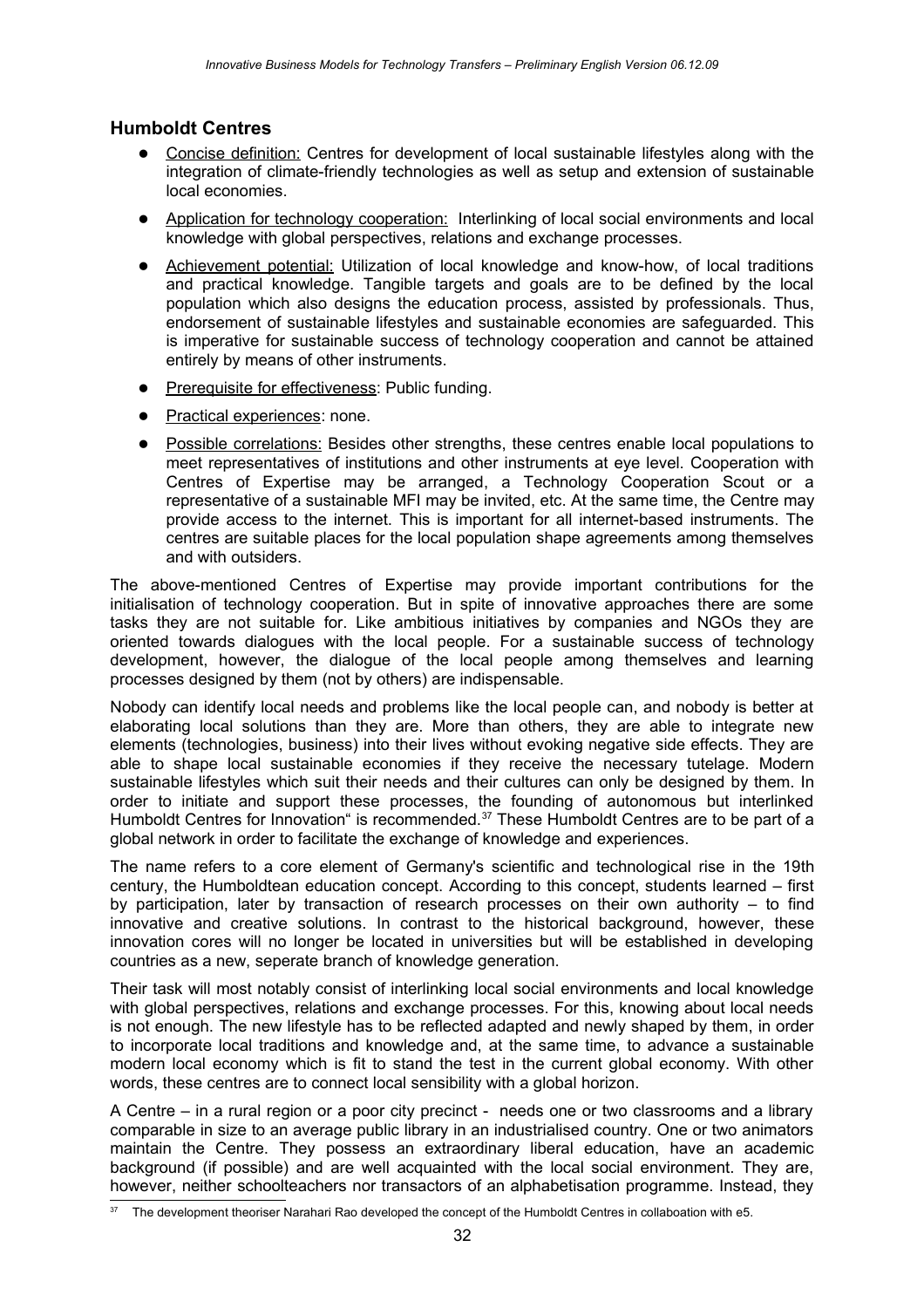## Humboldt Centres

- Concise definition: Centres for development of local sustainable lifestyles along with the integration of climate-friendly technologies as well as setup and extension of sustainable local economies.
- Application for technology cooperation: Interlinking of local social environments and local knowledge with global perspectives, relations and exchange processes.
- Achievement potential: Utilization of local knowledge and know-how, of local traditions and practical knowledge. Tangible targets and goals are to be defined by the local population which also designs the education process, assisted by professionals. Thus, endorsement of sustainable lifestyles and sustainable economies are safeguarded. This is imperative for sustainable success of technology cooperation and cannot be attained entirely by means of other instruments.
- Prerequisite for effectiveness: Public funding.
- Practical experiences: none.
- Possible correlations: Besides other strengths, these centres enable local populations to meet representatives of institutions and other instruments at eye level. Cooperation with Centres of Expertise may be arranged, a Technology Cooperation Scout or a representative of a sustainable MFI may be invited, etc. At the same time, the Centre may provide access to the internet. This is important for all internet-based instruments. The centres are suitable places for the local population shape agreements among themselves and with outsiders.

The above-mentioned Centres of Expertise may provide important contributions for the initialisation of technology cooperation. But in spite of innovative approaches there are some tasks they are not suitable for. Like ambitious initiatives by companies and NGOs they are oriented towards dialogues with the local people. For a sustainable success of technology development, however, the dialogue of the local people among themselves and learning processes designed by them (not by others) are indispensable.

Nobody can identify local needs and problems like the local people can, and nobody is better at elaborating local solutions than they are. More than others, they are able to integrate new elements (technologies, business) into their lives without evoking negative side effects. They are able to shape local sustainable economies if they receive the necessary tutelage. Modern sustainable lifestyles which suit their needs and their cultures can only be designed by them. In order to initiate and support these processes, the founding of autonomous but interlinked Humboldt Centres for Innovation" is recommended.[37] These Humboldt Centres are to be part of a global network in order to facilitate the exchange of knowledge and experiences.

The name refers to a core element of Germany's scientific and technological rise in the 19th century, the Humboldtean education concept. According to this concept, students learned – first by participation, later by transaction of research processes on their own authority – to find innovative and creative solutions. In contrast to the historical background, however, these innovation cores will no longer be located in universities but will be established in developing countries as a new, seperate branch of knowledge generation.

Their task will most notably consist of interlinking local social environments and local knowledge with global perspectives, relations and exchange processes. For this, knowing about local needs is not enough. The new lifestyle has to be reflected adapted and newly shaped by them, in order to incorporate local traditions and knowledge and, at the same time, to advance a sustainable modern local economy which is fit to stand the test in the current global economy. With other words, these centres are to connect local sensibility with a global horizon.

A Centre – in a rural region or a poor city precinct - needs one or two classrooms and a library comparable in size to an average public library in an industrialised country. One or two animators maintain the Centre. They possess an extraordinary liberal education, have an academic background (if possible) and are well acquainted with the local social environment. They are, however, neither schoolteachers nor transactors of an alphabetisation programme. Instead, they

---

[37] The development theoriser Narahari Rao developed the concept of the Humboldt Centres in collaboation with e5.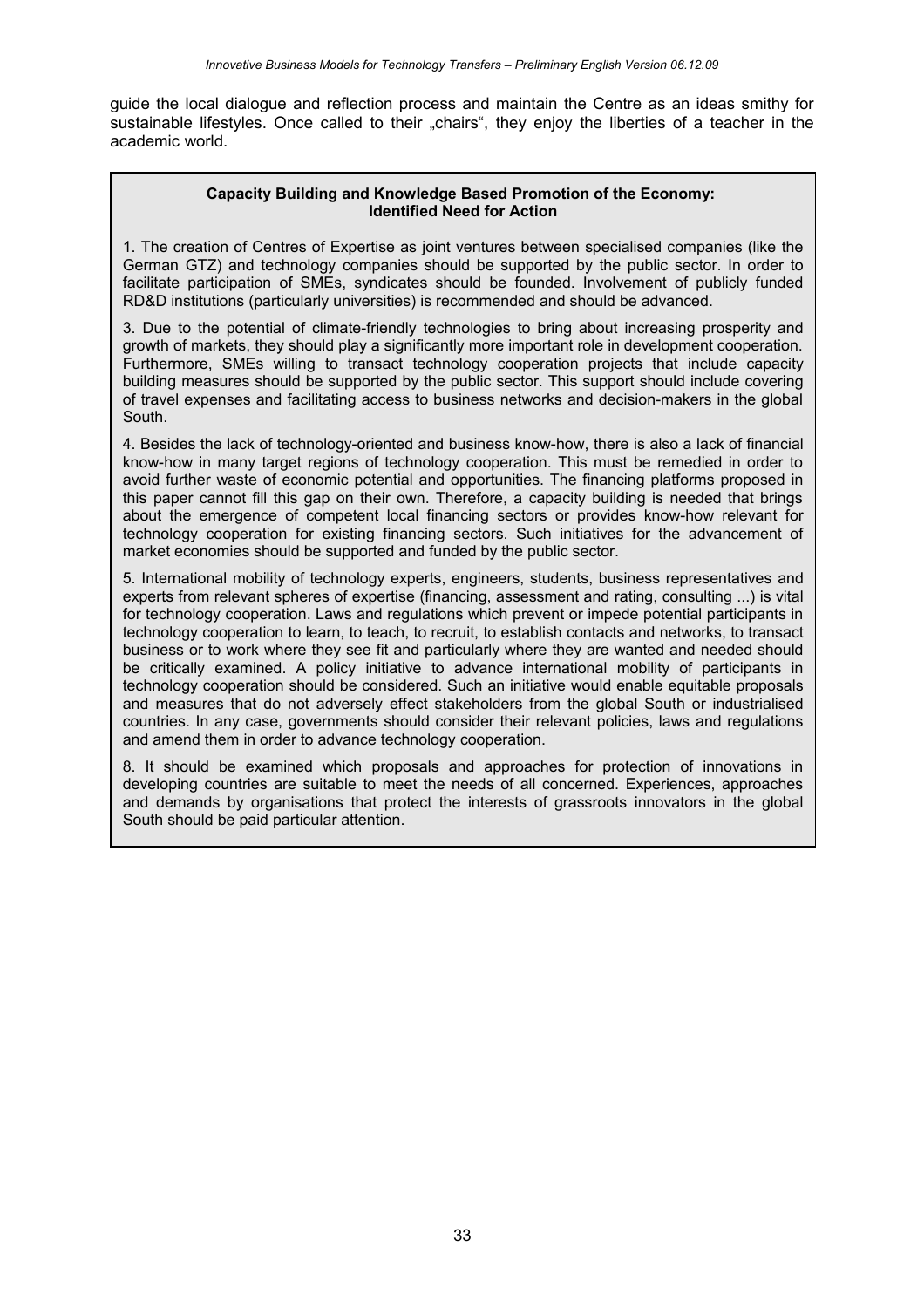guide the local dialogue and reflection process and maintain the Centre as an ideas smithy for sustainable lifestyles. Once called to their „chairs“, they enjoy the liberties of a teacher in the academic world.

**Capacity Building and Knowledge Based Promotion of the Economy: Identified Need for Action**

1. The creation of Centres of Expertise as joint ventures between specialised companies (like the German GTZ) and technology companies should be supported by the public sector. In order to facilitate participation of SMEs, syndicates should be founded. Involvement of publicly funded RD&D institutions (particularly universities) is recommended and should be advanced.

3. Due to the potential of climate-friendly technologies to bring about increasing prosperity and growth of markets, they should play a significantly more important role in development cooperation. Furthermore, SMEs willing to transact technology cooperation projects that include capacity building measures should be supported by the public sector. This support should include covering of travel expenses and facilitating access to business networks and decision-makers in the global South.

4. Besides the lack of technology-oriented and business know-how, there is also a lack of financial know-how in many target regions of technology cooperation. This must be remedied in order to avoid further waste of economic potential and opportunities. The financing platforms proposed in this paper cannot fill this gap on their own. Therefore, a capacity building is needed that brings about the emergence of competent local financing sectors or provides know-how relevant for technology cooperation for existing financing sectors. Such initiatives for the advancement of market economies should be supported and funded by the public sector.

5. International mobility of technology experts, engineers, students, business representatives and experts from relevant spheres of expertise (financing, assessment and rating, consulting ...) is vital for technology cooperation. Laws and regulations which prevent or impede potential participants in technology cooperation to learn, to teach, to recruit, to establish contacts and networks, to transact business or to work where they see fit and particularly where they are wanted and needed should be critically examined. A policy initiative to advance international mobility of participants in technology cooperation should be considered. Such an initiative would enable equitable proposals and measures that do not adversely effect stakeholders from the global South or industrialised countries. In any case, governments should consider their relevant policies, laws and regulations and amend them in order to advance technology cooperation.

8. It should be examined which proposals and approaches for protection of innovations in developing countries are suitable to meet the needs of all concerned. Experiences, approaches and demands by organisations that protect the interests of grassroots innovators in the global South should be paid particular attention.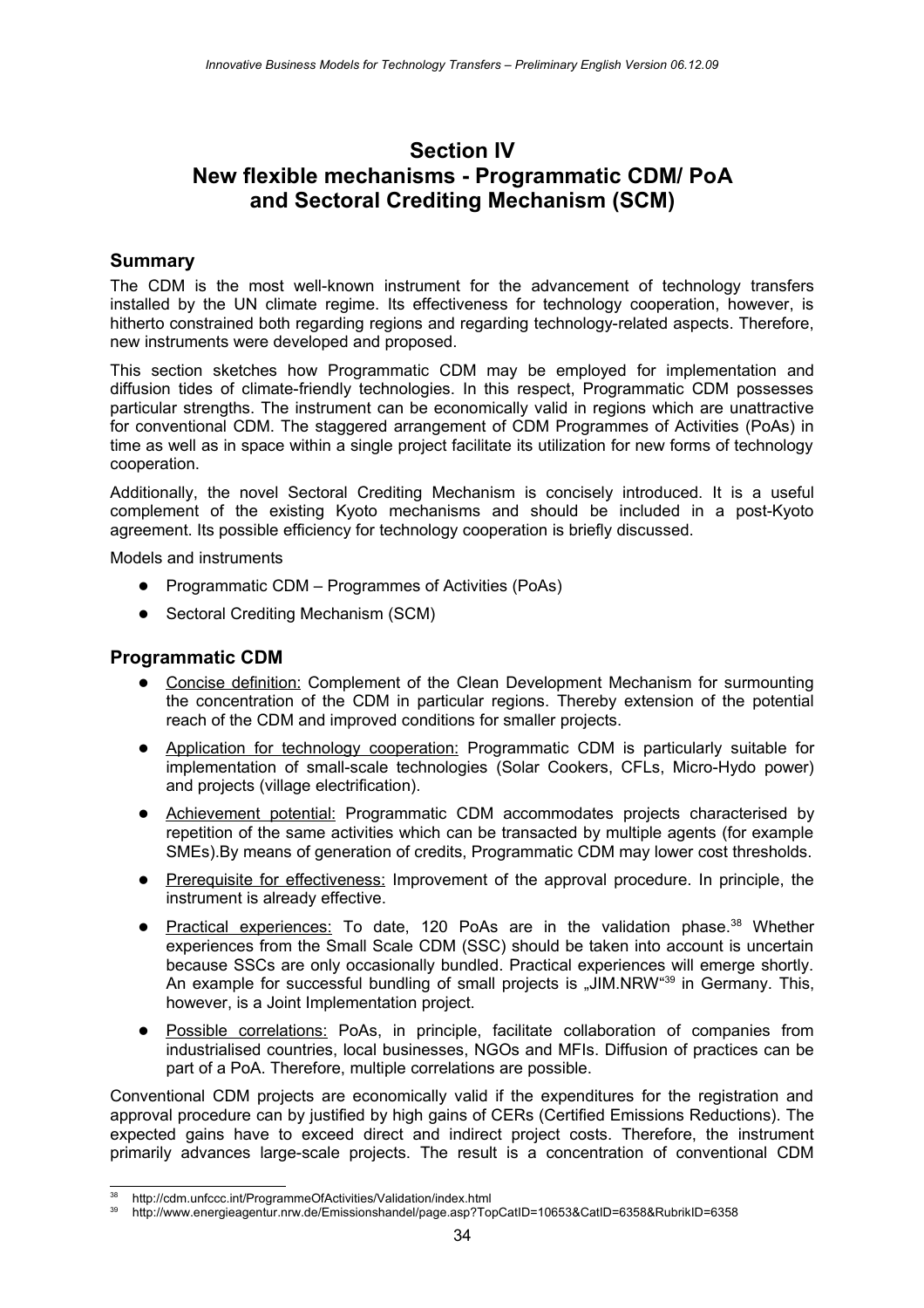# Section IV
# New flexible mechanisms - Programmatic CDM/ PoA and Sectoral Crediting Mechanism (SCM)

## Summary

The CDM is the most well-known instrument for the advancement of technology transfers installed by the UN climate regime. Its effectiveness for technology cooperation, however, is hitherto constrained both regarding regions and regarding technology-related aspects. Therefore, new instruments were developed and proposed.

This section sketches how Programmatic CDM may be employed for implementation and diffusion tides of climate-friendly technologies. In this respect, Programmatic CDM possesses particular strengths. The instrument can be economically valid in regions which are unattractive for conventional CDM. The staggered arrangement of CDM Programmes of Activities (PoAs) in time as well as in space within a single project facilitate its utilization for new forms of technology cooperation.

Additionally, the novel Sectoral Crediting Mechanism is concisely introduced. It is a useful complement of the existing Kyoto mechanisms and should be included in a post-Kyoto agreement. Its possible efficiency for technology cooperation is briefly discussed.

Models and instruments

- Programmatic CDM – Programmes of Activities (PoAs)
- Sectoral Crediting Mechanism (SCM)

## Programmatic CDM

- Concise definition: Complement of the Clean Development Mechanism for surmounting the concentration of the CDM in particular regions. Thereby extension of the potential reach of the CDM and improved conditions for smaller projects.
- Application for technology cooperation: Programmatic CDM is particularly suitable for implementation of small-scale technologies (Solar Cookers, CFLs, Micro-Hydo power) and projects (village electrification).
- Achievement potential: Programmatic CDM accommodates projects characterised by repetition of the same activities which can be transacted by multiple agents (for example SMEs).By means of generation of credits, Programmatic CDM may lower cost thresholds.
- Prerequisite for effectiveness: Improvement of the approval procedure. In principle, the instrument is already effective.
- Practical experiences: To date, 120 PoAs are in the validation phase.[38] Whether experiences from the Small Scale CDM (SSC) should be taken into account is uncertain because SSCs are only occasionally bundled. Practical experiences will emerge shortly. An example for successful bundling of small projects is „JIM.NRW"[39] in Germany. This, however, is a Joint Implementation project.
- Possible correlations: PoAs, in principle, facilitate collaboration of companies from industrialised countries, local businesses, NGOs and MFIs. Diffusion of practices can be part of a PoA. Therefore, multiple correlations are possible.

Conventional CDM projects are economically valid if the expenditures for the registration and approval procedure can by justified by high gains of CERs (Certified Emissions Reductions). The expected gains have to exceed direct and indirect project costs. Therefore, the instrument primarily advances large-scale projects. The result is a concentration of conventional CDM

---

[38] http://cdm.unfccc.int/ProgrammeOfActivities/Validation/index.html

[39] http://www.energieagentur.nrw.de/Emissionshandel/page.asp?TopCatID=10653&CatID=6358&RubrikID=6358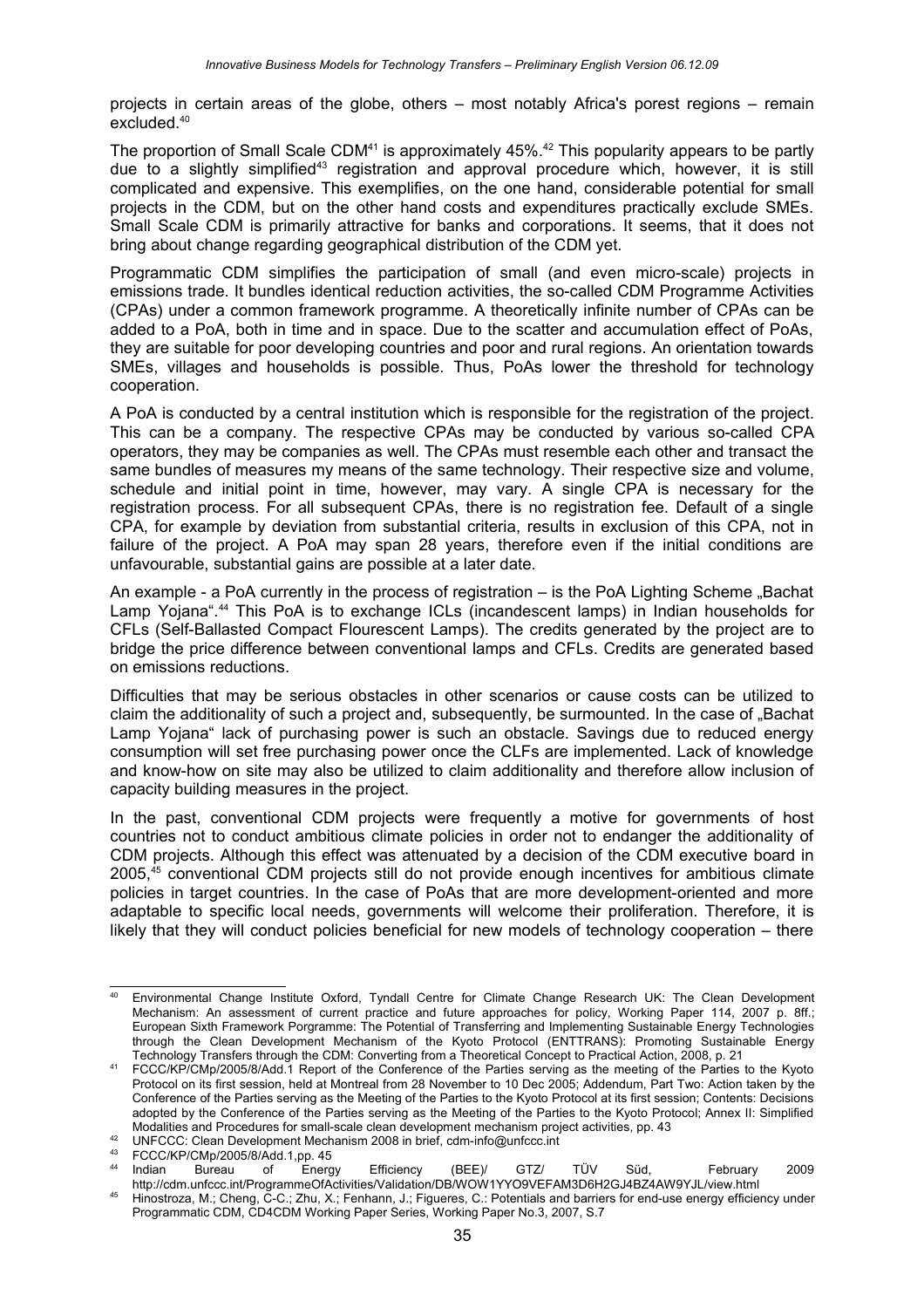projects in certain areas of the globe, others – most notably Africa's porest regions – remain excluded.[40]

The proportion of Small Scale CDM[41] is approximately 45%.[42] This popularity appears to be partly due to a slightly simplified[43] registration and approval procedure which, however, it is still complicated and expensive. This exemplifies, on the one hand, considerable potential for small projects in the CDM, but on the other hand costs and expenditures practically exclude SMEs. Small Scale CDM is primarily attractive for banks and corporations. It seems, that it does not bring about change regarding geographical distribution of the CDM yet.

Programmatic CDM simplifies the participation of small (and even micro-scale) projects in emissions trade. It bundles identical reduction activities, the so-called CDM Programme Activities (CPAs) under a common framework programme. A theoretically infinite number of CPAs can be added to a PoA, both in time and in space. Due to the scatter and accumulation effect of PoAs, they are suitable for poor developing countries and poor and rural regions. An orientation towards SMEs, villages and households is possible. Thus, PoAs lower the threshold for technology cooperation.

A PoA is conducted by a central institution which is responsible for the registration of the project. This can be a company. The respective CPAs may be conducted by various so-called CPA operators, they may be companies as well. The CPAs must resemble each other and transact the same bundles of measures my means of the same technology. Their respective size and volume, schedule and initial point in time, however, may vary. A single CPA is necessary for the registration process. For all subsequent CPAs, there is no registration fee. Default of a single CPA, for example by deviation from substantial criteria, results in exclusion of this CPA, not in failure of the project. A PoA may span 28 years, therefore even if the initial conditions are unfavourable, substantial gains are possible at a later date.

An example - a PoA currently in the process of registration – is the PoA Lighting Scheme „Bachat Lamp Yojana".[44] This PoA is to exchange ICLs (incandescent lamps) in Indian households for CFLs (Self-Ballasted Compact Flourescent Lamps). The credits generated by the project are to bridge the price difference between conventional lamps and CFLs. Credits are generated based on emissions reductions.

Difficulties that may be serious obstacles in other scenarios or cause costs can be utilized to claim the additionality of such a project and, subsequently, be surmounted. In the case of „Bachat Lamp Yojana" lack of purchasing power is such an obstacle. Savings due to reduced energy consumption will set free purchasing power once the CLFs are implemented. Lack of knowledge and know-how on site may also be utilized to claim additionality and therefore allow inclusion of capacity building measures in the project.

In the past, conventional CDM projects were frequently a motive for governments of host countries not to conduct ambitious climate policies in order not to endanger the additionality of CDM projects. Although this effect was attenuated by a decision of the CDM executive board in 2005,[45] conventional CDM projects still do not provide enough incentives for ambitious climate policies in target countries. In the case of PoAs that are more development-oriented and more adaptable to specific local needs, governments will welcome their proliferation. Therefore, it is likely that they will conduct policies beneficial for new models of technology cooperation – there

---

[40] Environmental Change Institute Oxford, Tyndall Centre for Climate Change Research UK: The Clean Development Mechanism: An assessment of current practice and future approaches for policy, Working Paper 114, 2007 p. 8ff.; European Sixth Framework Porgramme: The Potential of Transferring and Implementing Sustainable Energy Technologies through the Clean Development Mechanism of the Kyoto Protocol (ENTTRANS): Promoting Sustainable Energy Technology Transfers through the CDM: Converting from a Theoretical Concept to Practical Action, 2008, p. 21

[41] FCCC/KP/CMp/2005/8/Add.1 Report of the Conference of the Parties serving as the meeting of the Parties to the Kyoto Protocol on its first session, held at Montreal from 28 November to 10 Dec 2005; Addendum, Part Two: Action taken by the Conference of the Parties serving as the Meeting of the Parties to the Kyoto Protocol at its first session; Contents: Decisions adopted by the Conference of the Parties serving as the Meeting of the Parties to the Kyoto Protocol; Annex II: Simplified Modalities and Procedures for small-scale clean development mechanism project activities, pp. 43

[42] UNFCCC: Clean Development Mechanism 2008 in brief, cdm-info@unfccc.int

[43] FCCC/KP/CMp/2005/8/Add.1,pp. 45

[44] Indian Bureau of Energy Efficiency (BEE)/ GTZ/ TÜV Süd, February 2009 http://cdm.unfccc.int/ProgrammeOfActivities/Validation/DB/WOW1YYO9VEFAM3D6H2GJ4BZ4AW9YJL/view.html

[45] Hinostroza, M.; Cheng, C-C.; Zhu, X.; Fenhann, J.; Figueres, C.: Potentials and barriers for end-use energy efficiency under Programmatic CDM, CD4CDM Working Paper Series, Working Paper No.3, 2007, S.7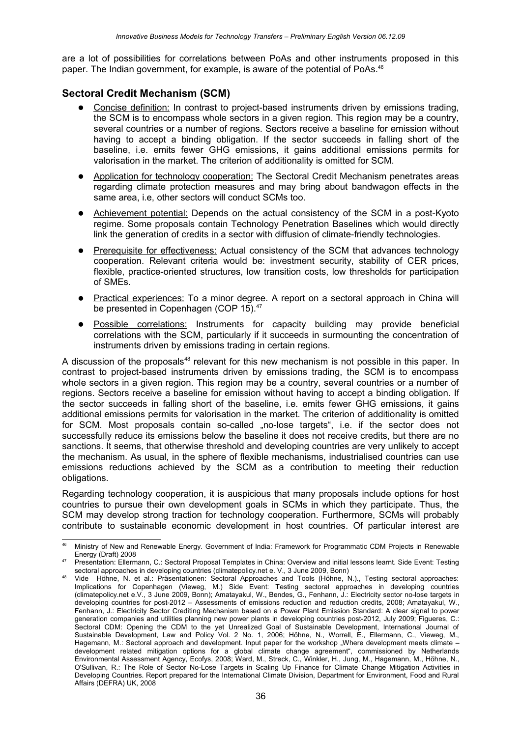are a lot of possibilities for correlations between PoAs and other instruments proposed in this paper. The Indian government, for example, is aware of the potential of PoAs.[46]

## Sectoral Credit Mechanism (SCM)

- Concise definition: In contrast to project-based instruments driven by emissions trading, the SCM is to encompass whole sectors in a given region. This region may be a country, several countries or a number of regions. Sectors receive a baseline for emission without having to accept a binding obligation. If the sector succeeds in falling short of the baseline, i.e. emits fewer GHG emissions, it gains additional emissions permits for valorisation in the market. The criterion of additionality is omitted for SCM.
- Application for technology cooperation: The Sectoral Credit Mechanism penetrates areas regarding climate protection measures and may bring about bandwagon effects in the same area, i.e, other sectors will conduct SCMs too.
- Achievement potential: Depends on the actual consistency of the SCM in a post-Kyoto regime. Some proposals contain Technology Penetration Baselines which would directly link the generation of credits in a sector with diffusion of climate-friendly technologies.
- Prerequisite for effectiveness: Actual consistency of the SCM that advances technology cooperation. Relevant criteria would be: investment security, stability of CER prices, flexible, practice-oriented structures, low transition costs, low thresholds for participation of SMEs.
- Practical experiences: To a minor degree. A report on a sectoral approach in China will be presented in Copenhagen (COP 15).[47]
- Possible correlations: Instruments for capacity building may provide beneficial correlations with the SCM, particularly if it succeeds in surmounting the concentration of instruments driven by emissions trading in certain regions.

A discussion of the proposals[48] relevant for this new mechanism is not possible in this paper. In contrast to project-based instruments driven by emissions trading, the SCM is to encompass whole sectors in a given region. This region may be a country, several countries or a number of regions. Sectors receive a baseline for emission without having to accept a binding obligation. If the sector succeeds in falling short of the baseline, i.e. emits fewer GHG emissions, it gains additional emissions permits for valorisation in the market. The criterion of additionality is omitted for SCM. Most proposals contain so-called „no-lose targets", i.e. if the sector does not successfully reduce its emissions below the baseline it does not receive credits, but there are no sanctions. It seems, that otherwise threshold and developing countries are very unlikely to accept the mechanism. As usual, in the sphere of flexible mechanisms, industrialised countries can use emissions reductions achieved by the SCM as a contribution to meeting their reduction obligations.

Regarding technology cooperation, it is auspicious that many proposals include options for host countries to pursue their own development goals in SCMs in which they participate. Thus, the SCM may develop strong traction for technology cooperation. Furthermore, SCMs will probably contribute to sustainable economic development in host countries. Of particular interest are

---

[46] Ministry of New and Renewable Energy. Government of India: Framework for Programmatic CDM Projects in Renewable Energy (Draft) 2008

[47] Presentation: Ellermann, C.: Sectoral Proposal Templates in China: Overview and initial lessons learnt. Side Event: Testing sectoral approaches in developing countries (climatepolicy.net e. V., 3 June 2009, Bonn)

[48] Vide Höhne, N. et al.: Präsentationen: Sectoral Approaches and Tools (Höhne, N.)., Testing sectoral approaches: Implications for Copenhagen (Vieweg, M.) Side Event: Testing sectoral approaches in developing countries (climatepolicy.net e.V., 3 June 2009, Bonn); Amatayakul, W., Bendes, G., Fenhann, J.: Electricity sector no-lose targets in developing countries for post-2012 – Assessments of emissions reduction and reduction credits, 2008; Amatayakul, W., Fenhann, J.: Electricity Sector Crediting Mechanism based on a Power Plant Emission Standard: A clear signal to power generation companies and utilities planning new power plants in developing countries post-2012, July 2009; Figueres, C.: Sectoral CDM: Opening the CDM to the yet Unrealized Goal of Sustainable Development, International Journal of Sustainable Development, Law and Policy Vol. 2 No. 1, 2006; Höhne, N., Worrell, E., Ellermann, C., Vieweg, M., Hagemann, M.: Sectoral approach and development. Input paper for the workshop „Where development meets climate – development related mitigation options for a global climate change agreement", commissioned by Netherlands Environmental Assessment Agency, Ecofys, 2008; Ward, M., Streck, C., Winkler, H., Jung, M., Hagemann, M., Höhne, N., O'Sullivan, R.: The Role of Sector No-Lose Targets in Scaling Up Finance for Climate Change Mitigation Activities in Developing Countries. Report prepared for the International Climate Division, Department for Environment, Food and Rural Affairs (DEFRA) UK, 2008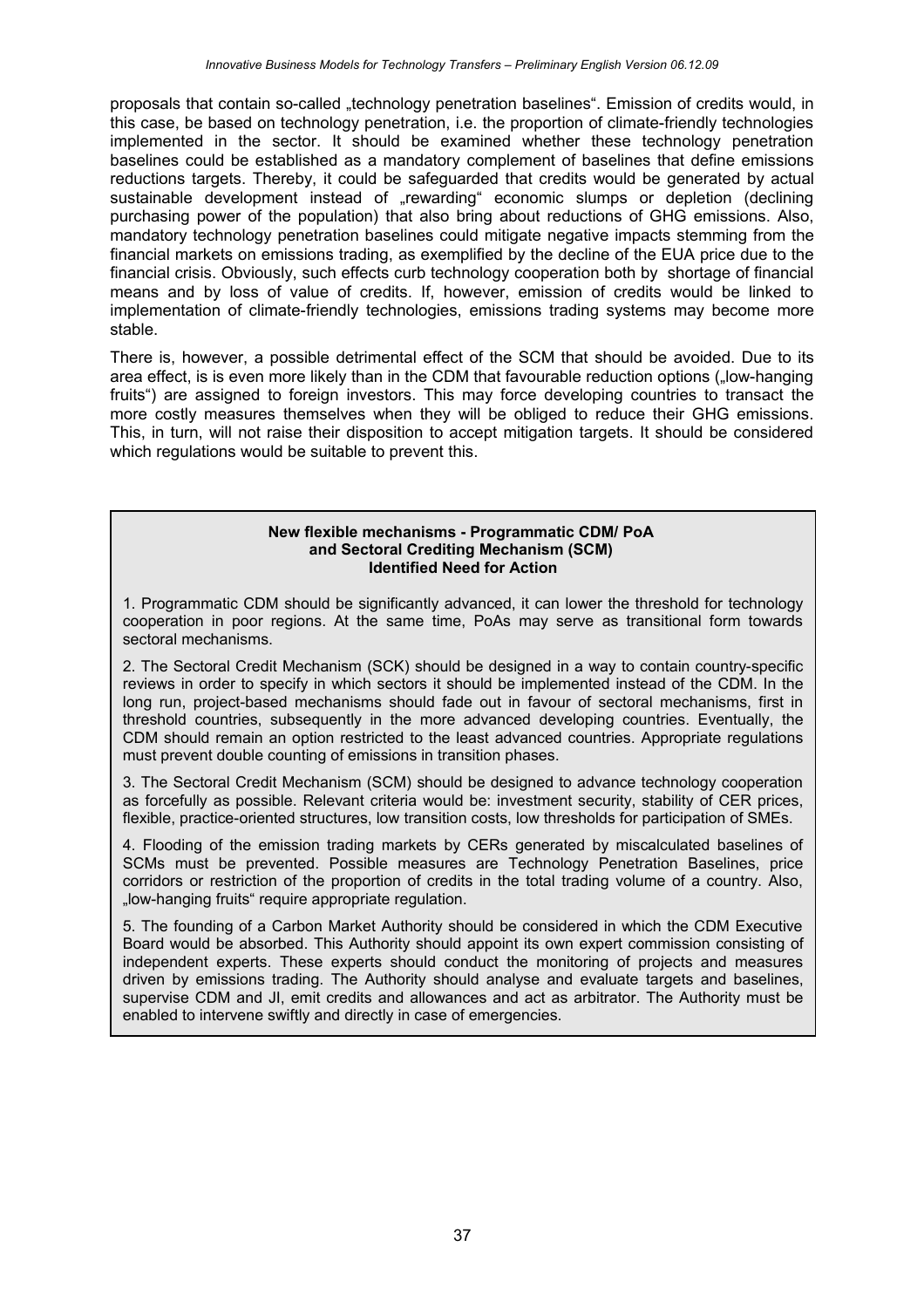proposals that contain so-called „technology penetration baselines". Emission of credits would, in this case, be based on technology penetration, i.e. the proportion of climate-friendly technologies implemented in the sector. It should be examined whether these technology penetration baselines could be established as a mandatory complement of baselines that define emissions reductions targets. Thereby, it could be safeguarded that credits would be generated by actual sustainable development instead of „rewarding" economic slumps or depletion (declining purchasing power of the population) that also bring about reductions of GHG emissions. Also, mandatory technology penetration baselines could mitigate negative impacts stemming from the financial markets on emissions trading, as exemplified by the decline of the EUA price due to the financial crisis. Obviously, such effects curb technology cooperation both by shortage of financial means and by loss of value of credits. If, however, emission of credits would be linked to implementation of climate-friendly technologies, emissions trading systems may become more stable.

There is, however, a possible detrimental effect of the SCM that should be avoided. Due to its area effect, is is even more likely than in the CDM that favourable reduction options („low-hanging fruits") are assigned to foreign investors. This may force developing countries to transact the more costly measures themselves when they will be obliged to reduce their GHG emissions. This, in turn, will not raise their disposition to accept mitigation targets. It should be considered which regulations would be suitable to prevent this.

**New flexible mechanisms - Programmatic CDM/ PoA and Sectoral Crediting Mechanism (SCM) Identified Need for Action**

1. Programmatic CDM should be significantly advanced, it can lower the threshold for technology cooperation in poor regions. At the same time, PoAs may serve as transitional form towards sectoral mechanisms.

2. The Sectoral Credit Mechanism (SCK) should be designed in a way to contain country-specific reviews in order to specify in which sectors it should be implemented instead of the CDM. In the long run, project-based mechanisms should fade out in favour of sectoral mechanisms, first in threshold countries, subsequently in the more advanced developing countries. Eventually, the CDM should remain an option restricted to the least advanced countries. Appropriate regulations must prevent double counting of emissions in transition phases.

3. The Sectoral Credit Mechanism (SCM) should be designed to advance technology cooperation as forcefully as possible. Relevant criteria would be: investment security, stability of CER prices, flexible, practice-oriented structures, low transition costs, low thresholds for participation of SMEs.

4. Flooding of the emission trading markets by CERs generated by miscalculated baselines of SCMs must be prevented. Possible measures are Technology Penetration Baselines, price corridors or restriction of the proportion of credits in the total trading volume of a country. Also, „low-hanging fruits" require appropriate regulation.

5. The founding of a Carbon Market Authority should be considered in which the CDM Executive Board would be absorbed. This Authority should appoint its own expert commission consisting of independent experts. These experts should conduct the monitoring of projects and measures driven by emissions trading. The Authority should analyse and evaluate targets and baselines, supervise CDM and JI, emit credits and allowances and act as arbitrator. The Authority must be enabled to intervene swiftly and directly in case of emergencies.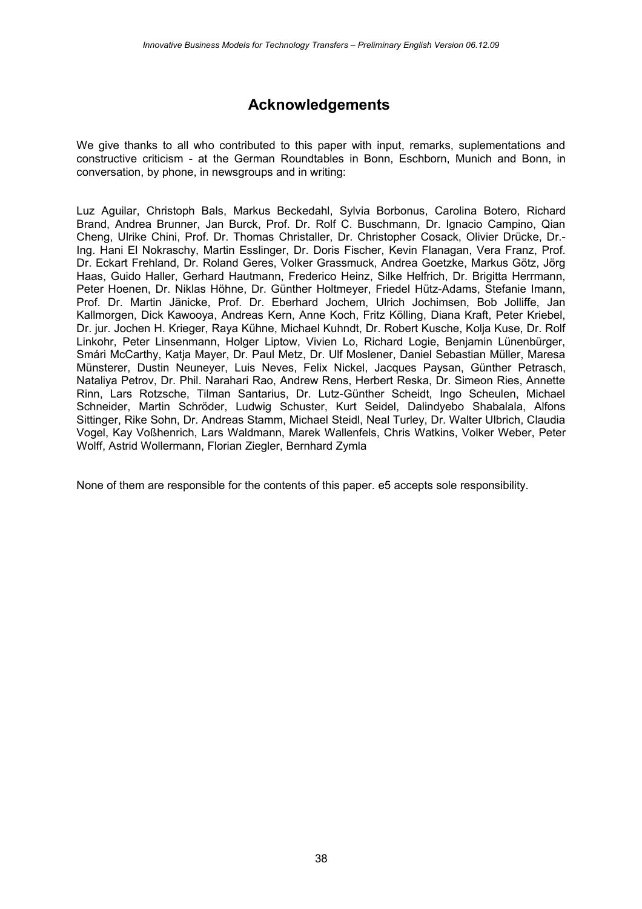# Acknowledgements

We give thanks to all who contributed to this paper with input, remarks, suplementations and constructive criticism - at the German Roundtables in Bonn, Eschborn, Munich and Bonn, in conversation, by phone, in newsgroups and in writing:

Luz Aguilar, Christoph Bals, Markus Beckedahl, Sylvia Borbonus, Carolina Botero, Richard Brand, Andrea Brunner, Jan Burck, Prof. Dr. Rolf C. Buschmann, Dr. Ignacio Campino, Qian Cheng, Ulrike Chini, Prof. Dr. Thomas Christaller, Dr. Christopher Cosack, Olivier Drücke, Dr.-Ing. Hani El Nokraschy, Martin Esslinger, Dr. Doris Fischer, Kevin Flanagan, Vera Franz, Prof. Dr. Eckart Frehland, Dr. Roland Geres, Volker Grassmuck, Andrea Goetzke, Markus Götz, Jörg Haas, Guido Haller, Gerhard Hautmann, Frederico Heinz, Silke Helfrich, Dr. Brigitta Herrmann, Peter Hoenen, Dr. Niklas Höhne, Dr. Günther Holtmeyer, Friedel Hütz-Adams, Stefanie Imann, Prof. Dr. Martin Jänicke, Prof. Dr. Eberhard Jochem, Ulrich Jochimsen, Bob Jolliffe, Jan Kallmorgen, Dick Kawooya, Andreas Kern, Anne Koch, Fritz Kölling, Diana Kraft, Peter Kriebel, Dr. jur. Jochen H. Krieger, Raya Kühne, Michael Kuhndt, Dr. Robert Kusche, Kolja Kuse, Dr. Rolf Linkohr, Peter Linsenmann, Holger Liptow, Vivien Lo, Richard Logie, Benjamin Lünenbürger, Smári McCarthy, Katja Mayer, Dr. Paul Metz, Dr. Ulf Moslener, Daniel Sebastian Müller, Maresa Münsterer, Dustin Neuneyer, Luis Neves, Felix Nickel, Jacques Paysan, Günther Petrasch, Nataliya Petrov, Dr. Phil. Narahari Rao, Andrew Rens, Herbert Reska, Dr. Simeon Ries, Annette Rinn, Lars Rotzsche, Tilman Santarius, Dr. Lutz-Günther Scheidt, Ingo Scheulen, Michael Schneider, Martin Schröder, Ludwig Schuster, Kurt Seidel, Dalindyebo Shabalala, Alfons Sittinger, Rike Sohn, Dr. Andreas Stamm, Michael Steidl, Neal Turley, Dr. Walter Ulbrich, Claudia Vogel, Kay Voßhenrich, Lars Waldmann, Marek Wallenfels, Chris Watkins, Volker Weber, Peter Wolff, Astrid Wollermann, Florian Ziegler, Bernhard Zymla

None of them are responsible for the contents of this paper. e5 accepts sole responsibility.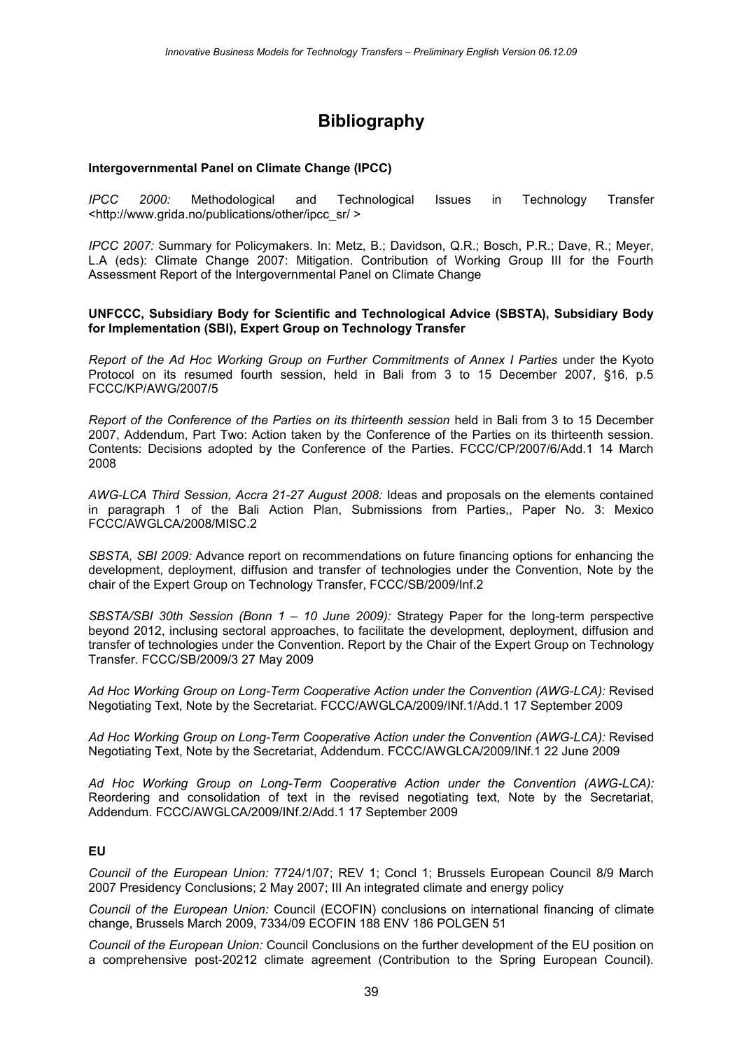# Bibliography

**Intergovernmental Panel on Climate Change (IPCC)**

*IPCC 2000:* Methodological and Technological Issues in Technology Transfer <http://www.grida.no/publications/other/ipcc_sr/ >

*IPCC 2007:* Summary for Policymakers. In: Metz, B.; Davidson, Q.R.; Bosch, P.R.; Dave, R.; Meyer, L.A (eds): Climate Change 2007: Mitigation. Contribution of Working Group III for the Fourth Assessment Report of the Intergovernmental Panel on Climate Change

**UNFCCC, Subsidiary Body for Scientific and Technological Advice (SBSTA), Subsidiary Body for Implementation (SBI), Expert Group on Technology Transfer**

*Report of the Ad Hoc Working Group on Further Commitments of Annex I Parties* under the Kyoto Protocol on its resumed fourth session, held in Bali from 3 to 15 December 2007, §16, p.5 FCCC/KP/AWG/2007/5

*Report of the Conference of the Parties on its thirteenth session* held in Bali from 3 to 15 December 2007, Addendum, Part Two: Action taken by the Conference of the Parties on its thirteenth session. Contents: Decisions adopted by the Conference of the Parties. FCCC/CP/2007/6/Add.1 14 March 2008

*AWG-LCA Third Session, Accra 21-27 August 2008:* Ideas and proposals on the elements contained in paragraph 1 of the Bali Action Plan, Submissions from Parties,, Paper No. 3: Mexico FCCC/AWGLCA/2008/MISC.2

*SBSTA, SBI 2009:* Advance report on recommendations on future financing options for enhancing the development, deployment, diffusion and transfer of technologies under the Convention, Note by the chair of the Expert Group on Technology Transfer, FCCC/SB/2009/Inf.2

*SBSTA/SBI 30th Session (Bonn 1 – 10 June 2009):* Strategy Paper for the long-term perspective beyond 2012, inclusing sectoral approaches, to facilitate the development, deployment, diffusion and transfer of technologies under the Convention. Report by the Chair of the Expert Group on Technology Transfer. FCCC/SB/2009/3 27 May 2009

*Ad Hoc Working Group on Long-Term Cooperative Action under the Convention (AWG-LCA):* Revised Negotiating Text, Note by the Secretariat. FCCC/AWGLCA/2009/INf.1/Add.1 17 September 2009

*Ad Hoc Working Group on Long-Term Cooperative Action under the Convention (AWG-LCA):* Revised Negotiating Text, Note by the Secretariat, Addendum. FCCC/AWGLCA/2009/INf.1 22 June 2009

*Ad Hoc Working Group on Long-Term Cooperative Action under the Convention (AWG-LCA):* Reordering and consolidation of text in the revised negotiating text, Note by the Secretariat, Addendum. FCCC/AWGLCA/2009/INf.2/Add.1 17 September 2009

**EU**

*Council of the European Union:* 7724/1/07; REV 1; Concl 1; Brussels European Council 8/9 March 2007 Presidency Conclusions; 2 May 2007; III An integrated climate and energy policy

*Council of the European Union:* Council (ECOFIN) conclusions on international financing of climate change, Brussels March 2009, 7334/09 ECOFIN 188 ENV 186 POLGEN 51

*Council of the European Union:* Council Conclusions on the further development of the EU position on a comprehensive post-20212 climate agreement (Contribution to the Spring European Council).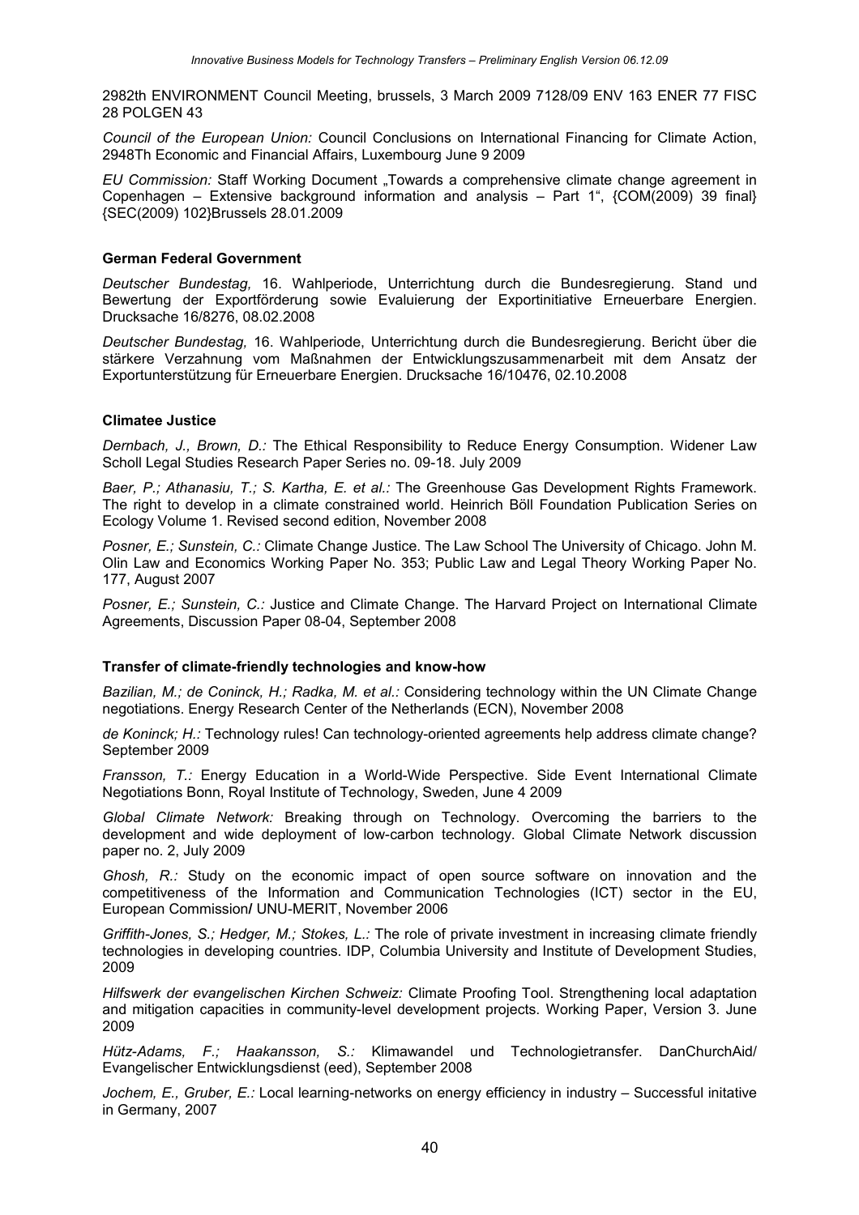2982th ENVIRONMENT Council Meeting, brussels, 3 March 2009 7128/09 ENV 163 ENER 77 FISC 28 POLGEN 43

*Council of the European Union:* Council Conclusions on International Financing for Climate Action, 2948Th Economic and Financial Affairs, Luxembourg June 9 2009

*EU Commission:* Staff Working Document „Towards a comprehensive climate change agreement in Copenhagen – Extensive background information and analysis – Part 1", {COM(2009) 39 final} {SEC(2009) 102}Brussels 28.01.2009

**German Federal Government**

*Deutscher Bundestag,* 16. Wahlperiode, Unterrichtung durch die Bundesregierung. Stand und Bewertung der Exportförderung sowie Evaluierung der Exportinitiative Erneuerbare Energien. Drucksache 16/8276, 08.02.2008

*Deutscher Bundestag,* 16. Wahlperiode, Unterrichtung durch die Bundesregierung. Bericht über die stärkere Verzahnung vom Maßnahmen der Entwicklungszusammenarbeit mit dem Ansatz der Exportunterstützung für Erneuerbare Energien. Drucksache 16/10476, 02.10.2008

**Climatee Justice**

*Dernbach, J., Brown, D.:* The Ethical Responsibility to Reduce Energy Consumption. Widener Law Scholl Legal Studies Research Paper Series no. 09-18. July 2009

*Baer, P.; Athanasiu, T.; S. Kartha, E. et al.:* The Greenhouse Gas Development Rights Framework. The right to develop in a climate constrained world. Heinrich Böll Foundation Publication Series on Ecology Volume 1. Revised second edition, November 2008

*Posner, E.; Sunstein, C.:* Climate Change Justice. The Law School The University of Chicago. John M. Olin Law and Economics Working Paper No. 353; Public Law and Legal Theory Working Paper No. 177, August 2007

*Posner, E.; Sunstein, C.:* Justice and Climate Change. The Harvard Project on International Climate Agreements, Discussion Paper 08-04, September 2008

**Transfer of climate-friendly technologies and know-how**

*Bazilian, M.; de Coninck, H.; Radka, M. et al.:* Considering technology within the UN Climate Change negotiations. Energy Research Center of the Netherlands (ECN), November 2008

*de Koninck; H.:* Technology rules! Can technology-oriented agreements help address climate change? September 2009

*Fransson, T.:* Energy Education in a World-Wide Perspective. Side Event International Climate Negotiations Bonn, Royal Institute of Technology, Sweden, June 4 2009

*Global Climate Network:* Breaking through on Technology. Overcoming the barriers to the development and wide deployment of low-carbon technology. Global Climate Network discussion paper no. 2, July 2009

*Ghosh, R.:* Study on the economic impact of open source software on innovation and the competitiveness of the Information and Communication Technologies (ICT) sector in the EU, European Commission**/** UNU-MERIT, November 2006

*Griffith-Jones, S.; Hedger, M.; Stokes, L.:* The role of private investment in increasing climate friendly technologies in developing countries. IDP, Columbia University and Institute of Development Studies, 2009

*Hilfswerk der evangelischen Kirchen Schweiz:* Climate Proofing Tool. Strengthening local adaptation and mitigation capacities in community-level development projects. Working Paper, Version 3. June 2009

*Hütz-Adams, F.; Haakansson, S.:* Klimawandel und Technologietransfer. DanChurchAid/ Evangelischer Entwicklungsdienst (eed), September 2008

*Jochem, E., Gruber, E.:* Local learning-networks on energy efficiency in industry – Successful initative in Germany, 2007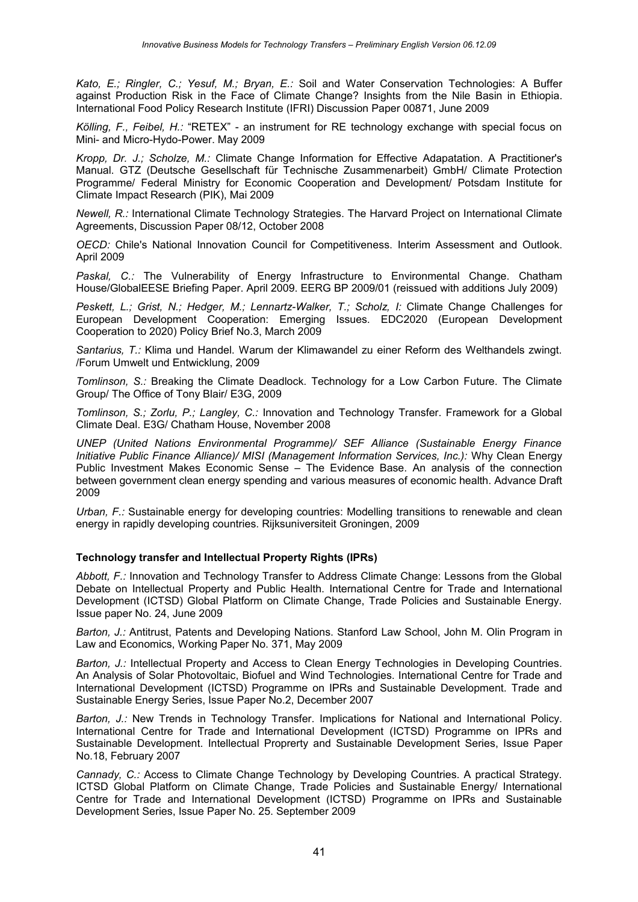*Kato, E.; Ringler, C.; Yesuf, M.; Bryan, E.:* Soil and Water Conservation Technologies: A Buffer against Production Risk in the Face of Climate Change? Insights from the Nile Basin in Ethiopia. International Food Policy Research Institute (IFRI) Discussion Paper 00871, June 2009

*Kölling, F., Feibel, H.:* "RETEX" - an instrument for RE technology exchange with special focus on Mini- and Micro-Hydo-Power. May 2009

*Kropp, Dr. J.; Scholze, M.:* Climate Change Information for Effective Adapatation. A Practitioner's Manual. GTZ (Deutsche Gesellschaft für Technische Zusammenarbeit) GmbH/ Climate Protection Programme/ Federal Ministry for Economic Cooperation and Development/ Potsdam Institute for Climate Impact Research (PIK), Mai 2009

*Newell, R.:* International Climate Technology Strategies. The Harvard Project on International Climate Agreements, Discussion Paper 08/12, October 2008

*OECD:* Chile's National Innovation Council for Competitiveness. Interim Assessment and Outlook. April 2009

*Paskal, C.:* The Vulnerability of Energy Infrastructure to Environmental Change. Chatham House/GlobalEESE Briefing Paper. April 2009. EERG BP 2009/01 (reissued with additions July 2009)

*Peskett, L.; Grist, N.; Hedger, M.; Lennartz-Walker, T.; Scholz, I:* Climate Change Challenges for European Development Cooperation: Emerging Issues. EDC2020 (European Development Cooperation to 2020) Policy Brief No.3, March 2009

*Santarius, T.:* Klima und Handel. Warum der Klimawandel zu einer Reform des Welthandels zwingt. /Forum Umwelt und Entwicklung, 2009

*Tomlinson, S.:* Breaking the Climate Deadlock. Technology for a Low Carbon Future. The Climate Group/ The Office of Tony Blair/ E3G, 2009

*Tomlinson, S.; Zorlu, P.; Langley, C.:* Innovation and Technology Transfer. Framework for a Global Climate Deal. E3G/ Chatham House, November 2008

*UNEP (United Nations Environmental Programme)/ SEF Alliance (Sustainable Energy Finance Initiative Public Finance Alliance)/ MISI (Management Information Services, Inc.):* Why Clean Energy Public Investment Makes Economic Sense – The Evidence Base. An analysis of the connection between government clean energy spending and various measures of economic health. Advance Draft 2009

*Urban, F.:* Sustainable energy for developing countries: Modelling transitions to renewable and clean energy in rapidly developing countries. Rijksuniversiteit Groningen, 2009

**Technology transfer and Intellectual Property Rights (IPRs)**

*Abbott, F.:* Innovation and Technology Transfer to Address Climate Change: Lessons from the Global Debate on Intellectual Property and Public Health. International Centre for Trade and International Development (ICTSD) Global Platform on Climate Change, Trade Policies and Sustainable Energy. Issue paper No. 24, June 2009

*Barton, J.:* Antitrust, Patents and Developing Nations. Stanford Law School, John M. Olin Program in Law and Economics, Working Paper No. 371, May 2009

*Barton, J.:* Intellectual Property and Access to Clean Energy Technologies in Developing Countries. An Analysis of Solar Photovoltaic, Biofuel and Wind Technologies. International Centre for Trade and International Development (ICTSD) Programme on IPRs and Sustainable Development. Trade and Sustainable Energy Series, Issue Paper No.2, December 2007

*Barton, J.:* New Trends in Technology Transfer. Implications for National and International Policy. International Centre for Trade and International Development (ICTSD) Programme on IPRs and Sustainable Development. Intellectual Proprerty and Sustainable Development Series, Issue Paper No.18, February 2007

*Cannady, C.:* Access to Climate Change Technology by Developing Countries. A practical Strategy. ICTSD Global Platform on Climate Change, Trade Policies and Sustainable Energy/ International Centre for Trade and International Development (ICTSD) Programme on IPRs and Sustainable Development Series, Issue Paper No. 25. September 2009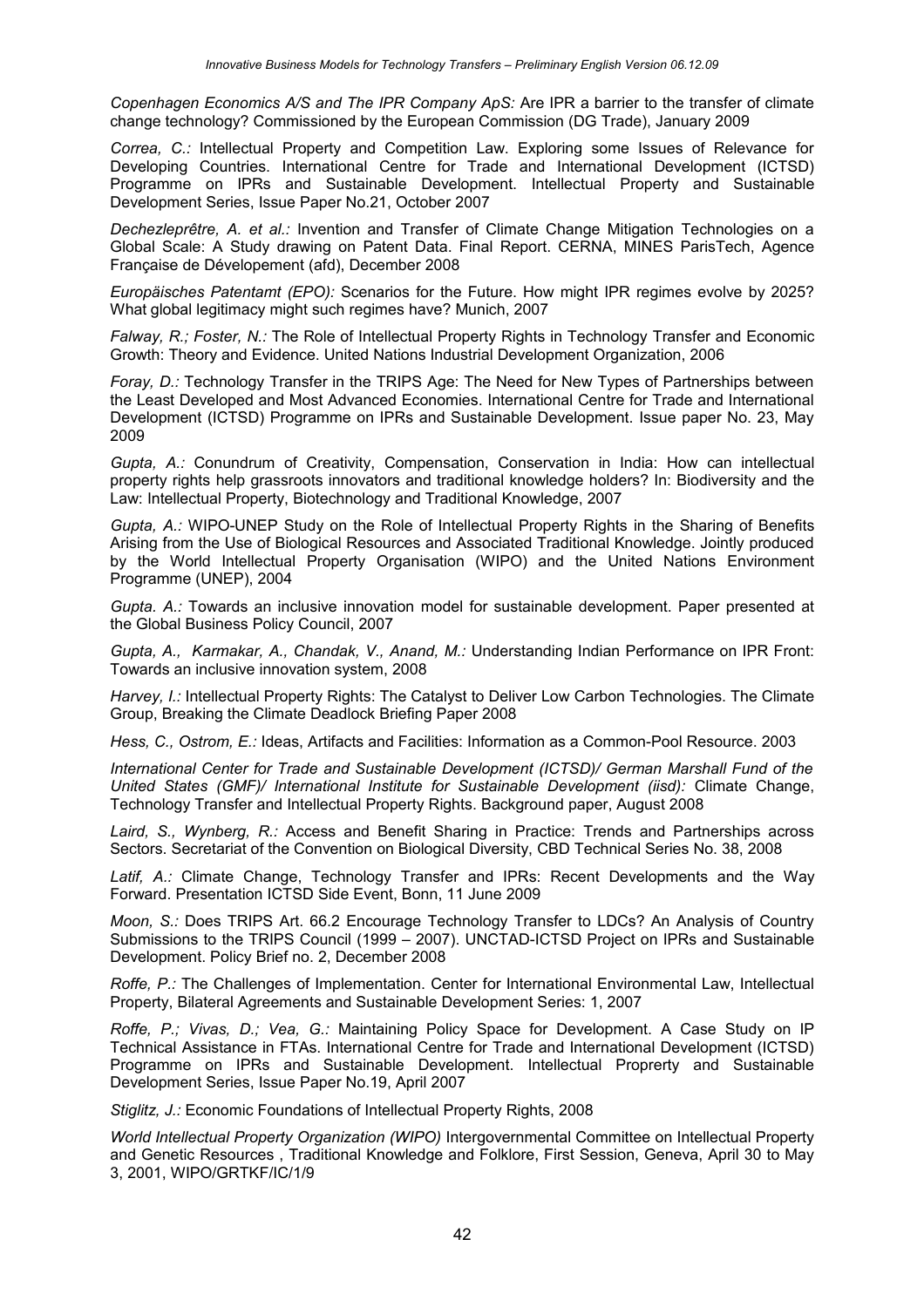*Copenhagen Economics A/S and The IPR Company ApS:* Are IPR a barrier to the transfer of climate change technology? Commissioned by the European Commission (DG Trade), January 2009

*Correa, C.:* Intellectual Property and Competition Law. Exploring some Issues of Relevance for Developing Countries. International Centre for Trade and International Development (ICTSD) Programme on IPRs and Sustainable Development. Intellectual Property and Sustainable Development Series, Issue Paper No.21, October 2007

*Dechezleprêtre, A. et al.:* Invention and Transfer of Climate Change Mitigation Technologies on a Global Scale: A Study drawing on Patent Data. Final Report. CERNA, MINES ParisTech, Agence Française de Dévelopement (afd), December 2008

*Europäisches Patentamt (EPO):* Scenarios for the Future. How might IPR regimes evolve by 2025? What global legitimacy might such regimes have? Munich, 2007

*Falway, R.; Foster, N.:* The Role of Intellectual Property Rights in Technology Transfer and Economic Growth: Theory and Evidence. United Nations Industrial Development Organization, 2006

*Foray, D.:* Technology Transfer in the TRIPS Age: The Need for New Types of Partnerships between the Least Developed and Most Advanced Economies. International Centre for Trade and International Development (ICTSD) Programme on IPRs and Sustainable Development. Issue paper No. 23, May 2009

*Gupta, A.:* Conundrum of Creativity, Compensation, Conservation in India: How can intellectual property rights help grassroots innovators and traditional knowledge holders? In: Biodiversity and the Law: Intellectual Property, Biotechnology and Traditional Knowledge, 2007

*Gupta, A.:* WIPO-UNEP Study on the Role of Intellectual Property Rights in the Sharing of Benefits Arising from the Use of Biological Resources and Associated Traditional Knowledge. Jointly produced by the World Intellectual Property Organisation (WIPO) and the United Nations Environment Programme (UNEP), 2004

*Gupta. A.:* Towards an inclusive innovation model for sustainable development. Paper presented at the Global Business Policy Council, 2007

*Gupta, A., Karmakar, A., Chandak, V., Anand, M.:* Understanding Indian Performance on IPR Front: Towards an inclusive innovation system, 2008

*Harvey, I.:* Intellectual Property Rights: The Catalyst to Deliver Low Carbon Technologies. The Climate Group, Breaking the Climate Deadlock Briefing Paper 2008

*Hess, C., Ostrom, E.:* Ideas, Artifacts and Facilities: Information as a Common-Pool Resource. 2003

*International Center for Trade and Sustainable Development (ICTSD)/ German Marshall Fund of the United States (GMF)/ International Institute for Sustainable Development (iisd):* Climate Change, Technology Transfer and Intellectual Property Rights. Background paper, August 2008

*Laird, S., Wynberg, R.:* Access and Benefit Sharing in Practice: Trends and Partnerships across Sectors. Secretariat of the Convention on Biological Diversity, CBD Technical Series No. 38, 2008

*Latif, A.:* Climate Change, Technology Transfer and IPRs: Recent Developments and the Way Forward. Presentation ICTSD Side Event, Bonn, 11 June 2009

*Moon, S.:* Does TRIPS Art. 66.2 Encourage Technology Transfer to LDCs? An Analysis of Country Submissions to the TRIPS Council (1999 – 2007). UNCTAD-ICTSD Project on IPRs and Sustainable Development. Policy Brief no. 2, December 2008

*Roffe, P.:* The Challenges of Implementation. Center for International Environmental Law, Intellectual Property, Bilateral Agreements and Sustainable Development Series: 1, 2007

*Roffe, P.; Vivas, D.; Vea, G.:* Maintaining Policy Space for Development. A Case Study on IP Technical Assistance in FTAs. International Centre for Trade and International Development (ICTSD) Programme on IPRs and Sustainable Development. Intellectual Proprerty and Sustainable Development Series, Issue Paper No.19, April 2007

*Stiglitz, J.:* Economic Foundations of Intellectual Property Rights, 2008

*World Intellectual Property Organization (WIPO)* Intergovernmental Committee on Intellectual Property and Genetic Resources , Traditional Knowledge and Folklore, First Session, Geneva, April 30 to May 3, 2001, WIPO/GRTKF/IC/1/9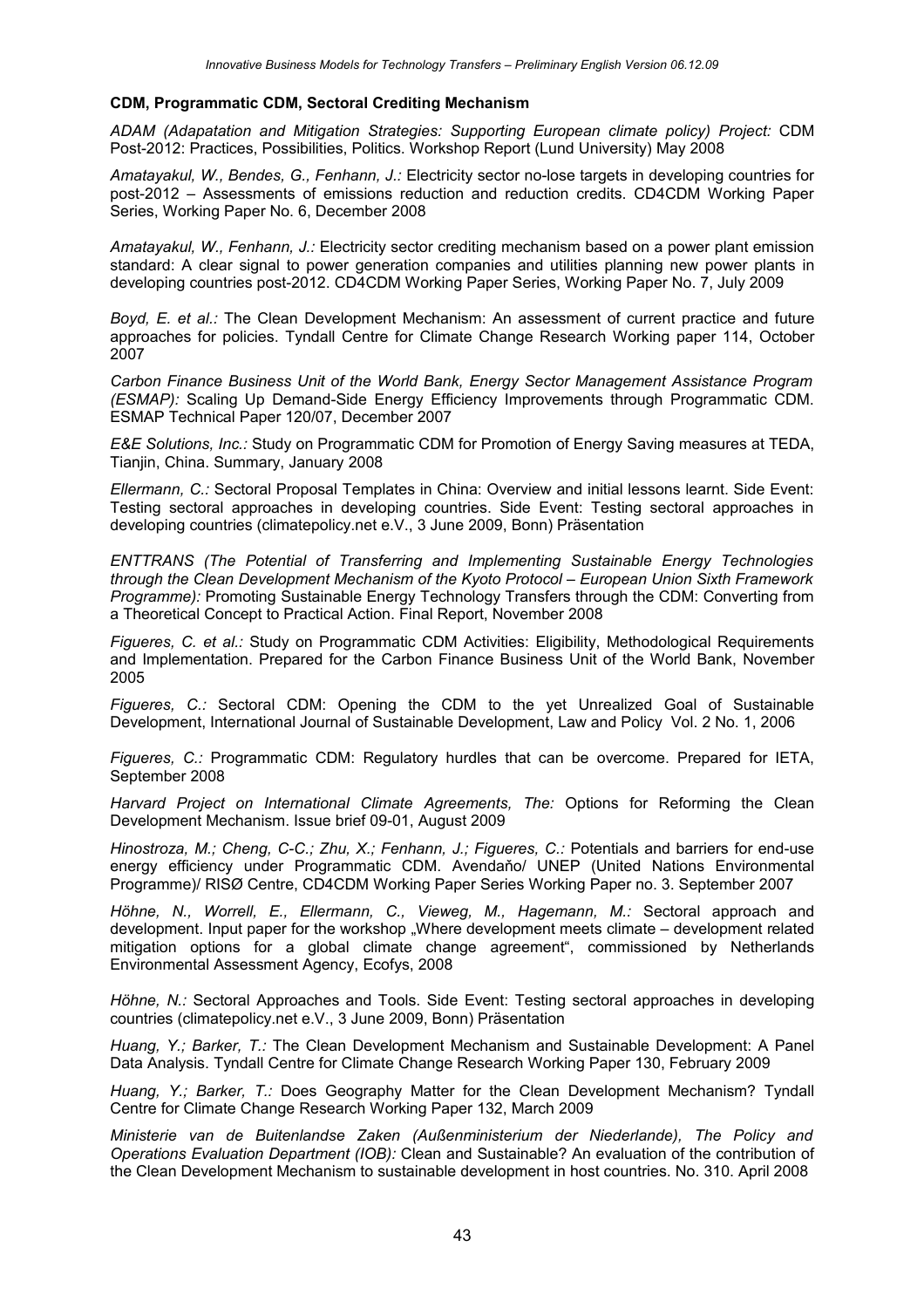**CDM, Programmatic CDM, Sectoral Crediting Mechanism**

*ADAM (Adapatation and Mitigation Strategies: Supporting European climate policy) Project:* CDM Post-2012: Practices, Possibilities, Politics. Workshop Report (Lund University) May 2008

*Amatayakul, W., Bendes, G., Fenhann, J.:* Electricity sector no-lose targets in developing countries for post-2012 – Assessments of emissions reduction and reduction credits. CD4CDM Working Paper Series, Working Paper No. 6, December 2008

*Amatayakul, W., Fenhann, J.:* Electricity sector crediting mechanism based on a power plant emission standard: A clear signal to power generation companies and utilities planning new power plants in developing countries post-2012. CD4CDM Working Paper Series, Working Paper No. 7, July 2009

*Boyd, E. et al.:* The Clean Development Mechanism: An assessment of current practice and future approaches for policies. Tyndall Centre for Climate Change Research Working paper 114, October 2007

*Carbon Finance Business Unit of the World Bank, Energy Sector Management Assistance Program (ESMAP):* Scaling Up Demand-Side Energy Efficiency Improvements through Programmatic CDM. ESMAP Technical Paper 120/07, December 2007

*E&E Solutions, Inc.:* Study on Programmatic CDM for Promotion of Energy Saving measures at TEDA, Tianjin, China. Summary, January 2008

*Ellermann, C.:* Sectoral Proposal Templates in China: Overview and initial lessons learnt. Side Event: Testing sectoral approaches in developing countries. Side Event: Testing sectoral approaches in developing countries (climatepolicy.net e.V., 3 June 2009, Bonn) Präsentation

*ENTTRANS (The Potential of Transferring and Implementing Sustainable Energy Technologies through the Clean Development Mechanism of the Kyoto Protocol – European Union Sixth Framework Programme):* Promoting Sustainable Energy Technology Transfers through the CDM: Converting from a Theoretical Concept to Practical Action. Final Report, November 2008

*Figueres, C. et al.:* Study on Programmatic CDM Activities: Eligibility, Methodological Requirements and Implementation. Prepared for the Carbon Finance Business Unit of the World Bank, November 2005

*Figueres, C.:* Sectoral CDM: Opening the CDM to the yet Unrealized Goal of Sustainable Development, International Journal of Sustainable Development, Law and Policy Vol. 2 No. 1, 2006

*Figueres, C.:* Programmatic CDM: Regulatory hurdles that can be overcome. Prepared for IETA, September 2008

*Harvard Project on International Climate Agreements, The:* Options for Reforming the Clean Development Mechanism. Issue brief 09-01, August 2009

*Hinostroza, M.; Cheng, C-C.; Zhu, X.; Fenhann, J.; Figueres, C.:* Potentials and barriers for end-use energy efficiency under Programmatic CDM. Avendaňo/ UNEP (United Nations Environmental Programme)/ RISØ Centre, CD4CDM Working Paper Series Working Paper no. 3. September 2007

*Höhne, N., Worrell, E., Ellermann, C., Vieweg, M., Hagemann, M.:* Sectoral approach and development. Input paper for the workshop „Where development meets climate – development related mitigation options for a global climate change agreement", commissioned by Netherlands Environmental Assessment Agency, Ecofys, 2008

*Höhne, N.:* Sectoral Approaches and Tools. Side Event: Testing sectoral approaches in developing countries (climatepolicy.net e.V., 3 June 2009, Bonn) Präsentation

*Huang, Y.; Barker, T.:* The Clean Development Mechanism and Sustainable Development: A Panel Data Analysis. Tyndall Centre for Climate Change Research Working Paper 130, February 2009

*Huang, Y.; Barker, T.:* Does Geography Matter for the Clean Development Mechanism? Tyndall Centre for Climate Change Research Working Paper 132, March 2009

*Ministerie van de Buitenlandse Zaken (Außenministerium der Niederlande), The Policy and Operations Evaluation Department (IOB):* Clean and Sustainable? An evaluation of the contribution of the Clean Development Mechanism to sustainable development in host countries. No. 310. April 2008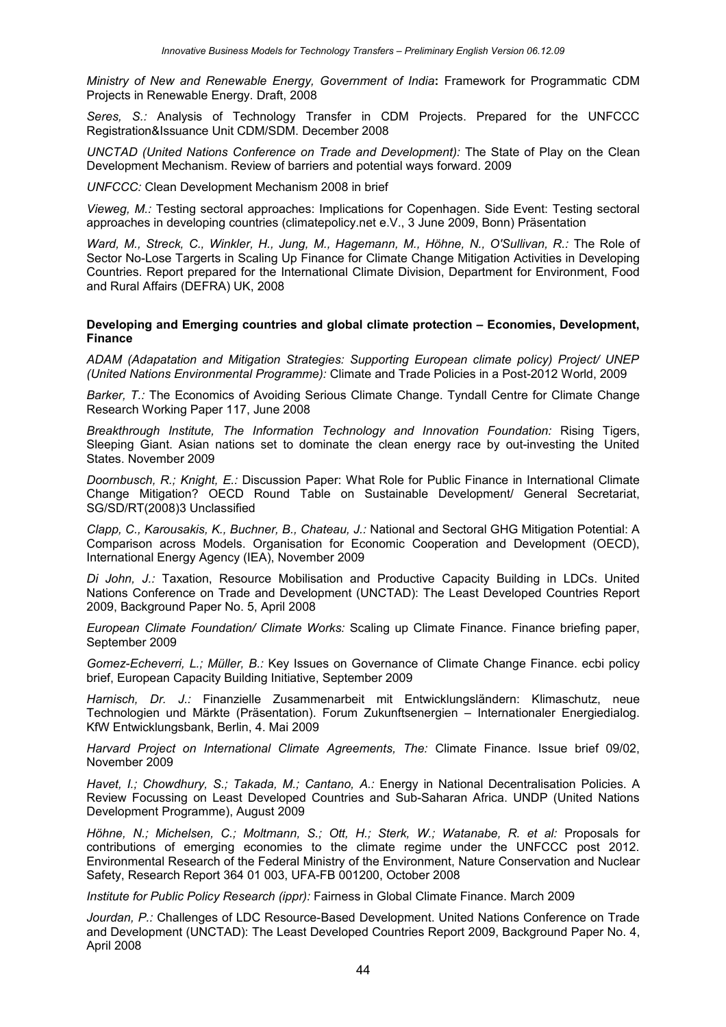*Ministry of New and Renewable Energy, Government of India***:** Framework for Programmatic CDM Projects in Renewable Energy. Draft, 2008

*Seres, S.:* Analysis of Technology Transfer in CDM Projects. Prepared for the UNFCCC Registration&Issuance Unit CDM/SDM. December 2008

*UNCTAD (United Nations Conference on Trade and Development):* The State of Play on the Clean Development Mechanism. Review of barriers and potential ways forward. 2009

*UNFCCC:* Clean Development Mechanism 2008 in brief

*Vieweg, M.:* Testing sectoral approaches: Implications for Copenhagen. Side Event: Testing sectoral approaches in developing countries (climatepolicy.net e.V., 3 June 2009, Bonn) Präsentation

*Ward, M., Streck, C., Winkler, H., Jung, M., Hagemann, M., Höhne, N., O'Sullivan, R.:* The Role of Sector No-Lose Targerts in Scaling Up Finance for Climate Change Mitigation Activities in Developing Countries. Report prepared for the International Climate Division, Department for Environment, Food and Rural Affairs (DEFRA) UK, 2008

**Developing and Emerging countries and global climate protection – Economies, Development, Finance**

*ADAM (Adapatation and Mitigation Strategies: Supporting European climate policy) Project/ UNEP (United Nations Environmental Programme):* Climate and Trade Policies in a Post-2012 World, 2009

*Barker, T.:* The Economics of Avoiding Serious Climate Change. Tyndall Centre for Climate Change Research Working Paper 117, June 2008

*Breakthrough Institute, The Information Technology and Innovation Foundation:* Rising Tigers, Sleeping Giant. Asian nations set to dominate the clean energy race by out-investing the United States. November 2009

*Doornbusch, R.; Knight, E.:* Discussion Paper: What Role for Public Finance in International Climate Change Mitigation? OECD Round Table on Sustainable Development/ General Secretariat, SG/SD/RT(2008)3 Unclassified

*Clapp, C., Karousakis, K., Buchner, B., Chateau, J.:* National and Sectoral GHG Mitigation Potential: A Comparison across Models. Organisation for Economic Cooperation and Development (OECD), International Energy Agency (IEA), November 2009

*Di John, J.:* Taxation, Resource Mobilisation and Productive Capacity Building in LDCs. United Nations Conference on Trade and Development (UNCTAD): The Least Developed Countries Report 2009, Background Paper No. 5, April 2008

*European Climate Foundation/ Climate Works:* Scaling up Climate Finance. Finance briefing paper, September 2009

*Gomez-Echeverri, L.; Müller, B.:* Key Issues on Governance of Climate Change Finance. ecbi policy brief, European Capacity Building Initiative, September 2009

*Harnisch, Dr. J.:* Finanzielle Zusammenarbeit mit Entwicklungsländern: Klimaschutz, neue Technologien und Märkte (Präsentation). Forum Zukunftsenergien – Internationaler Energiedialog. KfW Entwicklungsbank, Berlin, 4. Mai 2009

*Harvard Project on International Climate Agreements, The:* Climate Finance. Issue brief 09/02, November 2009

*Havet, I.; Chowdhury, S.; Takada, M.; Cantano, A.:* Energy in National Decentralisation Policies. A Review Focussing on Least Developed Countries and Sub-Saharan Africa. UNDP (United Nations Development Programme), August 2009

*Höhne, N.; Michelsen, C.; Moltmann, S.; Ott, H.; Sterk, W.; Watanabe, R. et al:* Proposals for contributions of emerging economies to the climate regime under the UNFCCC post 2012. Environmental Research of the Federal Ministry of the Environment, Nature Conservation and Nuclear Safety, Research Report 364 01 003, UFA-FB 001200, October 2008

*Institute for Public Policy Research (ippr):* Fairness in Global Climate Finance. March 2009

*Jourdan, P.:* Challenges of LDC Resource-Based Development. United Nations Conference on Trade and Development (UNCTAD): The Least Developed Countries Report 2009, Background Paper No. 4, April 2008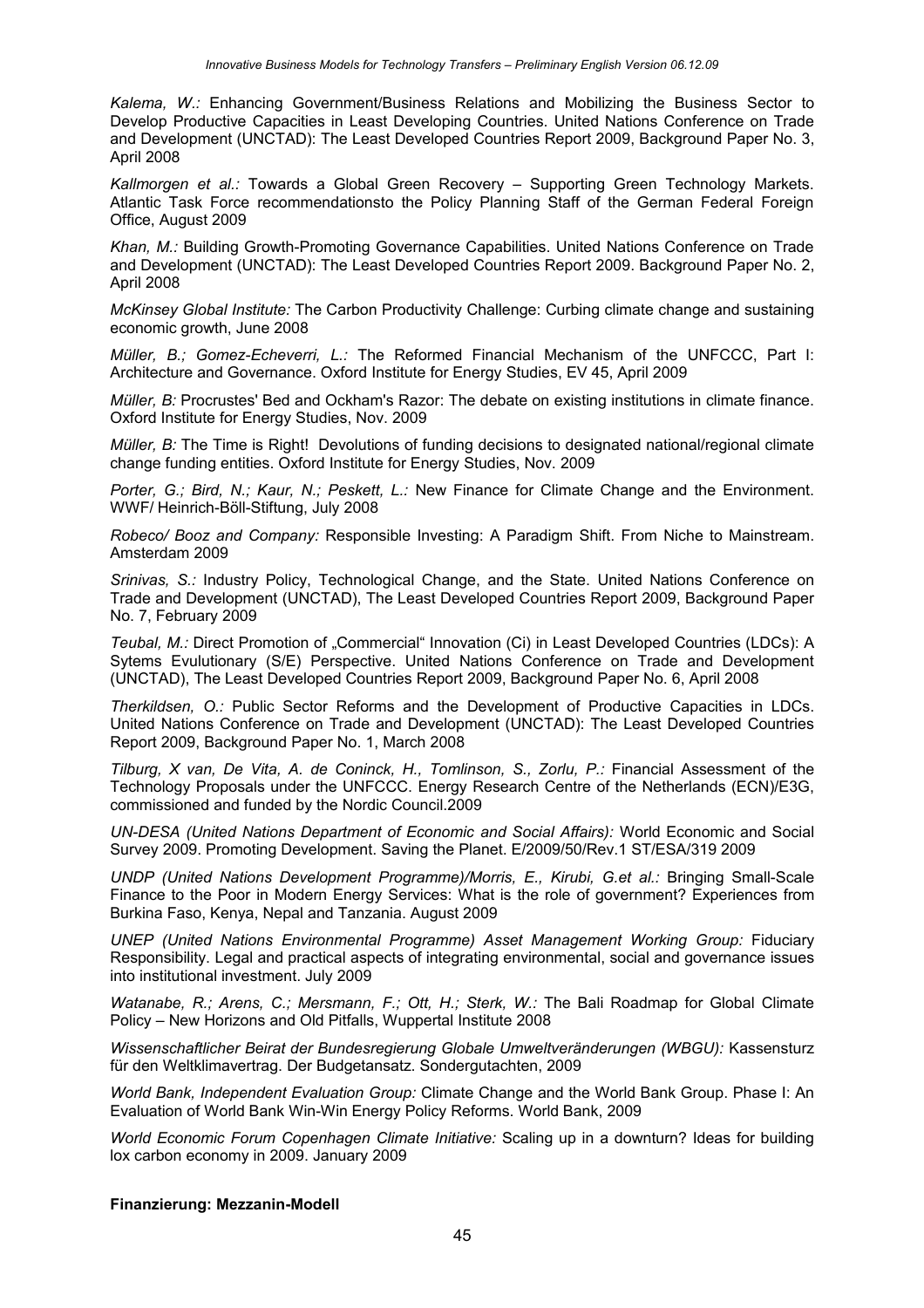*Kalema, W.:* Enhancing Government/Business Relations and Mobilizing the Business Sector to Develop Productive Capacities in Least Developing Countries. United Nations Conference on Trade and Development (UNCTAD): The Least Developed Countries Report 2009, Background Paper No. 3, April 2008

*Kallmorgen et al.:* Towards a Global Green Recovery – Supporting Green Technology Markets. Atlantic Task Force recommendationsto the Policy Planning Staff of the German Federal Foreign Office, August 2009

*Khan, M.:* Building Growth-Promoting Governance Capabilities. United Nations Conference on Trade and Development (UNCTAD): The Least Developed Countries Report 2009. Background Paper No. 2, April 2008

*McKinsey Global Institute:* The Carbon Productivity Challenge: Curbing climate change and sustaining economic growth, June 2008

*Müller, B.; Gomez-Echeverri, L.:* The Reformed Financial Mechanism of the UNFCCC, Part I: Architecture and Governance. Oxford Institute for Energy Studies, EV 45, April 2009

*Müller, B:* Procrustes' Bed and Ockham's Razor: The debate on existing institutions in climate finance. Oxford Institute for Energy Studies, Nov. 2009

*Müller, B:* The Time is Right! Devolutions of funding decisions to designated national/regional climate change funding entities. Oxford Institute for Energy Studies, Nov. 2009

*Porter, G.; Bird, N.; Kaur, N.; Peskett, L.:* New Finance for Climate Change and the Environment. WWF/ Heinrich-Böll-Stiftung, July 2008

*Robeco/ Booz and Company:* Responsible Investing: A Paradigm Shift. From Niche to Mainstream. Amsterdam 2009

*Srinivas, S.:* Industry Policy, Technological Change, and the State. United Nations Conference on Trade and Development (UNCTAD), The Least Developed Countries Report 2009, Background Paper No. 7, February 2009

*Teubal, M.:* Direct Promotion of „Commercial" Innovation (Ci) in Least Developed Countries (LDCs): A Sytems Evulutionary (S/E) Perspective. United Nations Conference on Trade and Development (UNCTAD), The Least Developed Countries Report 2009, Background Paper No. 6, April 2008

*Therkildsen, O.:* Public Sector Reforms and the Development of Productive Capacities in LDCs. United Nations Conference on Trade and Development (UNCTAD): The Least Developed Countries Report 2009, Background Paper No. 1, March 2008

*Tilburg, X van, De Vita, A. de Coninck, H., Tomlinson, S., Zorlu, P.:* Financial Assessment of the Technology Proposals under the UNFCCC. Energy Research Centre of the Netherlands (ECN)/E3G, commissioned and funded by the Nordic Council.2009

*UN-DESA (United Nations Department of Economic and Social Affairs):* World Economic and Social Survey 2009. Promoting Development. Saving the Planet. E/2009/50/Rev.1 ST/ESA/319 2009

*UNDP (United Nations Development Programme)/Morris, E., Kirubi, G.et al.:* Bringing Small-Scale Finance to the Poor in Modern Energy Services: What is the role of government? Experiences from Burkina Faso, Kenya, Nepal and Tanzania. August 2009

*UNEP (United Nations Environmental Programme) Asset Management Working Group:* Fiduciary Responsibility. Legal and practical aspects of integrating environmental, social and governance issues into institutional investment. July 2009

*Watanabe, R.; Arens, C.; Mersmann, F.; Ott, H.; Sterk, W.:* The Bali Roadmap for Global Climate Policy – New Horizons and Old Pitfalls, Wuppertal Institute 2008

*Wissenschaftlicher Beirat der Bundesregierung Globale Umweltveränderungen (WBGU):* Kassensturz für den Weltklimavertrag. Der Budgetansatz. Sondergutachten, 2009

*World Bank, Independent Evaluation Group:* Climate Change and the World Bank Group. Phase I: An Evaluation of World Bank Win-Win Energy Policy Reforms. World Bank, 2009

*World Economic Forum Copenhagen Climate Initiative:* Scaling up in a downturn? Ideas for building lox carbon economy in 2009. January 2009

**Finanzierung: Mezzanin-Modell**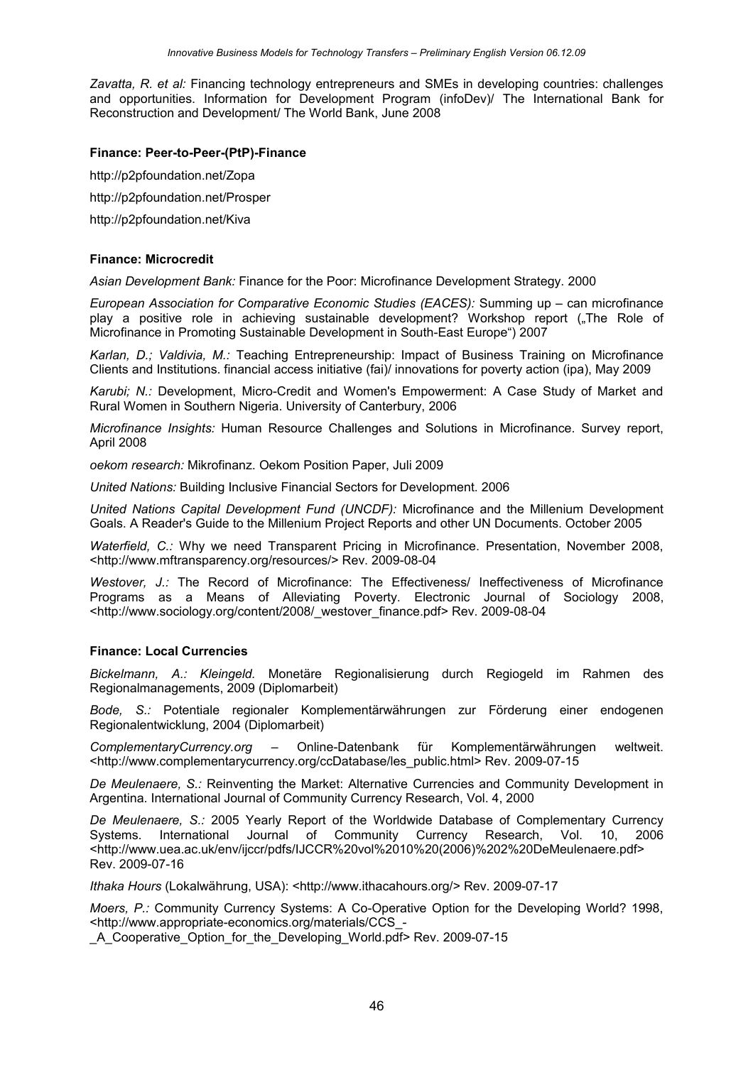*Zavatta, R. et al:* Financing technology entrepreneurs and SMEs in developing countries: challenges and opportunities. Information for Development Program (infoDev)/ The International Bank for Reconstruction and Development/ The World Bank, June 2008

**Finance: Peer-to-Peer-(PtP)-Finance**

http://p2pfoundation.net/Zopa

http://p2pfoundation.net/Prosper

http://p2pfoundation.net/Kiva

**Finance: Microcredit**

*Asian Development Bank:* Finance for the Poor: Microfinance Development Strategy. 2000

*European Association for Comparative Economic Studies (EACES):* Summing up – can microfinance play a positive role in achieving sustainable development? Workshop report („The Role of Microfinance in Promoting Sustainable Development in South-East Europe") 2007

*Karlan, D.; Valdivia, M.:* Teaching Entrepreneurship: Impact of Business Training on Microfinance Clients and Institutions. financial access initiative (fai)/ innovations for poverty action (ipa), May 2009

*Karubi; N.:* Development, Micro-Credit and Women's Empowerment: A Case Study of Market and Rural Women in Southern Nigeria. University of Canterbury, 2006

*Microfinance Insights:* Human Resource Challenges and Solutions in Microfinance. Survey report, April 2008

*oekom research:* Mikrofinanz. Oekom Position Paper, Juli 2009

*United Nations:* Building Inclusive Financial Sectors for Development. 2006

*United Nations Capital Development Fund (UNCDF):* Microfinance and the Millenium Development Goals. A Reader's Guide to the Millenium Project Reports and other UN Documents. October 2005

*Waterfield, C.:* Why we need Transparent Pricing in Microfinance. Presentation, November 2008, <http://www.mftransparency.org/resources/> Rev. 2009-08-04

*Westover, J.:* The Record of Microfinance: The Effectiveness/ Ineffectiveness of Microfinance Programs as a Means of Alleviating Poverty. Electronic Journal of Sociology 2008, <http://www.sociology.org/content/2008/_westover_finance.pdf> Rev. 2009-08-04

**Finance: Local Currencies**

*Bickelmann, A.: Kleingeld.* Monetäre Regionalisierung durch Regiogeld im Rahmen des Regionalmanagements, 2009 (Diplomarbeit)

*Bode, S.:* Potentiale regionaler Komplementärwährungen zur Förderung einer endogenen Regionalentwicklung, 2004 (Diplomarbeit)

*ComplementaryCurrency.org* – Online-Datenbank für Komplementärwährungen weltweit. <http://www.complementarycurrency.org/ccDatabase/les_public.html> Rev. 2009-07-15

*De Meulenaere, S.:* Reinventing the Market: Alternative Currencies and Community Development in Argentina. International Journal of Community Currency Research, Vol. 4, 2000

*De Meulenaere, S.:* 2005 Yearly Report of the Worldwide Database of Complementary Currency Systems. International Journal of Community Currency Research, Vol. 10, 2006 <http://www.uea.ac.uk/env/ijccr/pdfs/IJCCR%20vol%2010%20(2006)%202%20DeMeulenaere.pdf> Rev. 2009-07-16

*Ithaka Hours* (Lokalwährung, USA): <http://www.ithacahours.org/> Rev. 2009-07-17

*Moers, P.:* Community Currency Systems: A Co-Operative Option for the Developing World? 1998, <http://www.appropriate-economics.org/materials/CCS_-_A_Cooperative_Option_for_the_Developing_World.pdf> Rev. 2009-07-15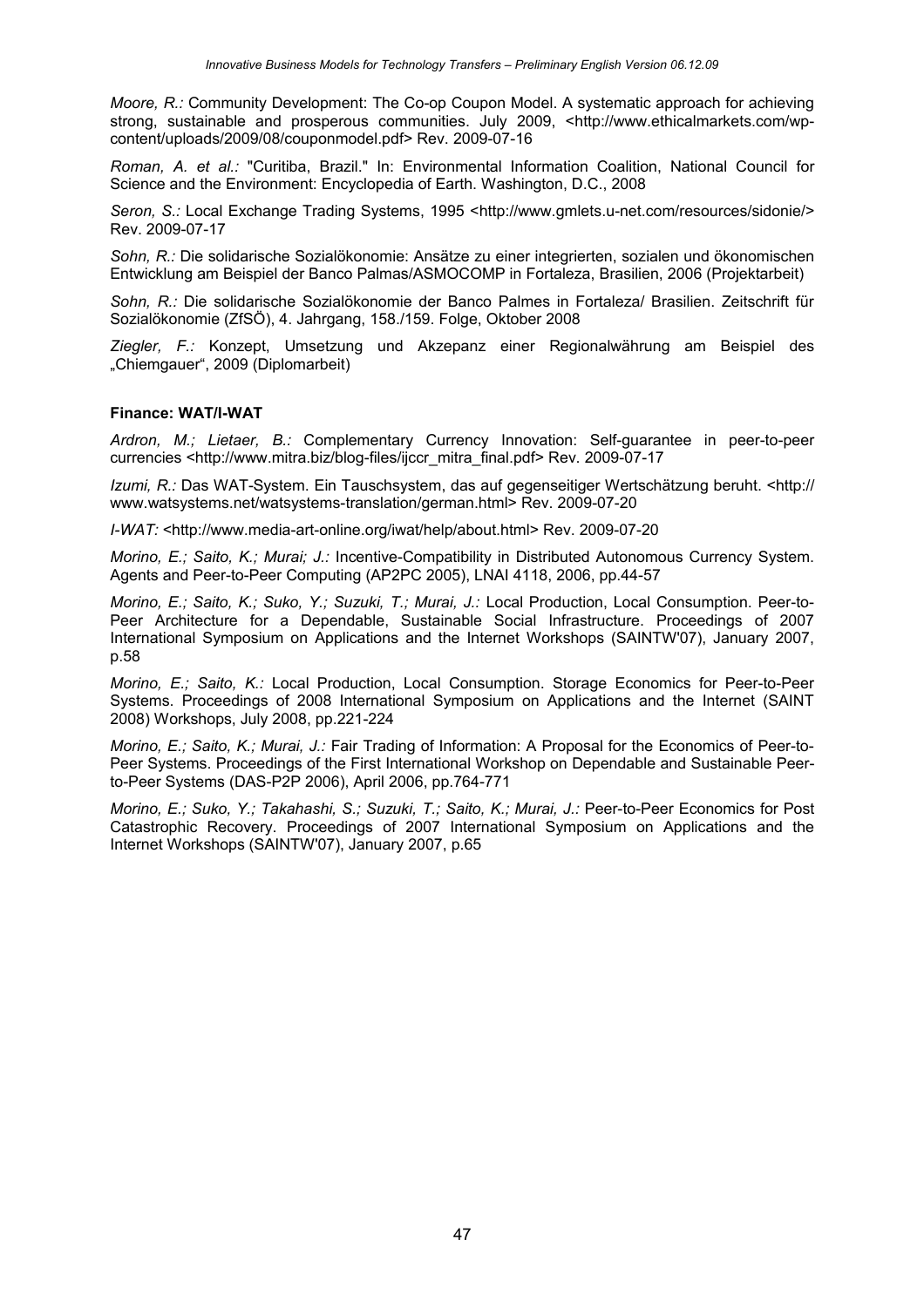*Moore, R.:* Community Development: The Co-op Coupon Model. A systematic approach for achieving strong, sustainable and prosperous communities. July 2009, <http://www.ethicalmarkets.com/wp-content/uploads/2009/08/couponmodel.pdf> Rev. 2009-07-16

*Roman, A. et al.:* "Curitiba, Brazil." In: Environmental Information Coalition, National Council for Science and the Environment: Encyclopedia of Earth. Washington, D.C., 2008

*Seron, S.:* Local Exchange Trading Systems, 1995 <http://www.gmlets.u-net.com/resources/sidonie/> Rev. 2009-07-17

*Sohn, R.:* Die solidarische Sozialökonomie: Ansätze zu einer integrierten, sozialen und ökonomischen Entwicklung am Beispiel der Banco Palmas/ASMOCOMP in Fortaleza, Brasilien, 2006 (Projektarbeit)

*Sohn, R.:* Die solidarische Sozialökonomie der Banco Palmes in Fortaleza/ Brasilien. Zeitschrift für Sozialökonomie (ZfSÖ), 4. Jahrgang, 158./159. Folge, Oktober 2008

*Ziegler, F.:* Konzept, Umsetzung und Akzepanz einer Regionalwährung am Beispiel des „Chiemgauer", 2009 (Diplomarbeit)

**Finance: WAT/I-WAT**

*Ardron, M.; Lietaer, B.:* Complementary Currency Innovation: Self-guarantee in peer-to-peer currencies <http://www.mitra.biz/blog-files/ijccr_mitra_final.pdf> Rev. 2009-07-17

*Izumi, R.:* Das WAT-System. Ein Tauschsystem, das auf gegenseitiger Wertschätzung beruht. <http:// www.watsystems.net/watsystems-translation/german.html> Rev. 2009-07-20

*I-WAT:* <http://www.media-art-online.org/iwat/help/about.html> Rev. 2009-07-20

*Morino, E.; Saito, K.; Murai; J.:* Incentive-Compatibility in Distributed Autonomous Currency System. Agents and Peer-to-Peer Computing (AP2PC 2005), LNAI 4118, 2006, pp.44-57

*Morino, E.; Saito, K.; Suko, Y.; Suzuki, T.; Murai, J.:* Local Production, Local Consumption. Peer-to-Peer Architecture for a Dependable, Sustainable Social Infrastructure. Proceedings of 2007 International Symposium on Applications and the Internet Workshops (SAINTW'07), January 2007, p.58

*Morino, E.; Saito, K.:* Local Production, Local Consumption. Storage Economics for Peer-to-Peer Systems. Proceedings of 2008 International Symposium on Applications and the Internet (SAINT 2008) Workshops, July 2008, pp.221-224

*Morino, E.; Saito, K.; Murai, J.:* Fair Trading of Information: A Proposal for the Economics of Peer-to-Peer Systems. Proceedings of the First International Workshop on Dependable and Sustainable Peer-to-Peer Systems (DAS-P2P 2006), April 2006, pp.764-771

*Morino, E.; Suko, Y.; Takahashi, S.; Suzuki, T.; Saito, K.; Murai, J.:* Peer-to-Peer Economics for Post Catastrophic Recovery. Proceedings of 2007 International Symposium on Applications and the Internet Workshops (SAINTW'07), January 2007, p.65